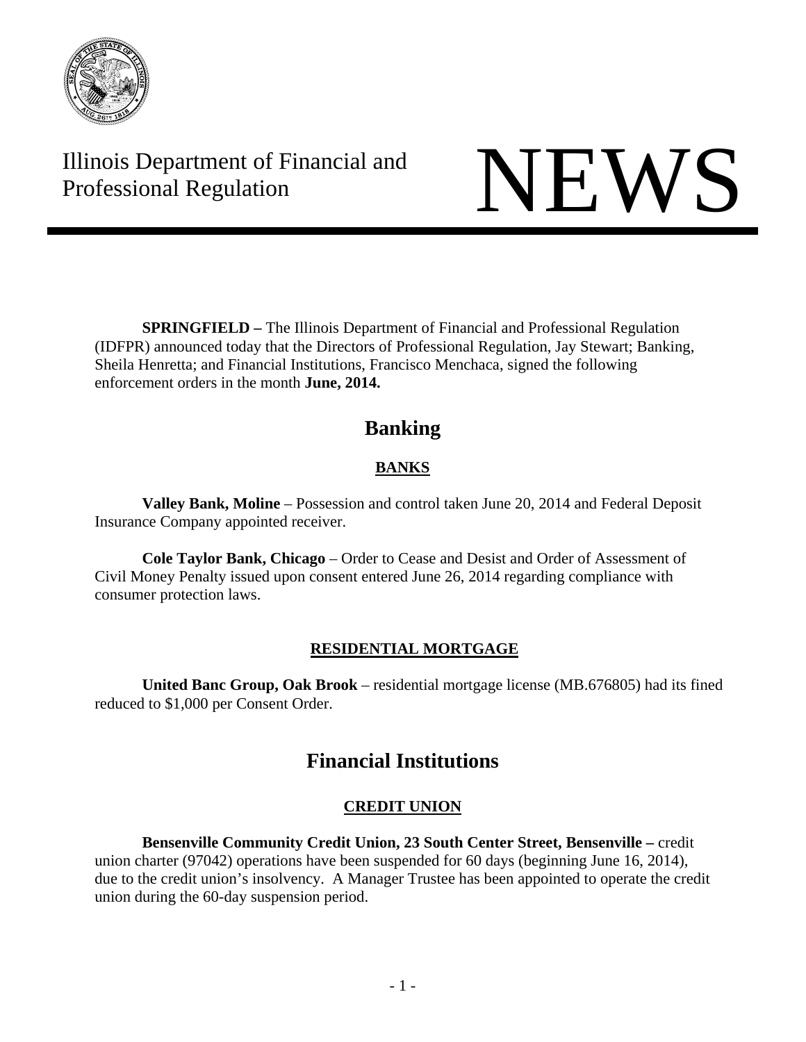Illinois Department of Financial and Professional Regulation

# NEWS

**SPRINGFIELD –** The Illinois Department of Financial and Professional Regulation (IDFPR) announced today that the Directors of Professional Regulation, Jay Stewart; Banking, Sheila Henretta; and Financial Institutions, Francisco Menchaca, signed the following enforcement orders in the month **June, 2014.**

## Banking

### BANKS

**Valley Bank, Moline** – Possession and control taken June 20, 2014 and Federal Deposit Insurance Company appointed receiver.

**Cole Taylor Bank, Chicago** – Order to Cease and Desist and Order of Assessment of Civil Money Penalty issued upon consent entered June 26, 2014 regarding compliance with consumer protection laws.

### RESIDENTIAL MORTGAGE

**United Banc Group, Oak Brook** – residential mortgage license (MB.676805) had its fined reduced to $1,000 per Consent Order.

## Financial Institutions

### CREDIT UNION

**Bensenville Community Credit Union, 23 South Center Street, Bensenville –** credit union charter (97042) operations have been suspended for 60 days (beginning June 16, 2014), due to the credit union's insolvency. A Manager Trustee has been appointed to operate the credit union during the 60-day suspension period.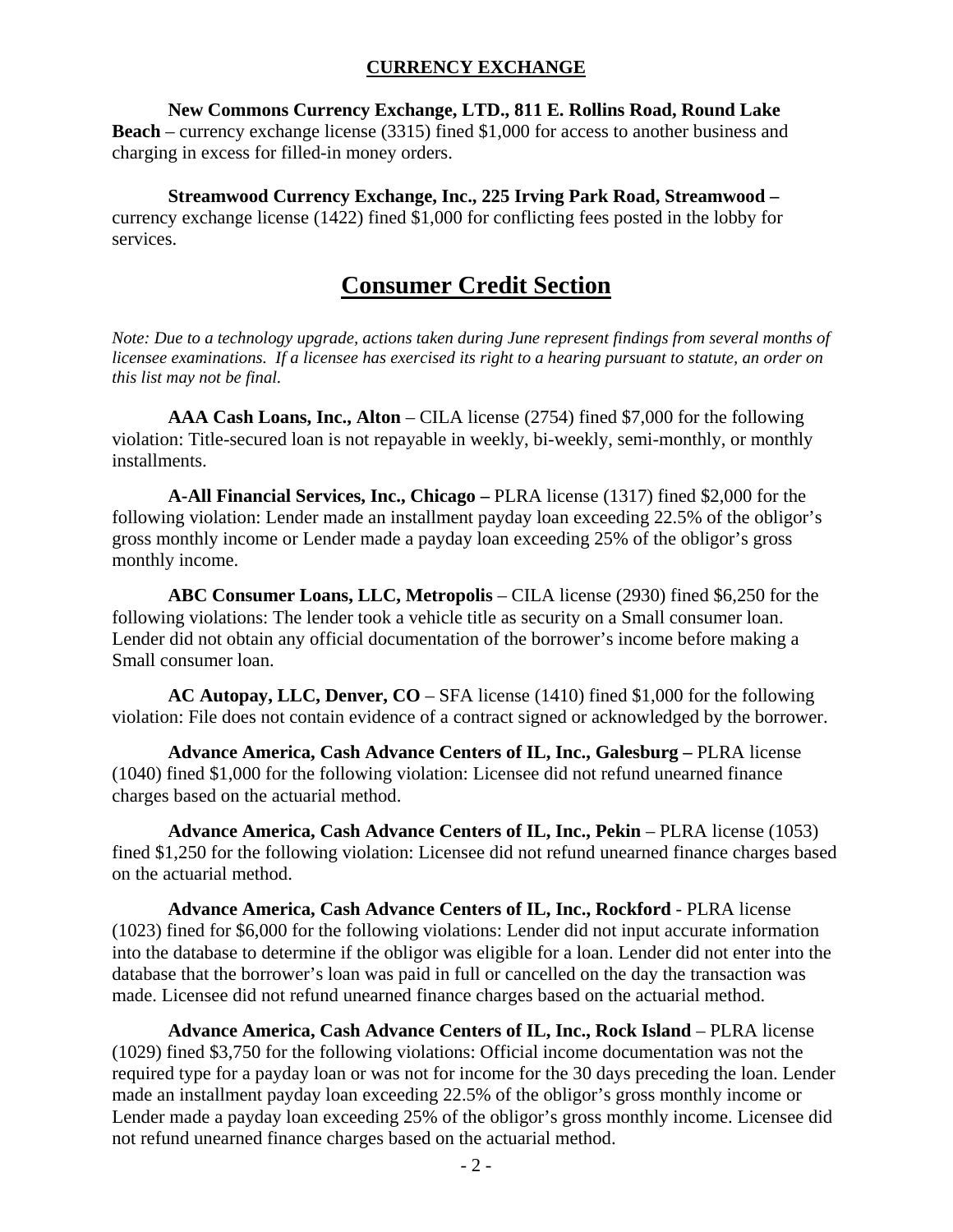## CURRENCY EXCHANGE

**New Commons Currency Exchange, LTD., 811 E. Rollins Road, Round Lake Beach** – currency exchange license (3315) fined $1,000 for access to another business and charging in excess for filled-in money orders.

**Streamwood Currency Exchange, Inc., 225 Irving Park Road, Streamwood –** currency exchange license (1422) fined $1,000 for conflicting fees posted in the lobby for services.

# Consumer Credit Section

*Note: Due to a technology upgrade, actions taken during June represent findings from several months of licensee examinations. If a licensee has exercised its right to a hearing pursuant to statute, an order on this list may not be final.*

**AAA Cash Loans, Inc., Alton** – CILA license (2754) fined $7,000 for the following violation: Title-secured loan is not repayable in weekly, bi-weekly, semi-monthly, or monthly installments.

**A-All Financial Services, Inc., Chicago –** PLRA license (1317) fined $2,000 for the following violation: Lender made an installment payday loan exceeding 22.5% of the obligor's gross monthly income or Lender made a payday loan exceeding 25% of the obligor's gross monthly income.

**ABC Consumer Loans, LLC, Metropolis** – CILA license (2930) fined $6,250 for the following violations: The lender took a vehicle title as security on a Small consumer loan. Lender did not obtain any official documentation of the borrower's income before making a Small consumer loan.

**AC Autopay, LLC, Denver, CO** – SFA license (1410) fined $1,000 for the following violation: File does not contain evidence of a contract signed or acknowledged by the borrower.

**Advance America, Cash Advance Centers of IL, Inc., Galesburg –** PLRA license (1040) fined $1,000 for the following violation: Licensee did not refund unearned finance charges based on the actuarial method.

**Advance America, Cash Advance Centers of IL, Inc., Pekin** – PLRA license (1053) fined $1,250 for the following violation: Licensee did not refund unearned finance charges based on the actuarial method.

**Advance America, Cash Advance Centers of IL, Inc., Rockford** - PLRA license (1023) fined for $6,000 for the following violations: Lender did not input accurate information into the database to determine if the obligor was eligible for a loan. Lender did not enter into the database that the borrower's loan was paid in full or cancelled on the day the transaction was made. Licensee did not refund unearned finance charges based on the actuarial method.

**Advance America, Cash Advance Centers of IL, Inc., Rock Island** – PLRA license (1029) fined $3,750 for the following violations: Official income documentation was not the required type for a payday loan or was not for income for the 30 days preceding the loan. Lender made an installment payday loan exceeding 22.5% of the obligor's gross monthly income or Lender made a payday loan exceeding 25% of the obligor's gross monthly income. Licensee did not refund unearned finance charges based on the actuarial method.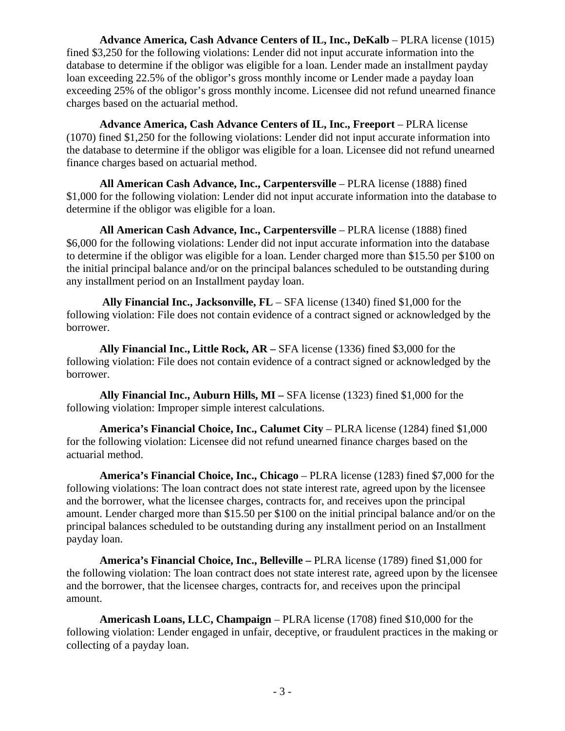**Advance America, Cash Advance Centers of IL, Inc., DeKalb** – PLRA license (1015) fined $3,250 for the following violations: Lender did not input accurate information into the database to determine if the obligor was eligible for a loan. Lender made an installment payday loan exceeding 22.5% of the obligor's gross monthly income or Lender made a payday loan exceeding 25% of the obligor's gross monthly income. Licensee did not refund unearned finance charges based on the actuarial method.

**Advance America, Cash Advance Centers of IL, Inc., Freeport** – PLRA license (1070) fined $1,250 for the following violations: Lender did not input accurate information into the database to determine if the obligor was eligible for a loan. Licensee did not refund unearned finance charges based on actuarial method.

**All American Cash Advance, Inc., Carpentersville** – PLRA license (1888) fined $1,000 for the following violation: Lender did not input accurate information into the database to determine if the obligor was eligible for a loan.

**All American Cash Advance, Inc., Carpentersville** – PLRA license (1888) fined $6,000 for the following violations: Lender did not input accurate information into the database to determine if the obligor was eligible for a loan. Lender charged more than $15.50 per $100 on the initial principal balance and/or on the principal balances scheduled to be outstanding during any installment period on an Installment payday loan.

**Ally Financial Inc., Jacksonville, FL** – SFA license (1340) fined $1,000 for the following violation: File does not contain evidence of a contract signed or acknowledged by the borrower.

**Ally Financial Inc., Little Rock, AR –** SFA license (1336) fined $3,000 for the following violation: File does not contain evidence of a contract signed or acknowledged by the borrower.

**Ally Financial Inc., Auburn Hills, MI –** SFA license (1323) fined $1,000 for the following violation: Improper simple interest calculations.

**America's Financial Choice, Inc., Calumet City** – PLRA license (1284) fined $1,000 for the following violation: Licensee did not refund unearned finance charges based on the actuarial method.

**America's Financial Choice, Inc., Chicago** – PLRA license (1283) fined $7,000 for the following violations: The loan contract does not state interest rate, agreed upon by the licensee and the borrower, what the licensee charges, contracts for, and receives upon the principal amount. Lender charged more than $15.50 per $100 on the initial principal balance and/or on the principal balances scheduled to be outstanding during any installment period on an Installment payday loan.

**America's Financial Choice, Inc., Belleville –** PLRA license (1789) fined $1,000 for the following violation: The loan contract does not state interest rate, agreed upon by the licensee and the borrower, that the licensee charges, contracts for, and receives upon the principal amount.

**Americash Loans, LLC, Champaign** – PLRA license (1708) fined $10,000 for the following violation: Lender engaged in unfair, deceptive, or fraudulent practices in the making or collecting of a payday loan.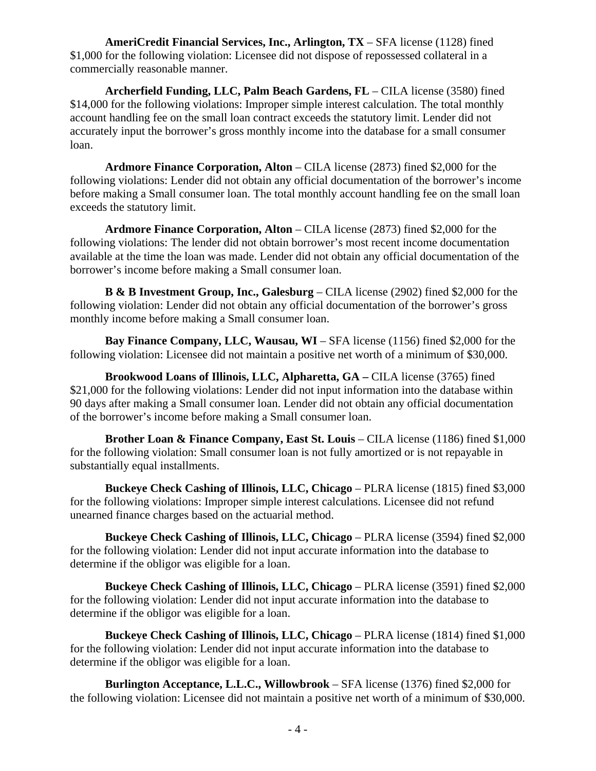**AmeriCredit Financial Services, Inc., Arlington, TX** – SFA license (1128) fined $1,000 for the following violation: Licensee did not dispose of repossessed collateral in a commercially reasonable manner.

**Archerfield Funding, LLC, Palm Beach Gardens, FL** – CILA license (3580) fined $14,000 for the following violations: Improper simple interest calculation. The total monthly account handling fee on the small loan contract exceeds the statutory limit. Lender did not accurately input the borrower's gross monthly income into the database for a small consumer loan.

**Ardmore Finance Corporation, Alton** – CILA license (2873) fined $2,000 for the following violations: Lender did not obtain any official documentation of the borrower's income before making a Small consumer loan. The total monthly account handling fee on the small loan exceeds the statutory limit.

**Ardmore Finance Corporation, Alton** – CILA license (2873) fined $2,000 for the following violations: The lender did not obtain borrower's most recent income documentation available at the time the loan was made. Lender did not obtain any official documentation of the borrower's income before making a Small consumer loan.

**B & B Investment Group, Inc., Galesburg** – CILA license (2902) fined $2,000 for the following violation: Lender did not obtain any official documentation of the borrower's gross monthly income before making a Small consumer loan.

**Bay Finance Company, LLC, Wausau, WI** – SFA license (1156) fined $2,000 for the following violation: Licensee did not maintain a positive net worth of a minimum of $30,000.

**Brookwood Loans of Illinois, LLC, Alpharetta, GA –** CILA license (3765) fined $21,000 for the following violations: Lender did not input information into the database within 90 days after making a Small consumer loan. Lender did not obtain any official documentation of the borrower's income before making a Small consumer loan.

**Brother Loan & Finance Company, East St. Louis** – CILA license (1186) fined $1,000 for the following violation: Small consumer loan is not fully amortized or is not repayable in substantially equal installments.

**Buckeye Check Cashing of Illinois, LLC, Chicago** – PLRA license (1815) fined $3,000 for the following violations: Improper simple interest calculations. Licensee did not refund unearned finance charges based on the actuarial method.

**Buckeye Check Cashing of Illinois, LLC, Chicago** – PLRA license (3594) fined $2,000 for the following violation: Lender did not input accurate information into the database to determine if the obligor was eligible for a loan.

**Buckeye Check Cashing of Illinois, LLC, Chicago** – PLRA license (3591) fined $2,000 for the following violation: Lender did not input accurate information into the database to determine if the obligor was eligible for a loan.

**Buckeye Check Cashing of Illinois, LLC, Chicago** – PLRA license (1814) fined $1,000 for the following violation: Lender did not input accurate information into the database to determine if the obligor was eligible for a loan.

**Burlington Acceptance, L.L.C., Willowbrook** – SFA license (1376) fined $2,000 for the following violation: Licensee did not maintain a positive net worth of a minimum of $30,000.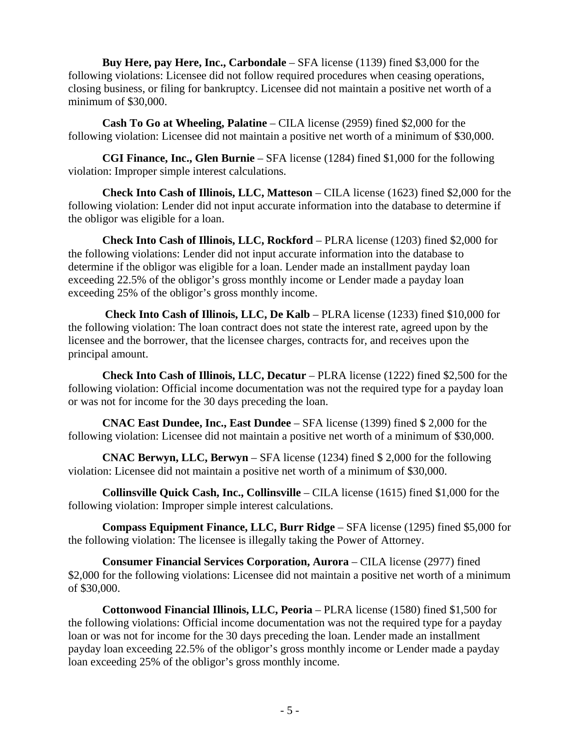**Buy Here, pay Here, Inc., Carbondale** – SFA license (1139) fined $3,000 for the following violations: Licensee did not follow required procedures when ceasing operations, closing business, or filing for bankruptcy. Licensee did not maintain a positive net worth of a minimum of $30,000.

**Cash To Go at Wheeling, Palatine** – CILA license (2959) fined $2,000 for the following violation: Licensee did not maintain a positive net worth of a minimum of $30,000.

**CGI Finance, Inc., Glen Burnie** – SFA license (1284) fined $1,000 for the following violation: Improper simple interest calculations.

**Check Into Cash of Illinois, LLC, Matteson** – CILA license (1623) fined $2,000 for the following violation: Lender did not input accurate information into the database to determine if the obligor was eligible for a loan.

**Check Into Cash of Illinois, LLC, Rockford** – PLRA license (1203) fined $2,000 for the following violations: Lender did not input accurate information into the database to determine if the obligor was eligible for a loan. Lender made an installment payday loan exceeding 22.5% of the obligor's gross monthly income or Lender made a payday loan exceeding 25% of the obligor's gross monthly income.

**Check Into Cash of Illinois, LLC, De Kalb** – PLRA license (1233) fined $10,000 for the following violation: The loan contract does not state the interest rate, agreed upon by the licensee and the borrower, that the licensee charges, contracts for, and receives upon the principal amount.

**Check Into Cash of Illinois, LLC, Decatur** – PLRA license (1222) fined $2,500 for the following violation: Official income documentation was not the required type for a payday loan or was not for income for the 30 days preceding the loan.

**CNAC East Dundee, Inc., East Dundee** – SFA license (1399) fined $ 2,000 for the following violation: Licensee did not maintain a positive net worth of a minimum of $30,000.

**CNAC Berwyn, LLC, Berwyn** – SFA license (1234) fined $ 2,000 for the following violation: Licensee did not maintain a positive net worth of a minimum of $30,000.

**Collinsville Quick Cash, Inc., Collinsville** – CILA license (1615) fined $1,000 for the following violation: Improper simple interest calculations.

**Compass Equipment Finance, LLC, Burr Ridge** – SFA license (1295) fined $5,000 for the following violation: The licensee is illegally taking the Power of Attorney.

**Consumer Financial Services Corporation, Aurora** – CILA license (2977) fined $2,000 for the following violations: Licensee did not maintain a positive net worth of a minimum of $30,000.

**Cottonwood Financial Illinois, LLC, Peoria** – PLRA license (1580) fined $1,500 for the following violations: Official income documentation was not the required type for a payday loan or was not for income for the 30 days preceding the loan. Lender made an installment payday loan exceeding 22.5% of the obligor's gross monthly income or Lender made a payday loan exceeding 25% of the obligor's gross monthly income.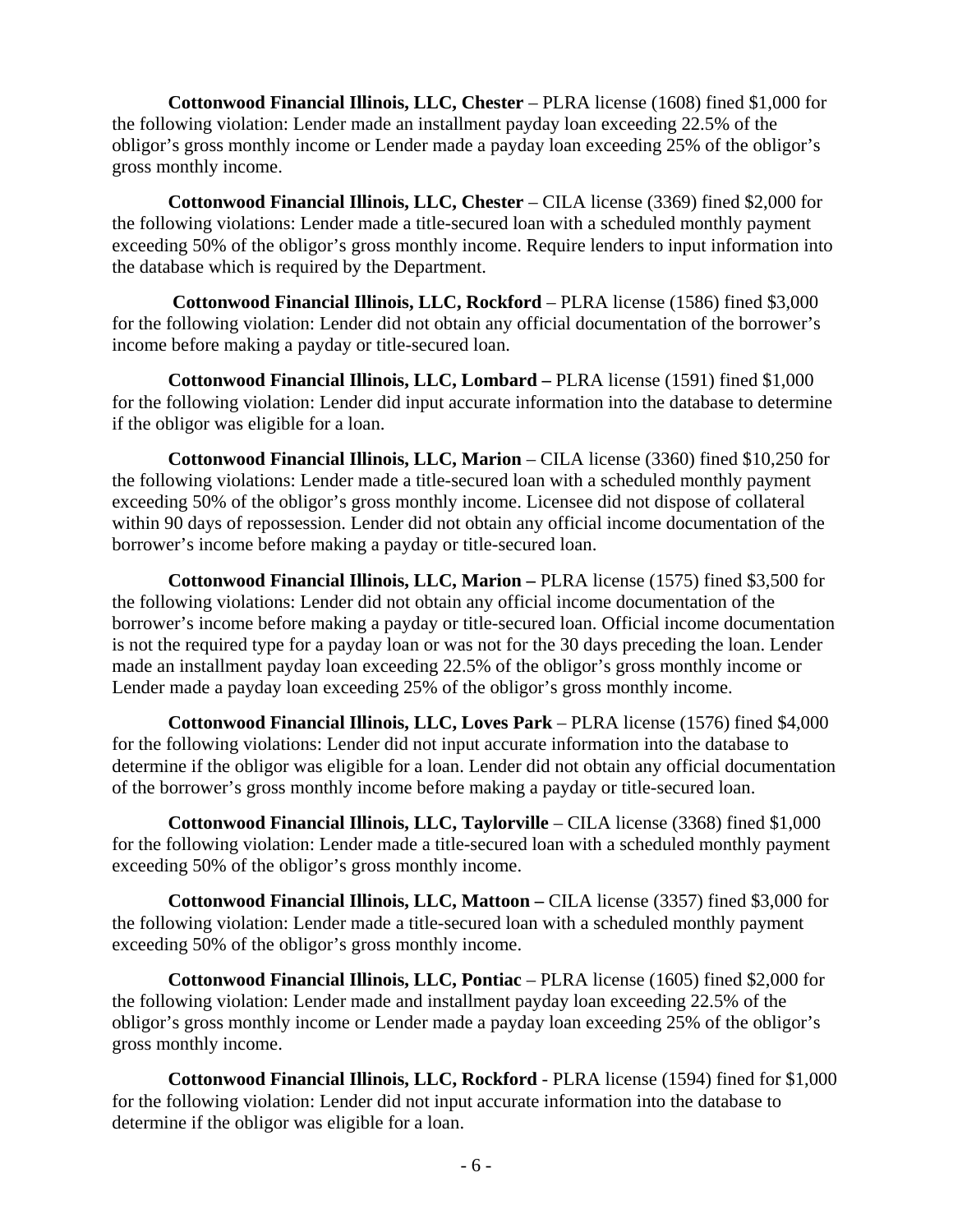**Cottonwood Financial Illinois, LLC, Chester** – PLRA license (1608) fined $1,000 for the following violation: Lender made an installment payday loan exceeding 22.5% of the obligor's gross monthly income or Lender made a payday loan exceeding 25% of the obligor's gross monthly income.

**Cottonwood Financial Illinois, LLC, Chester** – CILA license (3369) fined $2,000 for the following violations: Lender made a title-secured loan with a scheduled monthly payment exceeding 50% of the obligor's gross monthly income. Require lenders to input information into the database which is required by the Department.

**Cottonwood Financial Illinois, LLC, Rockford** – PLRA license (1586) fined $3,000 for the following violation: Lender did not obtain any official documentation of the borrower's income before making a payday or title-secured loan.

**Cottonwood Financial Illinois, LLC, Lombard –** PLRA license (1591) fined $1,000 for the following violation: Lender did input accurate information into the database to determine if the obligor was eligible for a loan.

**Cottonwood Financial Illinois, LLC, Marion** – CILA license (3360) fined $10,250 for the following violations: Lender made a title-secured loan with a scheduled monthly payment exceeding 50% of the obligor's gross monthly income. Licensee did not dispose of collateral within 90 days of repossession. Lender did not obtain any official income documentation of the borrower's income before making a payday or title-secured loan.

**Cottonwood Financial Illinois, LLC, Marion –** PLRA license (1575) fined $3,500 for the following violations: Lender did not obtain any official income documentation of the borrower's income before making a payday or title-secured loan. Official income documentation is not the required type for a payday loan or was not for the 30 days preceding the loan. Lender made an installment payday loan exceeding 22.5% of the obligor's gross monthly income or Lender made a payday loan exceeding 25% of the obligor's gross monthly income.

**Cottonwood Financial Illinois, LLC, Loves Park** – PLRA license (1576) fined $4,000 for the following violations: Lender did not input accurate information into the database to determine if the obligor was eligible for a loan. Lender did not obtain any official documentation of the borrower's gross monthly income before making a payday or title-secured loan.

**Cottonwood Financial Illinois, LLC, Taylorville** – CILA license (3368) fined $1,000 for the following violation: Lender made a title-secured loan with a scheduled monthly payment exceeding 50% of the obligor's gross monthly income.

**Cottonwood Financial Illinois, LLC, Mattoon –** CILA license (3357) fined $3,000 for the following violation: Lender made a title-secured loan with a scheduled monthly payment exceeding 50% of the obligor's gross monthly income.

**Cottonwood Financial Illinois, LLC, Pontiac** – PLRA license (1605) fined $2,000 for the following violation: Lender made and installment payday loan exceeding 22.5% of the obligor's gross monthly income or Lender made a payday loan exceeding 25% of the obligor's gross monthly income.

**Cottonwood Financial Illinois, LLC, Rockford** - PLRA license (1594) fined for $1,000 for the following violation: Lender did not input accurate information into the database to determine if the obligor was eligible for a loan.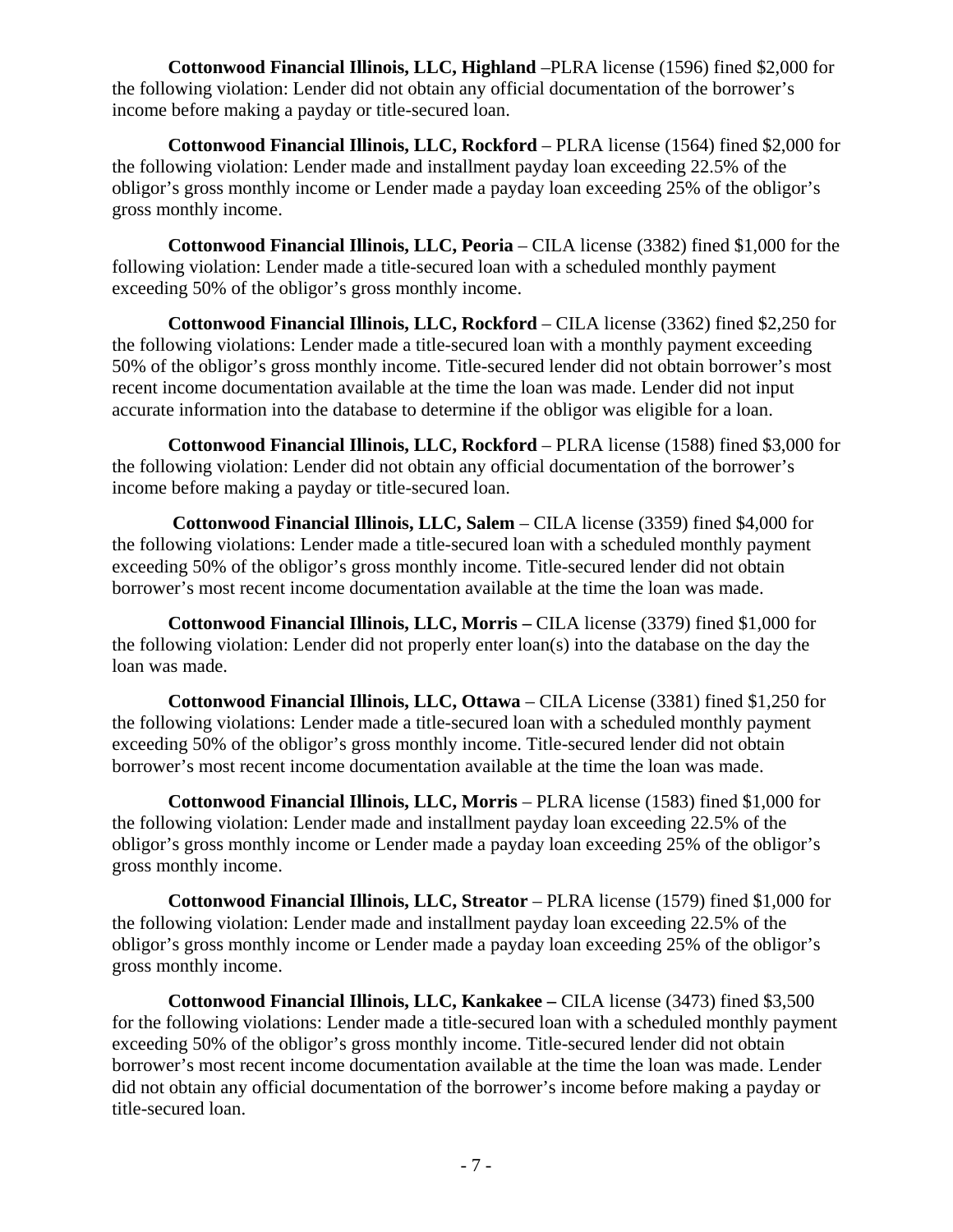**Cottonwood Financial Illinois, LLC, Highland** –PLRA license (1596) fined $2,000 for the following violation: Lender did not obtain any official documentation of the borrower's income before making a payday or title-secured loan.

**Cottonwood Financial Illinois, LLC, Rockford** – PLRA license (1564) fined $2,000 for the following violation: Lender made and installment payday loan exceeding 22.5% of the obligor's gross monthly income or Lender made a payday loan exceeding 25% of the obligor's gross monthly income.

**Cottonwood Financial Illinois, LLC, Peoria** – CILA license (3382) fined $1,000 for the following violation: Lender made a title-secured loan with a scheduled monthly payment exceeding 50% of the obligor's gross monthly income.

**Cottonwood Financial Illinois, LLC, Rockford** – CILA license (3362) fined $2,250 for the following violations: Lender made a title-secured loan with a monthly payment exceeding 50% of the obligor's gross monthly income. Title-secured lender did not obtain borrower's most recent income documentation available at the time the loan was made. Lender did not input accurate information into the database to determine if the obligor was eligible for a loan.

**Cottonwood Financial Illinois, LLC, Rockford** – PLRA license (1588) fined $3,000 for the following violation: Lender did not obtain any official documentation of the borrower's income before making a payday or title-secured loan.

**Cottonwood Financial Illinois, LLC, Salem** – CILA license (3359) fined $4,000 for the following violations: Lender made a title-secured loan with a scheduled monthly payment exceeding 50% of the obligor's gross monthly income. Title-secured lender did not obtain borrower's most recent income documentation available at the time the loan was made.

**Cottonwood Financial Illinois, LLC, Morris –** CILA license (3379) fined $1,000 for the following violation: Lender did not properly enter loan(s) into the database on the day the loan was made.

**Cottonwood Financial Illinois, LLC, Ottawa** – CILA License (3381) fined $1,250 for the following violations: Lender made a title-secured loan with a scheduled monthly payment exceeding 50% of the obligor's gross monthly income. Title-secured lender did not obtain borrower's most recent income documentation available at the time the loan was made.

**Cottonwood Financial Illinois, LLC, Morris** – PLRA license (1583) fined $1,000 for the following violation: Lender made and installment payday loan exceeding 22.5% of the obligor's gross monthly income or Lender made a payday loan exceeding 25% of the obligor's gross monthly income.

**Cottonwood Financial Illinois, LLC, Streator** – PLRA license (1579) fined $1,000 for the following violation: Lender made and installment payday loan exceeding 22.5% of the obligor's gross monthly income or Lender made a payday loan exceeding 25% of the obligor's gross monthly income.

**Cottonwood Financial Illinois, LLC, Kankakee –** CILA license (3473) fined $3,500 for the following violations: Lender made a title-secured loan with a scheduled monthly payment exceeding 50% of the obligor's gross monthly income. Title-secured lender did not obtain borrower's most recent income documentation available at the time the loan was made. Lender did not obtain any official documentation of the borrower's income before making a payday or title-secured loan.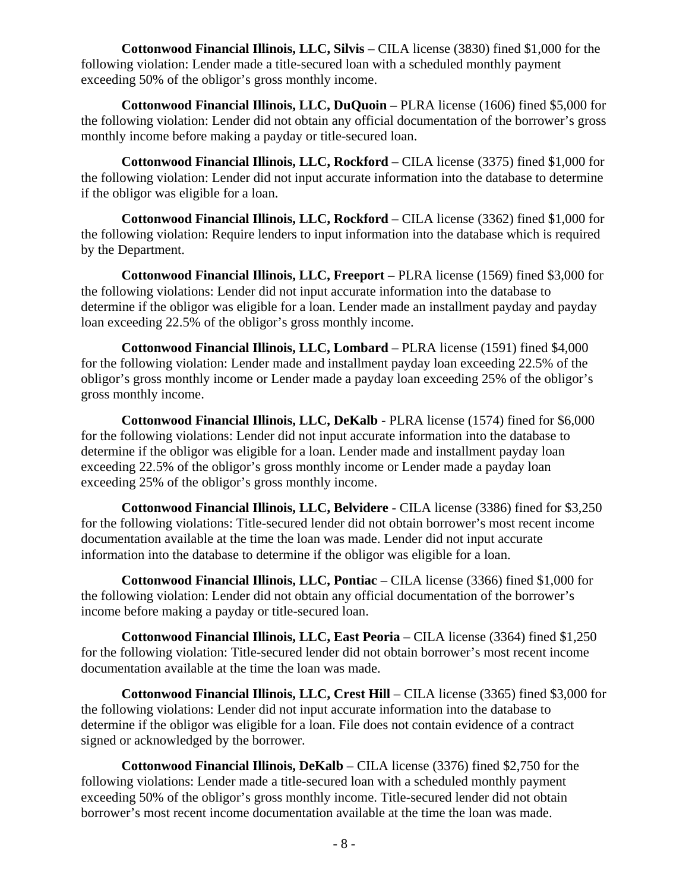**Cottonwood Financial Illinois, LLC, Silvis** – CILA license (3830) fined $1,000 for the following violation: Lender made a title-secured loan with a scheduled monthly payment exceeding 50% of the obligor's gross monthly income.

**Cottonwood Financial Illinois, LLC, DuQuoin –** PLRA license (1606) fined $5,000 for the following violation: Lender did not obtain any official documentation of the borrower's gross monthly income before making a payday or title-secured loan.

**Cottonwood Financial Illinois, LLC, Rockford** – CILA license (3375) fined $1,000 for the following violation: Lender did not input accurate information into the database to determine if the obligor was eligible for a loan.

**Cottonwood Financial Illinois, LLC, Rockford** – CILA license (3362) fined $1,000 for the following violation: Require lenders to input information into the database which is required by the Department.

**Cottonwood Financial Illinois, LLC, Freeport –** PLRA license (1569) fined $3,000 for the following violations: Lender did not input accurate information into the database to determine if the obligor was eligible for a loan. Lender made an installment payday and payday loan exceeding 22.5% of the obligor's gross monthly income.

**Cottonwood Financial Illinois, LLC, Lombard** – PLRA license (1591) fined $4,000 for the following violation: Lender made and installment payday loan exceeding 22.5% of the obligor's gross monthly income or Lender made a payday loan exceeding 25% of the obligor's gross monthly income.

**Cottonwood Financial Illinois, LLC, DeKalb** - PLRA license (1574) fined for $6,000 for the following violations: Lender did not input accurate information into the database to determine if the obligor was eligible for a loan. Lender made and installment payday loan exceeding 22.5% of the obligor's gross monthly income or Lender made a payday loan exceeding 25% of the obligor's gross monthly income.

**Cottonwood Financial Illinois, LLC, Belvidere** - CILA license (3386) fined for $3,250 for the following violations: Title-secured lender did not obtain borrower's most recent income documentation available at the time the loan was made. Lender did not input accurate information into the database to determine if the obligor was eligible for a loan.

**Cottonwood Financial Illinois, LLC, Pontiac** – CILA license (3366) fined $1,000 for the following violation: Lender did not obtain any official documentation of the borrower's income before making a payday or title-secured loan.

**Cottonwood Financial Illinois, LLC, East Peoria** – CILA license (3364) fined $1,250 for the following violation: Title-secured lender did not obtain borrower's most recent income documentation available at the time the loan was made.

**Cottonwood Financial Illinois, LLC, Crest Hill** – CILA license (3365) fined $3,000 for the following violations: Lender did not input accurate information into the database to determine if the obligor was eligible for a loan. File does not contain evidence of a contract signed or acknowledged by the borrower.

**Cottonwood Financial Illinois, DeKalb** – CILA license (3376) fined $2,750 for the following violations: Lender made a title-secured loan with a scheduled monthly payment exceeding 50% of the obligor's gross monthly income. Title-secured lender did not obtain borrower's most recent income documentation available at the time the loan was made.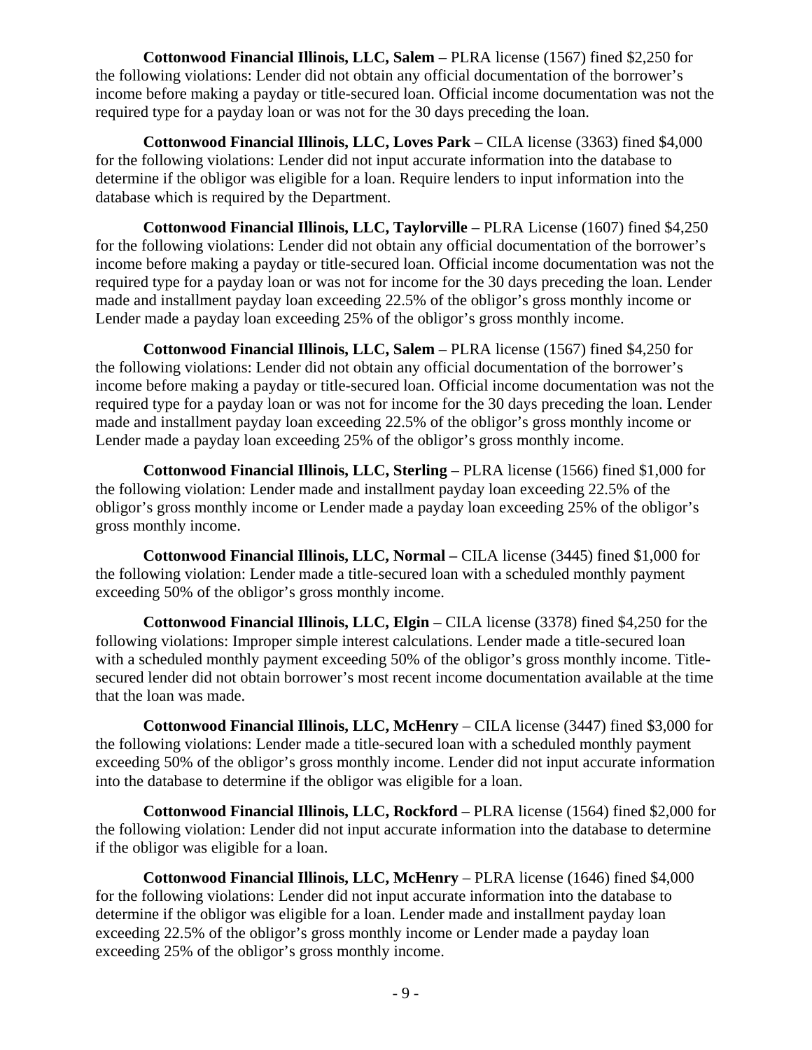**Cottonwood Financial Illinois, LLC, Salem** – PLRA license (1567) fined $2,250 for the following violations: Lender did not obtain any official documentation of the borrower's income before making a payday or title-secured loan. Official income documentation was not the required type for a payday loan or was not for the 30 days preceding the loan.

**Cottonwood Financial Illinois, LLC, Loves Park –** CILA license (3363) fined $4,000 for the following violations: Lender did not input accurate information into the database to determine if the obligor was eligible for a loan. Require lenders to input information into the database which is required by the Department.

**Cottonwood Financial Illinois, LLC, Taylorville** – PLRA License (1607) fined $4,250 for the following violations: Lender did not obtain any official documentation of the borrower's income before making a payday or title-secured loan. Official income documentation was not the required type for a payday loan or was not for income for the 30 days preceding the loan. Lender made and installment payday loan exceeding 22.5% of the obligor's gross monthly income or Lender made a payday loan exceeding 25% of the obligor's gross monthly income.

**Cottonwood Financial Illinois, LLC, Salem** – PLRA license (1567) fined $4,250 for the following violations: Lender did not obtain any official documentation of the borrower's income before making a payday or title-secured loan. Official income documentation was not the required type for a payday loan or was not for income for the 30 days preceding the loan. Lender made and installment payday loan exceeding 22.5% of the obligor's gross monthly income or Lender made a payday loan exceeding 25% of the obligor's gross monthly income.

**Cottonwood Financial Illinois, LLC, Sterling** – PLRA license (1566) fined $1,000 for the following violation: Lender made and installment payday loan exceeding 22.5% of the obligor's gross monthly income or Lender made a payday loan exceeding 25% of the obligor's gross monthly income.

**Cottonwood Financial Illinois, LLC, Normal –** CILA license (3445) fined $1,000 for the following violation: Lender made a title-secured loan with a scheduled monthly payment exceeding 50% of the obligor's gross monthly income.

**Cottonwood Financial Illinois, LLC, Elgin** – CILA license (3378) fined $4,250 for the following violations: Improper simple interest calculations. Lender made a title-secured loan with a scheduled monthly payment exceeding 50% of the obligor's gross monthly income. Title-secured lender did not obtain borrower's most recent income documentation available at the time that the loan was made.

**Cottonwood Financial Illinois, LLC, McHenry** – CILA license (3447) fined $3,000 for the following violations: Lender made a title-secured loan with a scheduled monthly payment exceeding 50% of the obligor's gross monthly income. Lender did not input accurate information into the database to determine if the obligor was eligible for a loan.

**Cottonwood Financial Illinois, LLC, Rockford** – PLRA license (1564) fined $2,000 for the following violation: Lender did not input accurate information into the database to determine if the obligor was eligible for a loan.

**Cottonwood Financial Illinois, LLC, McHenry** – PLRA license (1646) fined $4,000 for the following violations: Lender did not input accurate information into the database to determine if the obligor was eligible for a loan. Lender made and installment payday loan exceeding 22.5% of the obligor's gross monthly income or Lender made a payday loan exceeding 25% of the obligor's gross monthly income.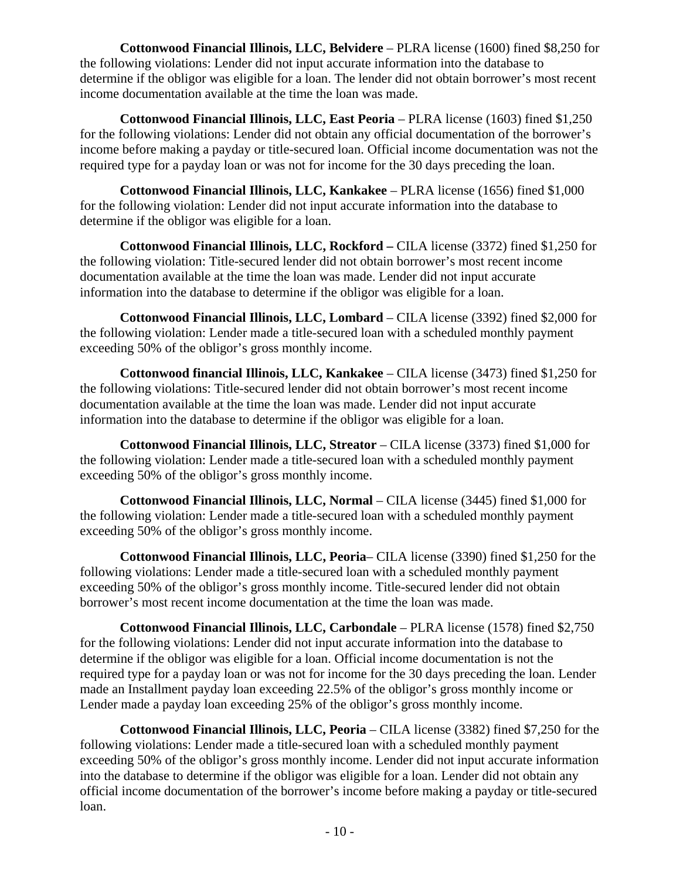**Cottonwood Financial Illinois, LLC, Belvidere** – PLRA license (1600) fined $8,250 for the following violations: Lender did not input accurate information into the database to determine if the obligor was eligible for a loan. The lender did not obtain borrower's most recent income documentation available at the time the loan was made.

**Cottonwood Financial Illinois, LLC, East Peoria** – PLRA license (1603) fined $1,250 for the following violations: Lender did not obtain any official documentation of the borrower's income before making a payday or title-secured loan. Official income documentation was not the required type for a payday loan or was not for income for the 30 days preceding the loan.

**Cottonwood Financial Illinois, LLC, Kankakee** – PLRA license (1656) fined $1,000 for the following violation: Lender did not input accurate information into the database to determine if the obligor was eligible for a loan.

**Cottonwood Financial Illinois, LLC, Rockford –** CILA license (3372) fined $1,250 for the following violation: Title-secured lender did not obtain borrower's most recent income documentation available at the time the loan was made. Lender did not input accurate information into the database to determine if the obligor was eligible for a loan.

**Cottonwood Financial Illinois, LLC, Lombard** – CILA license (3392) fined $2,000 for the following violation: Lender made a title-secured loan with a scheduled monthly payment exceeding 50% of the obligor's gross monthly income.

**Cottonwood financial Illinois, LLC, Kankakee** – CILA license (3473) fined $1,250 for the following violations: Title-secured lender did not obtain borrower's most recent income documentation available at the time the loan was made. Lender did not input accurate information into the database to determine if the obligor was eligible for a loan.

**Cottonwood Financial Illinois, LLC, Streator** – CILA license (3373) fined $1,000 for the following violation: Lender made a title-secured loan with a scheduled monthly payment exceeding 50% of the obligor's gross monthly income.

**Cottonwood Financial Illinois, LLC, Normal** – CILA license (3445) fined $1,000 for the following violation: Lender made a title-secured loan with a scheduled monthly payment exceeding 50% of the obligor's gross monthly income.

**Cottonwood Financial Illinois, LLC, Peoria**– CILA license (3390) fined $1,250 for the following violations: Lender made a title-secured loan with a scheduled monthly payment exceeding 50% of the obligor's gross monthly income. Title-secured lender did not obtain borrower's most recent income documentation at the time the loan was made.

**Cottonwood Financial Illinois, LLC, Carbondale** – PLRA license (1578) fined $2,750 for the following violations: Lender did not input accurate information into the database to determine if the obligor was eligible for a loan. Official income documentation is not the required type for a payday loan or was not for income for the 30 days preceding the loan. Lender made an Installment payday loan exceeding 22.5% of the obligor's gross monthly income or Lender made a payday loan exceeding 25% of the obligor's gross monthly income.

**Cottonwood Financial Illinois, LLC, Peoria** – CILA license (3382) fined $7,250 for the following violations: Lender made a title-secured loan with a scheduled monthly payment exceeding 50% of the obligor's gross monthly income. Lender did not input accurate information into the database to determine if the obligor was eligible for a loan. Lender did not obtain any official income documentation of the borrower's income before making a payday or title-secured loan.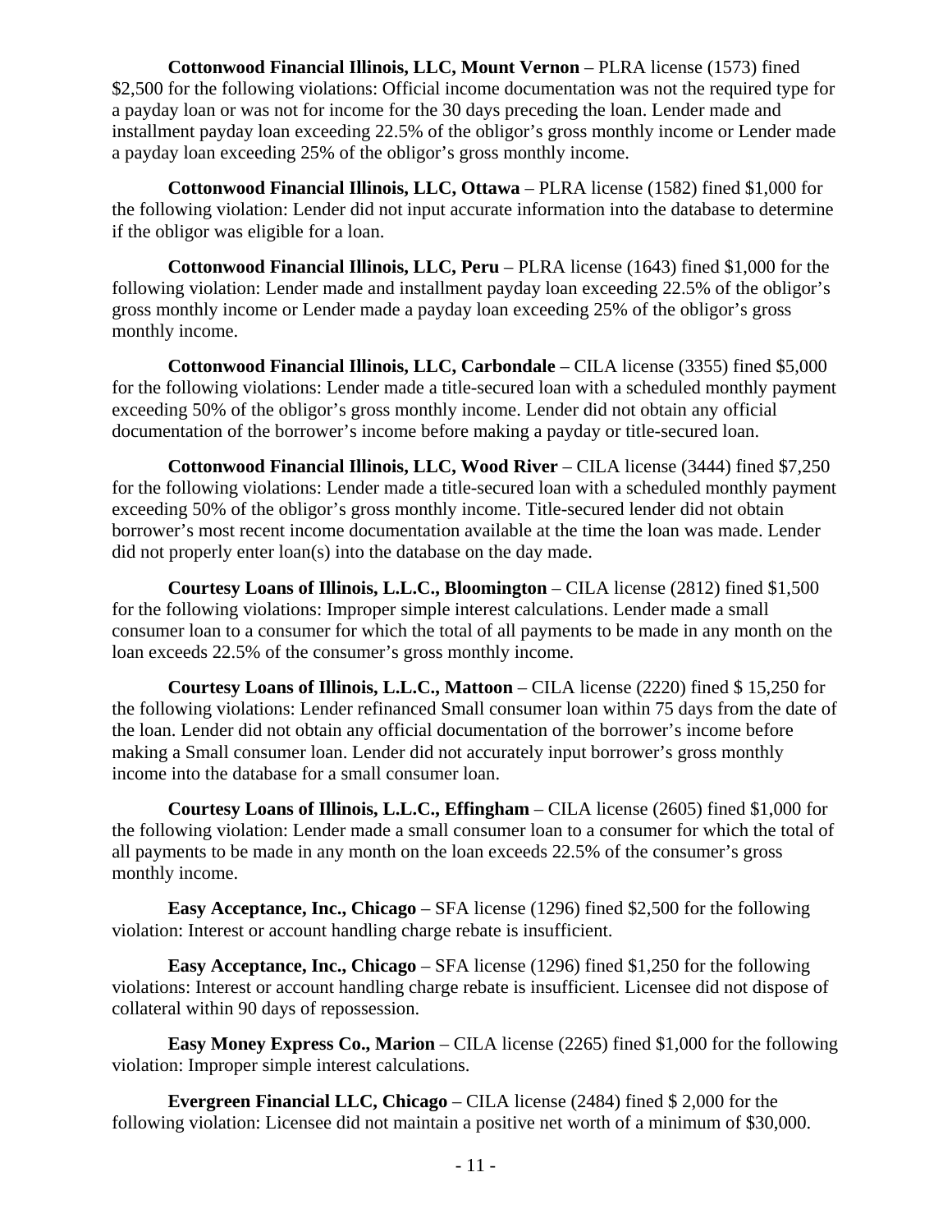**Cottonwood Financial Illinois, LLC, Mount Vernon** – PLRA license (1573) fined $2,500 for the following violations: Official income documentation was not the required type for a payday loan or was not for income for the 30 days preceding the loan. Lender made and installment payday loan exceeding 22.5% of the obligor's gross monthly income or Lender made a payday loan exceeding 25% of the obligor's gross monthly income.

**Cottonwood Financial Illinois, LLC, Ottawa** – PLRA license (1582) fined $1,000 for the following violation: Lender did not input accurate information into the database to determine if the obligor was eligible for a loan.

**Cottonwood Financial Illinois, LLC, Peru** – PLRA license (1643) fined $1,000 for the following violation: Lender made and installment payday loan exceeding 22.5% of the obligor's gross monthly income or Lender made a payday loan exceeding 25% of the obligor's gross monthly income.

**Cottonwood Financial Illinois, LLC, Carbondale** – CILA license (3355) fined $5,000 for the following violations: Lender made a title-secured loan with a scheduled monthly payment exceeding 50% of the obligor's gross monthly income. Lender did not obtain any official documentation of the borrower's income before making a payday or title-secured loan.

**Cottonwood Financial Illinois, LLC, Wood River** – CILA license (3444) fined $7,250 for the following violations: Lender made a title-secured loan with a scheduled monthly payment exceeding 50% of the obligor's gross monthly income. Title-secured lender did not obtain borrower's most recent income documentation available at the time the loan was made. Lender did not properly enter loan(s) into the database on the day made.

**Courtesy Loans of Illinois, L.L.C., Bloomington** – CILA license (2812) fined $1,500 for the following violations: Improper simple interest calculations. Lender made a small consumer loan to a consumer for which the total of all payments to be made in any month on the loan exceeds 22.5% of the consumer's gross monthly income.

**Courtesy Loans of Illinois, L.L.C., Mattoon** – CILA license (2220) fined $ 15,250 for the following violations: Lender refinanced Small consumer loan within 75 days from the date of the loan. Lender did not obtain any official documentation of the borrower's income before making a Small consumer loan. Lender did not accurately input borrower's gross monthly income into the database for a small consumer loan.

**Courtesy Loans of Illinois, L.L.C., Effingham** – CILA license (2605) fined $1,000 for the following violation: Lender made a small consumer loan to a consumer for which the total of all payments to be made in any month on the loan exceeds 22.5% of the consumer's gross monthly income.

**Easy Acceptance, Inc., Chicago** – SFA license (1296) fined $2,500 for the following violation: Interest or account handling charge rebate is insufficient.

**Easy Acceptance, Inc., Chicago** – SFA license (1296) fined $1,250 for the following violations: Interest or account handling charge rebate is insufficient. Licensee did not dispose of collateral within 90 days of repossession.

**Easy Money Express Co., Marion** – CILA license (2265) fined $1,000 for the following violation: Improper simple interest calculations.

**Evergreen Financial LLC, Chicago** – CILA license (2484) fined $ 2,000 for the following violation: Licensee did not maintain a positive net worth of a minimum of $30,000.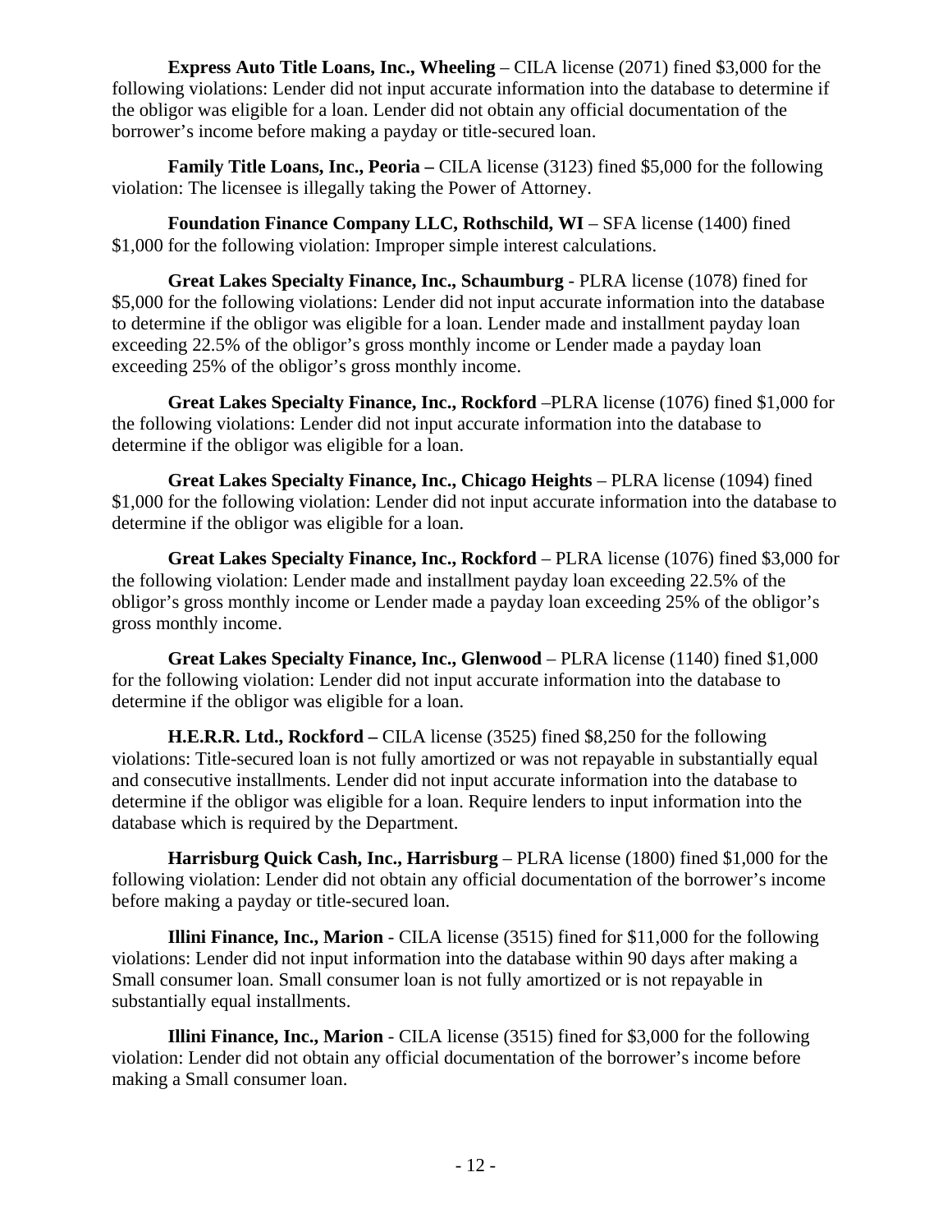**Express Auto Title Loans, Inc., Wheeling** – CILA license (2071) fined $3,000 for the following violations: Lender did not input accurate information into the database to determine if the obligor was eligible for a loan. Lender did not obtain any official documentation of the borrower's income before making a payday or title-secured loan.

**Family Title Loans, Inc., Peoria –** CILA license (3123) fined $5,000 for the following violation: The licensee is illegally taking the Power of Attorney.

**Foundation Finance Company LLC, Rothschild, WI** – SFA license (1400) fined $1,000 for the following violation: Improper simple interest calculations.

**Great Lakes Specialty Finance, Inc., Schaumburg** - PLRA license (1078) fined for $5,000 for the following violations: Lender did not input accurate information into the database to determine if the obligor was eligible for a loan. Lender made and installment payday loan exceeding 22.5% of the obligor's gross monthly income or Lender made a payday loan exceeding 25% of the obligor's gross monthly income.

**Great Lakes Specialty Finance, Inc., Rockford** –PLRA license (1076) fined $1,000 for the following violations: Lender did not input accurate information into the database to determine if the obligor was eligible for a loan.

**Great Lakes Specialty Finance, Inc., Chicago Heights** – PLRA license (1094) fined $1,000 for the following violation: Lender did not input accurate information into the database to determine if the obligor was eligible for a loan.

**Great Lakes Specialty Finance, Inc., Rockford** – PLRA license (1076) fined $3,000 for the following violation: Lender made and installment payday loan exceeding 22.5% of the obligor's gross monthly income or Lender made a payday loan exceeding 25% of the obligor's gross monthly income.

**Great Lakes Specialty Finance, Inc., Glenwood** – PLRA license (1140) fined $1,000 for the following violation: Lender did not input accurate information into the database to determine if the obligor was eligible for a loan.

**H.E.R.R. Ltd., Rockford –** CILA license (3525) fined $8,250 for the following violations: Title-secured loan is not fully amortized or was not repayable in substantially equal and consecutive installments. Lender did not input accurate information into the database to determine if the obligor was eligible for a loan. Require lenders to input information into the database which is required by the Department.

**Harrisburg Quick Cash, Inc., Harrisburg** – PLRA license (1800) fined $1,000 for the following violation: Lender did not obtain any official documentation of the borrower's income before making a payday or title-secured loan.

**Illini Finance, Inc., Marion** - CILA license (3515) fined for $11,000 for the following violations: Lender did not input information into the database within 90 days after making a Small consumer loan. Small consumer loan is not fully amortized or is not repayable in substantially equal installments.

**Illini Finance, Inc., Marion** - CILA license (3515) fined for $3,000 for the following violation: Lender did not obtain any official documentation of the borrower's income before making a Small consumer loan.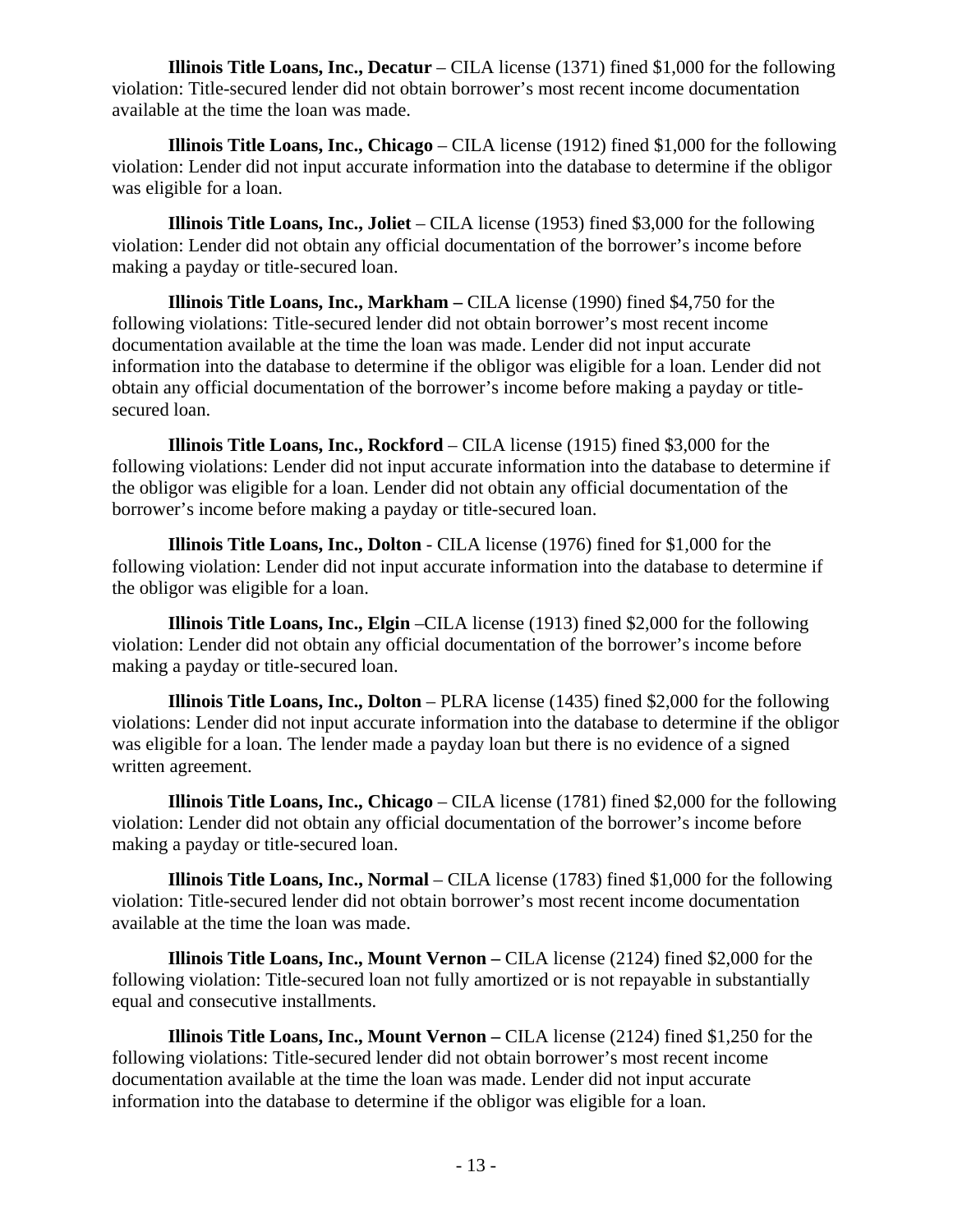**Illinois Title Loans, Inc., Decatur** – CILA license (1371) fined $1,000 for the following violation: Title-secured lender did not obtain borrower's most recent income documentation available at the time the loan was made.

**Illinois Title Loans, Inc., Chicago** – CILA license (1912) fined $1,000 for the following violation: Lender did not input accurate information into the database to determine if the obligor was eligible for a loan.

**Illinois Title Loans, Inc., Joliet** – CILA license (1953) fined $3,000 for the following violation: Lender did not obtain any official documentation of the borrower's income before making a payday or title-secured loan.

**Illinois Title Loans, Inc., Markham –** CILA license (1990) fined $4,750 for the following violations: Title-secured lender did not obtain borrower's most recent income documentation available at the time the loan was made. Lender did not input accurate information into the database to determine if the obligor was eligible for a loan. Lender did not obtain any official documentation of the borrower's income before making a payday or title-secured loan.

**Illinois Title Loans, Inc., Rockford** – CILA license (1915) fined $3,000 for the following violations: Lender did not input accurate information into the database to determine if the obligor was eligible for a loan. Lender did not obtain any official documentation of the borrower's income before making a payday or title-secured loan.

**Illinois Title Loans, Inc., Dolton** - CILA license (1976) fined for $1,000 for the following violation: Lender did not input accurate information into the database to determine if the obligor was eligible for a loan.

**Illinois Title Loans, Inc., Elgin** –CILA license (1913) fined $2,000 for the following violation: Lender did not obtain any official documentation of the borrower's income before making a payday or title-secured loan.

**Illinois Title Loans, Inc., Dolton** – PLRA license (1435) fined $2,000 for the following violations: Lender did not input accurate information into the database to determine if the obligor was eligible for a loan. The lender made a payday loan but there is no evidence of a signed written agreement.

**Illinois Title Loans, Inc., Chicago** – CILA license (1781) fined $2,000 for the following violation: Lender did not obtain any official documentation of the borrower's income before making a payday or title-secured loan.

**Illinois Title Loans, Inc., Normal** – CILA license (1783) fined $1,000 for the following violation: Title-secured lender did not obtain borrower's most recent income documentation available at the time the loan was made.

**Illinois Title Loans, Inc., Mount Vernon –** CILA license (2124) fined $2,000 for the following violation: Title-secured loan not fully amortized or is not repayable in substantially equal and consecutive installments.

**Illinois Title Loans, Inc., Mount Vernon –** CILA license (2124) fined $1,250 for the following violations: Title-secured lender did not obtain borrower's most recent income documentation available at the time the loan was made. Lender did not input accurate information into the database to determine if the obligor was eligible for a loan.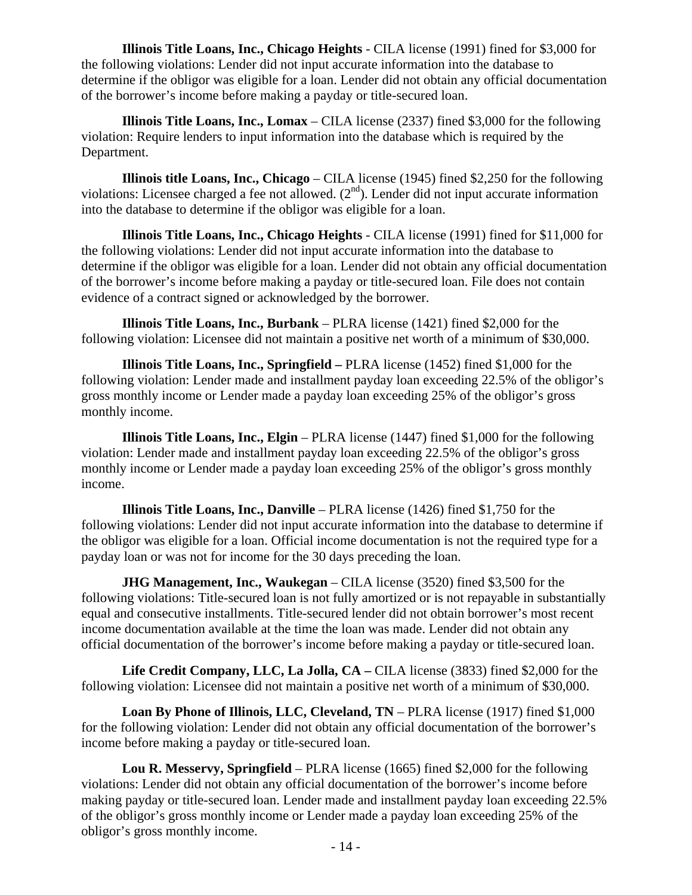**Illinois Title Loans, Inc., Chicago Heights** - CILA license (1991) fined for $3,000 for the following violations: Lender did not input accurate information into the database to determine if the obligor was eligible for a loan. Lender did not obtain any official documentation of the borrower's income before making a payday or title-secured loan.

**Illinois Title Loans, Inc., Lomax** – CILA license (2337) fined $3,000 for the following violation: Require lenders to input information into the database which is required by the Department.

**Illinois title Loans, Inc., Chicago** – CILA license (1945) fined $2,250 for the following violations: Licensee charged a fee not allowed. (2nd). Lender did not input accurate information into the database to determine if the obligor was eligible for a loan.

**Illinois Title Loans, Inc., Chicago Heights** - CILA license (1991) fined for $11,000 for the following violations: Lender did not input accurate information into the database to determine if the obligor was eligible for a loan. Lender did not obtain any official documentation of the borrower's income before making a payday or title-secured loan. File does not contain evidence of a contract signed or acknowledged by the borrower.

**Illinois Title Loans, Inc., Burbank** – PLRA license (1421) fined $2,000 for the following violation: Licensee did not maintain a positive net worth of a minimum of $30,000.

**Illinois Title Loans, Inc., Springfield –** PLRA license (1452) fined $1,000 for the following violation: Lender made and installment payday loan exceeding 22.5% of the obligor's gross monthly income or Lender made a payday loan exceeding 25% of the obligor's gross monthly income.

**Illinois Title Loans, Inc., Elgin** – PLRA license (1447) fined $1,000 for the following violation: Lender made and installment payday loan exceeding 22.5% of the obligor's gross monthly income or Lender made a payday loan exceeding 25% of the obligor's gross monthly income.

**Illinois Title Loans, Inc., Danville** – PLRA license (1426) fined $1,750 for the following violations: Lender did not input accurate information into the database to determine if the obligor was eligible for a loan. Official income documentation is not the required type for a payday loan or was not for income for the 30 days preceding the loan.

**JHG Management, Inc., Waukegan** – CILA license (3520) fined $3,500 for the following violations: Title-secured loan is not fully amortized or is not repayable in substantially equal and consecutive installments. Title-secured lender did not obtain borrower's most recent income documentation available at the time the loan was made. Lender did not obtain any official documentation of the borrower's income before making a payday or title-secured loan.

**Life Credit Company, LLC, La Jolla, CA –** CILA license (3833) fined $2,000 for the following violation: Licensee did not maintain a positive net worth of a minimum of $30,000.

**Loan By Phone of Illinois, LLC, Cleveland, TN** – PLRA license (1917) fined $1,000 for the following violation: Lender did not obtain any official documentation of the borrower's income before making a payday or title-secured loan.

**Lou R. Messervy, Springfield** – PLRA license (1665) fined $2,000 for the following violations: Lender did not obtain any official documentation of the borrower's income before making payday or title-secured loan. Lender made and installment payday loan exceeding 22.5% of the obligor's gross monthly income or Lender made a payday loan exceeding 25% of the obligor's gross monthly income.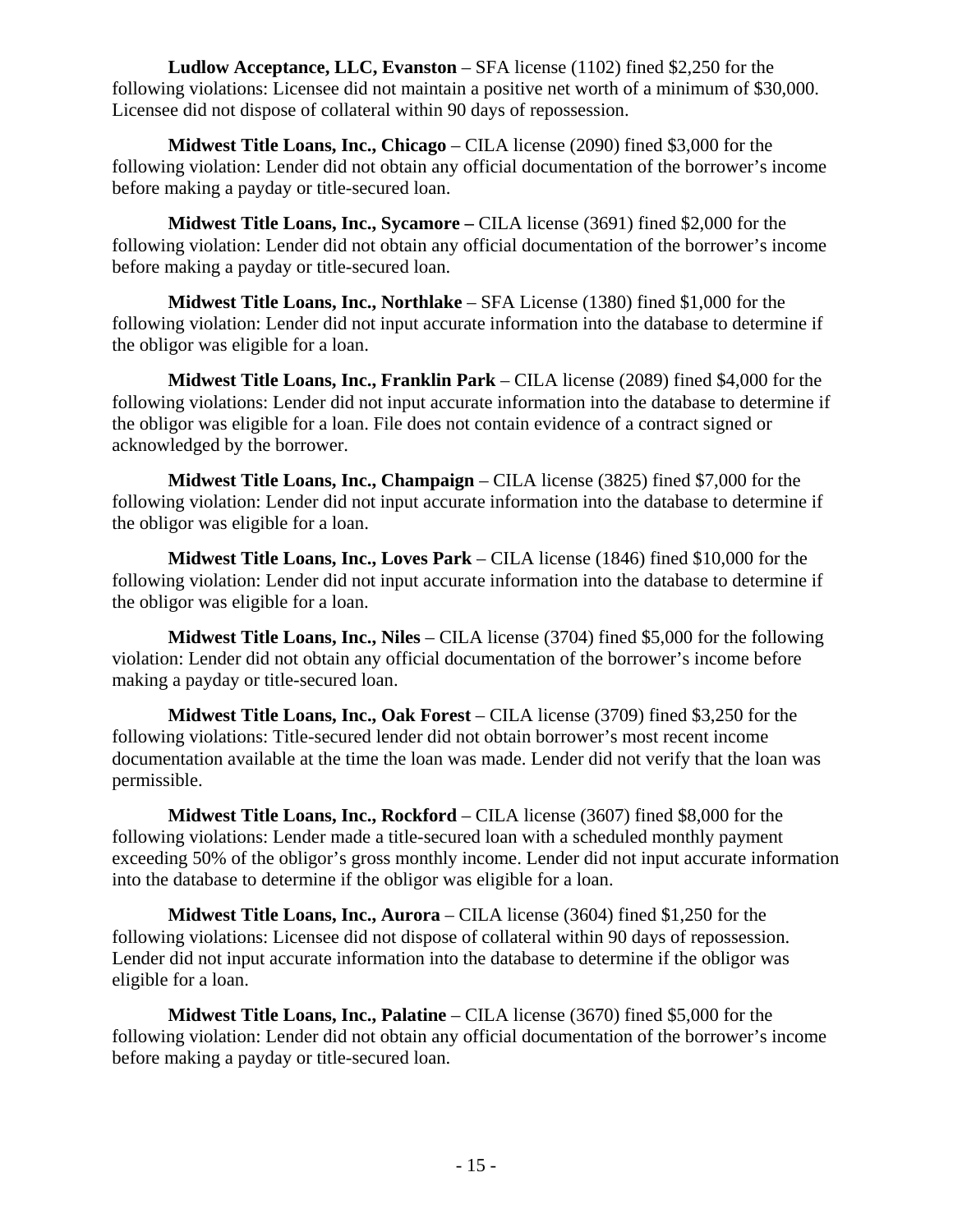**Ludlow Acceptance, LLC, Evanston** – SFA license (1102) fined $2,250 for the following violations: Licensee did not maintain a positive net worth of a minimum of $30,000. Licensee did not dispose of collateral within 90 days of repossession.

**Midwest Title Loans, Inc., Chicago** – CILA license (2090) fined $3,000 for the following violation: Lender did not obtain any official documentation of the borrower's income before making a payday or title-secured loan.

**Midwest Title Loans, Inc., Sycamore –** CILA license (3691) fined $2,000 for the following violation: Lender did not obtain any official documentation of the borrower's income before making a payday or title-secured loan.

**Midwest Title Loans, Inc., Northlake** – SFA License (1380) fined $1,000 for the following violation: Lender did not input accurate information into the database to determine if the obligor was eligible for a loan.

**Midwest Title Loans, Inc., Franklin Park** – CILA license (2089) fined $4,000 for the following violations: Lender did not input accurate information into the database to determine if the obligor was eligible for a loan. File does not contain evidence of a contract signed or acknowledged by the borrower.

**Midwest Title Loans, Inc., Champaign** – CILA license (3825) fined $7,000 for the following violation: Lender did not input accurate information into the database to determine if the obligor was eligible for a loan.

**Midwest Title Loans, Inc., Loves Park** – CILA license (1846) fined $10,000 for the following violation: Lender did not input accurate information into the database to determine if the obligor was eligible for a loan.

**Midwest Title Loans, Inc., Niles** – CILA license (3704) fined $5,000 for the following violation: Lender did not obtain any official documentation of the borrower's income before making a payday or title-secured loan.

**Midwest Title Loans, Inc., Oak Forest** – CILA license (3709) fined $3,250 for the following violations: Title-secured lender did not obtain borrower's most recent income documentation available at the time the loan was made. Lender did not verify that the loan was permissible.

**Midwest Title Loans, Inc., Rockford** – CILA license (3607) fined $8,000 for the following violations: Lender made a title-secured loan with a scheduled monthly payment exceeding 50% of the obligor's gross monthly income. Lender did not input accurate information into the database to determine if the obligor was eligible for a loan.

**Midwest Title Loans, Inc., Aurora** – CILA license (3604) fined $1,250 for the following violations: Licensee did not dispose of collateral within 90 days of repossession. Lender did not input accurate information into the database to determine if the obligor was eligible for a loan.

**Midwest Title Loans, Inc., Palatine** – CILA license (3670) fined $5,000 for the following violation: Lender did not obtain any official documentation of the borrower's income before making a payday or title-secured loan.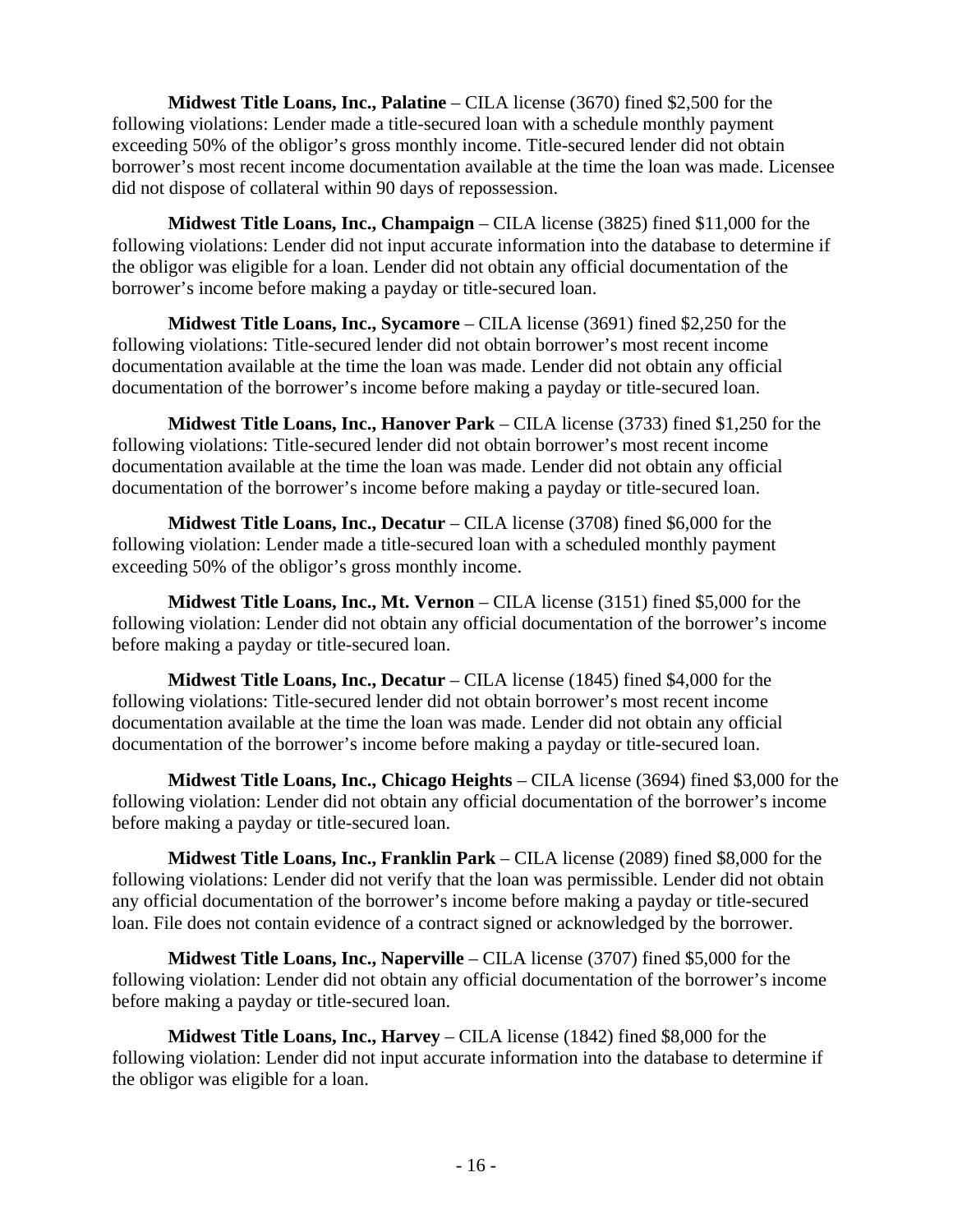**Midwest Title Loans, Inc., Palatine** – CILA license (3670) fined $2,500 for the following violations: Lender made a title-secured loan with a schedule monthly payment exceeding 50% of the obligor's gross monthly income. Title-secured lender did not obtain borrower's most recent income documentation available at the time the loan was made. Licensee did not dispose of collateral within 90 days of repossession.

**Midwest Title Loans, Inc., Champaign** – CILA license (3825) fined $11,000 for the following violations: Lender did not input accurate information into the database to determine if the obligor was eligible for a loan. Lender did not obtain any official documentation of the borrower's income before making a payday or title-secured loan.

**Midwest Title Loans, Inc., Sycamore** – CILA license (3691) fined $2,250 for the following violations: Title-secured lender did not obtain borrower's most recent income documentation available at the time the loan was made. Lender did not obtain any official documentation of the borrower's income before making a payday or title-secured loan.

**Midwest Title Loans, Inc., Hanover Park** – CILA license (3733) fined $1,250 for the following violations: Title-secured lender did not obtain borrower's most recent income documentation available at the time the loan was made. Lender did not obtain any official documentation of the borrower's income before making a payday or title-secured loan.

**Midwest Title Loans, Inc., Decatur** – CILA license (3708) fined $6,000 for the following violation: Lender made a title-secured loan with a scheduled monthly payment exceeding 50% of the obligor's gross monthly income.

**Midwest Title Loans, Inc., Mt. Vernon** – CILA license (3151) fined $5,000 for the following violation: Lender did not obtain any official documentation of the borrower's income before making a payday or title-secured loan.

**Midwest Title Loans, Inc., Decatur** – CILA license (1845) fined $4,000 for the following violations: Title-secured lender did not obtain borrower's most recent income documentation available at the time the loan was made. Lender did not obtain any official documentation of the borrower's income before making a payday or title-secured loan.

**Midwest Title Loans, Inc., Chicago Heights** – CILA license (3694) fined $3,000 for the following violation: Lender did not obtain any official documentation of the borrower's income before making a payday or title-secured loan.

**Midwest Title Loans, Inc., Franklin Park** – CILA license (2089) fined $8,000 for the following violations: Lender did not verify that the loan was permissible. Lender did not obtain any official documentation of the borrower's income before making a payday or title-secured loan. File does not contain evidence of a contract signed or acknowledged by the borrower.

**Midwest Title Loans, Inc., Naperville** – CILA license (3707) fined $5,000 for the following violation: Lender did not obtain any official documentation of the borrower's income before making a payday or title-secured loan.

**Midwest Title Loans, Inc., Harvey** – CILA license (1842) fined $8,000 for the following violation: Lender did not input accurate information into the database to determine if the obligor was eligible for a loan.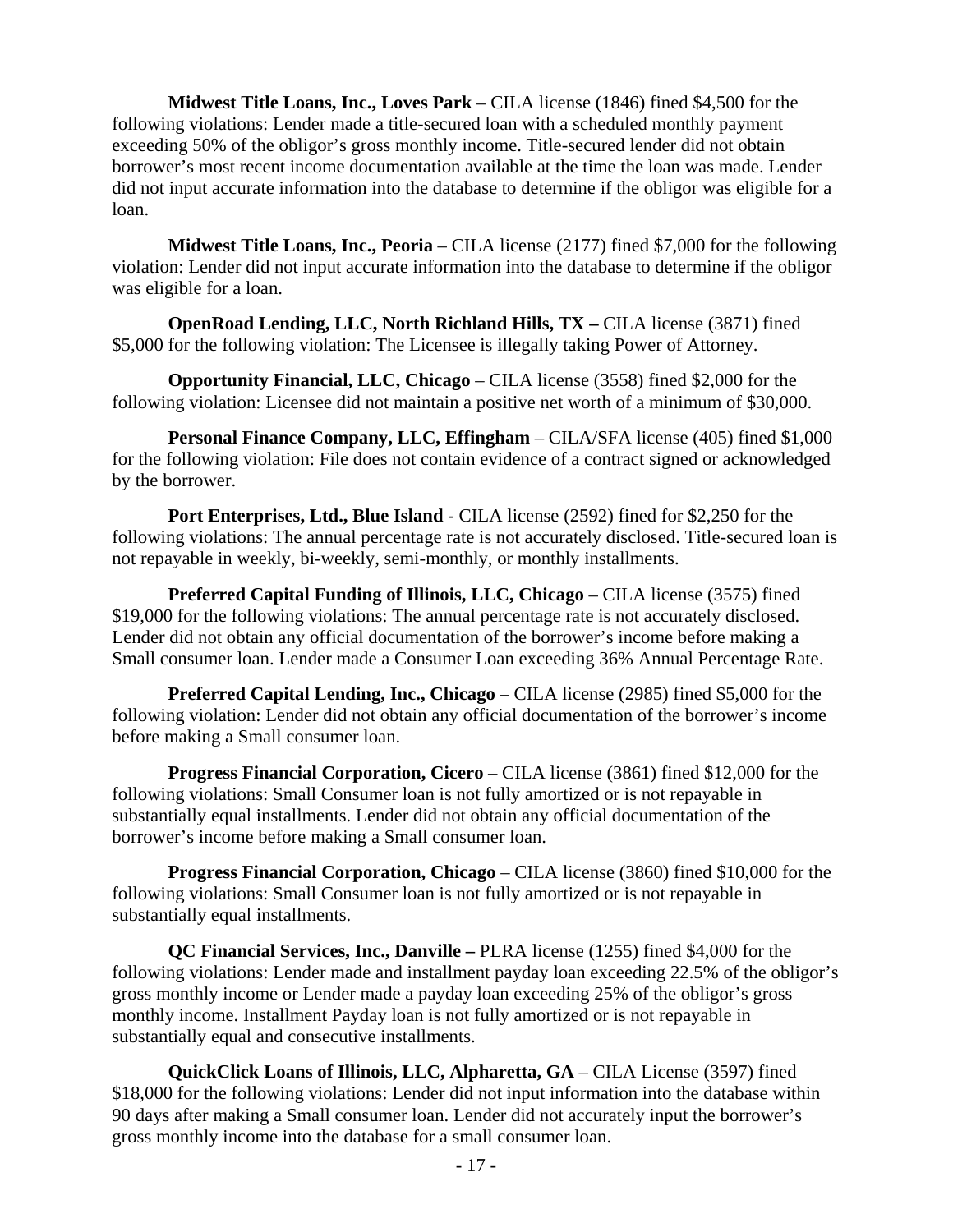**Midwest Title Loans, Inc., Loves Park** – CILA license (1846) fined $4,500 for the following violations: Lender made a title-secured loan with a scheduled monthly payment exceeding 50% of the obligor's gross monthly income. Title-secured lender did not obtain borrower's most recent income documentation available at the time the loan was made. Lender did not input accurate information into the database to determine if the obligor was eligible for a loan.

**Midwest Title Loans, Inc., Peoria** – CILA license (2177) fined $7,000 for the following violation: Lender did not input accurate information into the database to determine if the obligor was eligible for a loan.

**OpenRoad Lending, LLC, North Richland Hills, TX –** CILA license (3871) fined $5,000 for the following violation: The Licensee is illegally taking Power of Attorney.

**Opportunity Financial, LLC, Chicago** – CILA license (3558) fined $2,000 for the following violation: Licensee did not maintain a positive net worth of a minimum of $30,000.

**Personal Finance Company, LLC, Effingham** – CILA/SFA license (405) fined $1,000 for the following violation: File does not contain evidence of a contract signed or acknowledged by the borrower.

**Port Enterprises, Ltd., Blue Island** - CILA license (2592) fined for $2,250 for the following violations: The annual percentage rate is not accurately disclosed. Title-secured loan is not repayable in weekly, bi-weekly, semi-monthly, or monthly installments.

**Preferred Capital Funding of Illinois, LLC, Chicago** – CILA license (3575) fined $19,000 for the following violations: The annual percentage rate is not accurately disclosed. Lender did not obtain any official documentation of the borrower's income before making a Small consumer loan. Lender made a Consumer Loan exceeding 36% Annual Percentage Rate.

**Preferred Capital Lending, Inc., Chicago** – CILA license (2985) fined $5,000 for the following violation: Lender did not obtain any official documentation of the borrower's income before making a Small consumer loan.

**Progress Financial Corporation, Cicero** – CILA license (3861) fined $12,000 for the following violations: Small Consumer loan is not fully amortized or is not repayable in substantially equal installments. Lender did not obtain any official documentation of the borrower's income before making a Small consumer loan.

**Progress Financial Corporation, Chicago** – CILA license (3860) fined $10,000 for the following violations: Small Consumer loan is not fully amortized or is not repayable in substantially equal installments.

**QC Financial Services, Inc., Danville –** PLRA license (1255) fined $4,000 for the following violations: Lender made and installment payday loan exceeding 22.5% of the obligor's gross monthly income or Lender made a payday loan exceeding 25% of the obligor's gross monthly income. Installment Payday loan is not fully amortized or is not repayable in substantially equal and consecutive installments.

**QuickClick Loans of Illinois, LLC, Alpharetta, GA** – CILA License (3597) fined $18,000 for the following violations: Lender did not input information into the database within 90 days after making a Small consumer loan. Lender did not accurately input the borrower's gross monthly income into the database for a small consumer loan.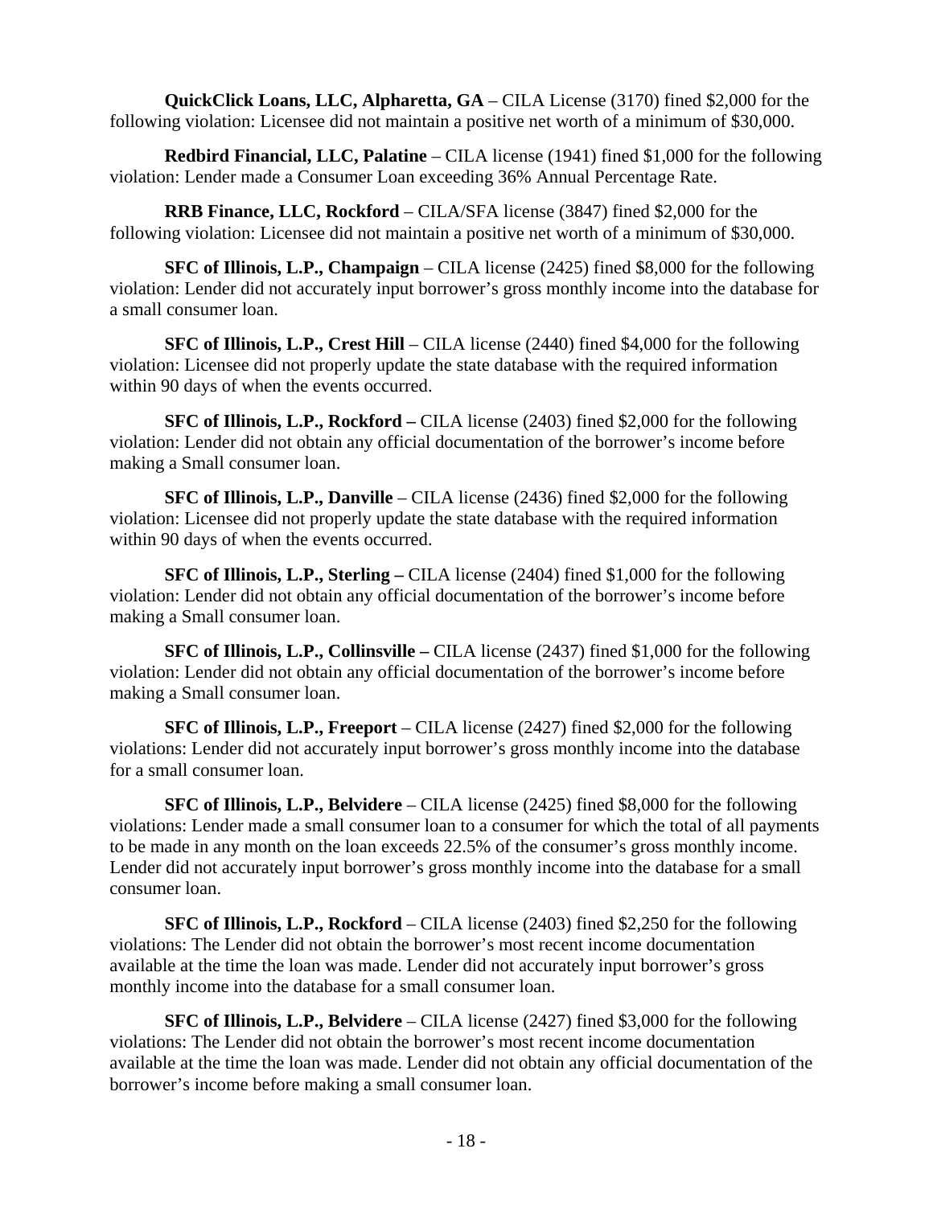**QuickClick Loans, LLC, Alpharetta, GA** – CILA License (3170) fined $2,000 for the following violation: Licensee did not maintain a positive net worth of a minimum of $30,000.

**Redbird Financial, LLC, Palatine** – CILA license (1941) fined $1,000 for the following violation: Lender made a Consumer Loan exceeding 36% Annual Percentage Rate.

**RRB Finance, LLC, Rockford** – CILA/SFA license (3847) fined $2,000 for the following violation: Licensee did not maintain a positive net worth of a minimum of $30,000.

**SFC of Illinois, L.P., Champaign** – CILA license (2425) fined $8,000 for the following violation: Lender did not accurately input borrower's gross monthly income into the database for a small consumer loan.

**SFC of Illinois, L.P., Crest Hill** – CILA license (2440) fined $4,000 for the following violation: Licensee did not properly update the state database with the required information within 90 days of when the events occurred.

**SFC of Illinois, L.P., Rockford –** CILA license (2403) fined $2,000 for the following violation: Lender did not obtain any official documentation of the borrower's income before making a Small consumer loan.

**SFC of Illinois, L.P., Danville** – CILA license (2436) fined $2,000 for the following violation: Licensee did not properly update the state database with the required information within 90 days of when the events occurred.

**SFC of Illinois, L.P., Sterling –** CILA license (2404) fined $1,000 for the following violation: Lender did not obtain any official documentation of the borrower's income before making a Small consumer loan.

**SFC of Illinois, L.P., Collinsville –** CILA license (2437) fined $1,000 for the following violation: Lender did not obtain any official documentation of the borrower's income before making a Small consumer loan.

**SFC of Illinois, L.P., Freeport** – CILA license (2427) fined $2,000 for the following violations: Lender did not accurately input borrower's gross monthly income into the database for a small consumer loan.

**SFC of Illinois, L.P., Belvidere** – CILA license (2425) fined $8,000 for the following violations: Lender made a small consumer loan to a consumer for which the total of all payments to be made in any month on the loan exceeds 22.5% of the consumer's gross monthly income. Lender did not accurately input borrower's gross monthly income into the database for a small consumer loan.

**SFC of Illinois, L.P., Rockford** – CILA license (2403) fined $2,250 for the following violations: The Lender did not obtain the borrower's most recent income documentation available at the time the loan was made. Lender did not accurately input borrower's gross monthly income into the database for a small consumer loan.

**SFC of Illinois, L.P., Belvidere** – CILA license (2427) fined $3,000 for the following violations: The Lender did not obtain the borrower's most recent income documentation available at the time the loan was made. Lender did not obtain any official documentation of the borrower's income before making a small consumer loan.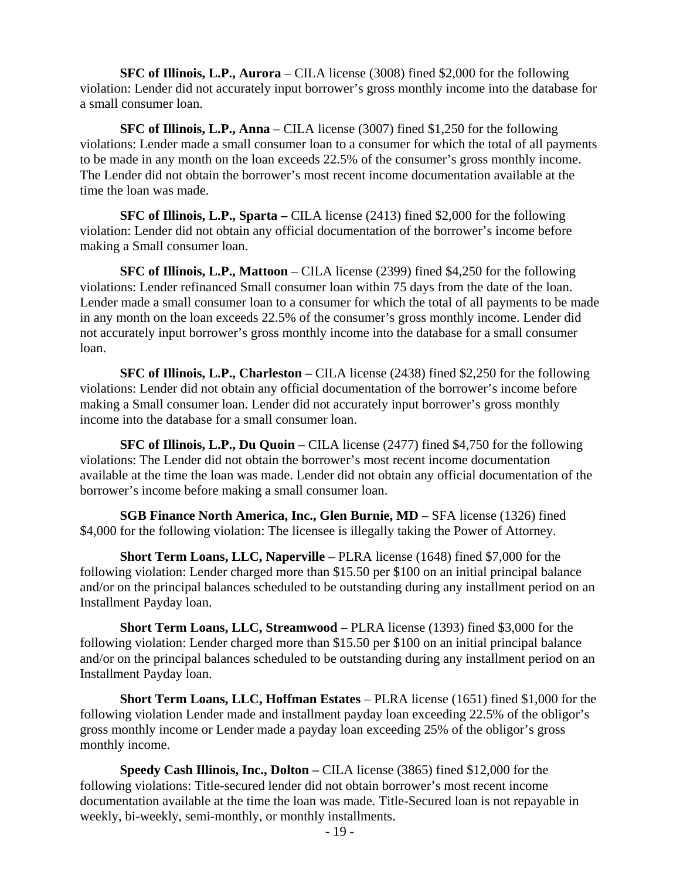**SFC of Illinois, L.P., Aurora** – CILA license (3008) fined $2,000 for the following violation: Lender did not accurately input borrower's gross monthly income into the database for a small consumer loan.

**SFC of Illinois, L.P., Anna** – CILA license (3007) fined $1,250 for the following violations: Lender made a small consumer loan to a consumer for which the total of all payments to be made in any month on the loan exceeds 22.5% of the consumer's gross monthly income. The Lender did not obtain the borrower's most recent income documentation available at the time the loan was made.

**SFC of Illinois, L.P., Sparta –** CILA license (2413) fined $2,000 for the following violation: Lender did not obtain any official documentation of the borrower's income before making a Small consumer loan.

**SFC of Illinois, L.P., Mattoon** – CILA license (2399) fined $4,250 for the following violations: Lender refinanced Small consumer loan within 75 days from the date of the loan. Lender made a small consumer loan to a consumer for which the total of all payments to be made in any month on the loan exceeds 22.5% of the consumer's gross monthly income. Lender did not accurately input borrower's gross monthly income into the database for a small consumer loan.

**SFC of Illinois, L.P., Charleston –** CILA license (2438) fined $2,250 for the following violations: Lender did not obtain any official documentation of the borrower's income before making a Small consumer loan. Lender did not accurately input borrower's gross monthly income into the database for a small consumer loan.

**SFC of Illinois, L.P., Du Quoin** – CILA license (2477) fined $4,750 for the following violations: The Lender did not obtain the borrower's most recent income documentation available at the time the loan was made. Lender did not obtain any official documentation of the borrower's income before making a small consumer loan.

**SGB Finance North America, Inc., Glen Burnie, MD** – SFA license (1326) fined $4,000 for the following violation: The licensee is illegally taking the Power of Attorney.

**Short Term Loans, LLC, Naperville** – PLRA license (1648) fined $7,000 for the following violation: Lender charged more than $15.50 per $100 on an initial principal balance and/or on the principal balances scheduled to be outstanding during any installment period on an Installment Payday loan.

**Short Term Loans, LLC, Streamwood** – PLRA license (1393) fined $3,000 for the following violation: Lender charged more than $15.50 per $100 on an initial principal balance and/or on the principal balances scheduled to be outstanding during any installment period on an Installment Payday loan.

**Short Term Loans, LLC, Hoffman Estates** – PLRA license (1651) fined $1,000 for the following violation Lender made and installment payday loan exceeding 22.5% of the obligor's gross monthly income or Lender made a payday loan exceeding 25% of the obligor's gross monthly income.

**Speedy Cash Illinois, Inc., Dolton –** CILA license (3865) fined $12,000 for the following violations: Title-secured lender did not obtain borrower's most recent income documentation available at the time the loan was made. Title-Secured loan is not repayable in weekly, bi-weekly, semi-monthly, or monthly installments.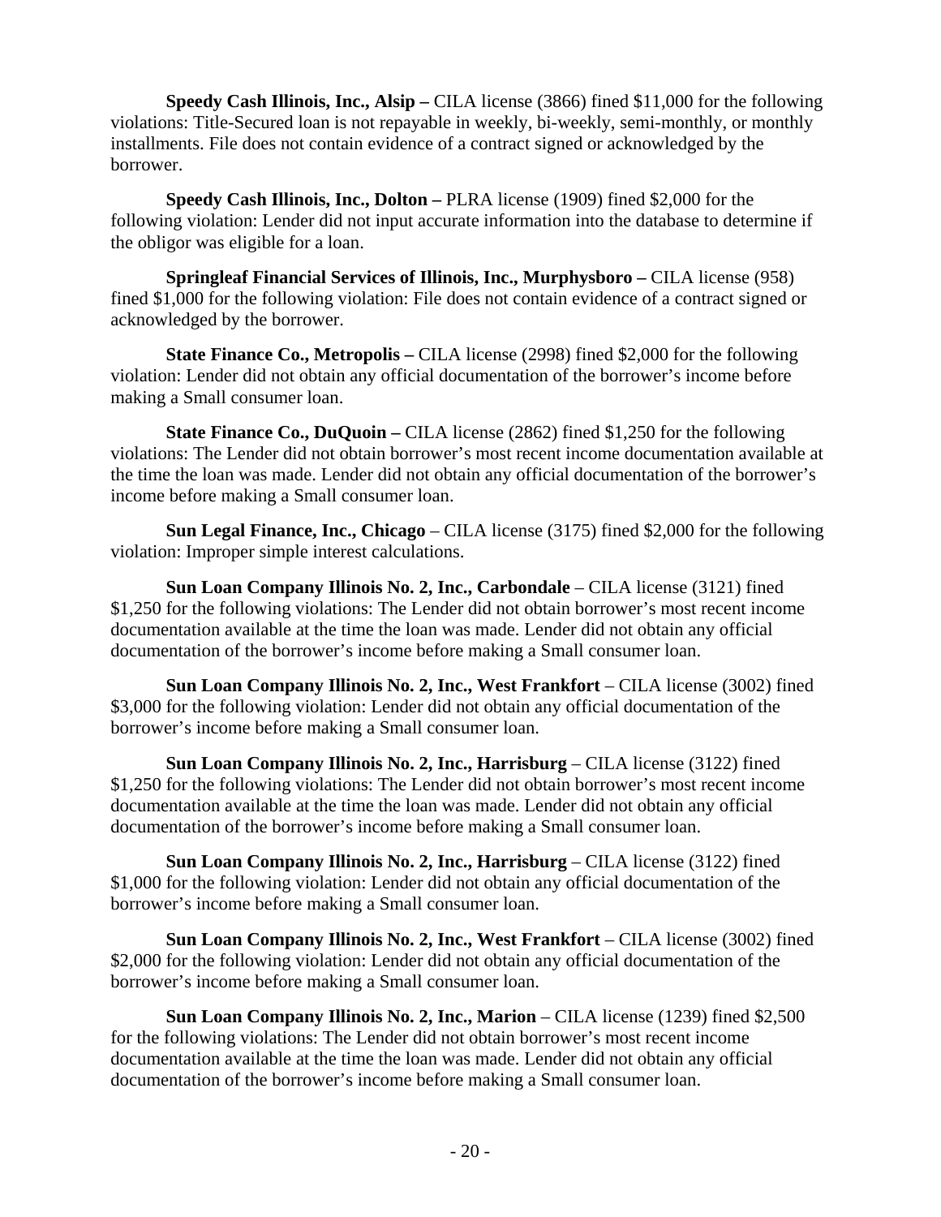**Speedy Cash Illinois, Inc., Alsip –** CILA license (3866) fined $11,000 for the following violations: Title-Secured loan is not repayable in weekly, bi-weekly, semi-monthly, or monthly installments. File does not contain evidence of a contract signed or acknowledged by the borrower.

**Speedy Cash Illinois, Inc., Dolton –** PLRA license (1909) fined $2,000 for the following violation: Lender did not input accurate information into the database to determine if the obligor was eligible for a loan.

**Springleaf Financial Services of Illinois, Inc., Murphysboro –** CILA license (958) fined $1,000 for the following violation: File does not contain evidence of a contract signed or acknowledged by the borrower.

**State Finance Co., Metropolis –** CILA license (2998) fined $2,000 for the following violation: Lender did not obtain any official documentation of the borrower's income before making a Small consumer loan.

**State Finance Co., DuQuoin –** CILA license (2862) fined $1,250 for the following violations: The Lender did not obtain borrower's most recent income documentation available at the time the loan was made. Lender did not obtain any official documentation of the borrower's income before making a Small consumer loan.

**Sun Legal Finance, Inc., Chicago** – CILA license (3175) fined $2,000 for the following violation: Improper simple interest calculations.

**Sun Loan Company Illinois No. 2, Inc., Carbondale** – CILA license (3121) fined $1,250 for the following violations: The Lender did not obtain borrower's most recent income documentation available at the time the loan was made. Lender did not obtain any official documentation of the borrower's income before making a Small consumer loan.

**Sun Loan Company Illinois No. 2, Inc., West Frankfort** – CILA license (3002) fined $3,000 for the following violation: Lender did not obtain any official documentation of the borrower's income before making a Small consumer loan.

**Sun Loan Company Illinois No. 2, Inc., Harrisburg** – CILA license (3122) fined $1,250 for the following violations: The Lender did not obtain borrower's most recent income documentation available at the time the loan was made. Lender did not obtain any official documentation of the borrower's income before making a Small consumer loan.

**Sun Loan Company Illinois No. 2, Inc., Harrisburg** – CILA license (3122) fined $1,000 for the following violation: Lender did not obtain any official documentation of the borrower's income before making a Small consumer loan.

**Sun Loan Company Illinois No. 2, Inc., West Frankfort** – CILA license (3002) fined $2,000 for the following violation: Lender did not obtain any official documentation of the borrower's income before making a Small consumer loan.

**Sun Loan Company Illinois No. 2, Inc., Marion** – CILA license (1239) fined $2,500 for the following violations: The Lender did not obtain borrower's most recent income documentation available at the time the loan was made. Lender did not obtain any official documentation of the borrower's income before making a Small consumer loan.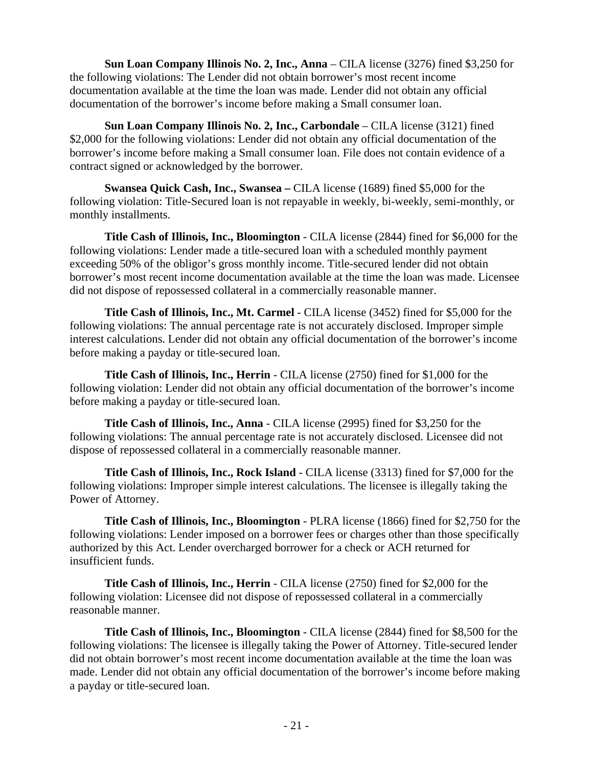**Sun Loan Company Illinois No. 2, Inc., Anna** – CILA license (3276) fined $3,250 for the following violations: The Lender did not obtain borrower's most recent income documentation available at the time the loan was made. Lender did not obtain any official documentation of the borrower's income before making a Small consumer loan.

**Sun Loan Company Illinois No. 2, Inc., Carbondale** – CILA license (3121) fined $2,000 for the following violations: Lender did not obtain any official documentation of the borrower's income before making a Small consumer loan. File does not contain evidence of a contract signed or acknowledged by the borrower.

**Swansea Quick Cash, Inc., Swansea –** CILA license (1689) fined $5,000 for the following violation: Title-Secured loan is not repayable in weekly, bi-weekly, semi-monthly, or monthly installments.

**Title Cash of Illinois, Inc., Bloomington** - CILA license (2844) fined for $6,000 for the following violations: Lender made a title-secured loan with a scheduled monthly payment exceeding 50% of the obligor's gross monthly income. Title-secured lender did not obtain borrower's most recent income documentation available at the time the loan was made. Licensee did not dispose of repossessed collateral in a commercially reasonable manner.

**Title Cash of Illinois, Inc., Mt. Carmel** - CILA license (3452) fined for $5,000 for the following violations: The annual percentage rate is not accurately disclosed. Improper simple interest calculations. Lender did not obtain any official documentation of the borrower's income before making a payday or title-secured loan.

**Title Cash of Illinois, Inc., Herrin** - CILA license (2750) fined for $1,000 for the following violation: Lender did not obtain any official documentation of the borrower's income before making a payday or title-secured loan.

**Title Cash of Illinois, Inc., Anna** - CILA license (2995) fined for $3,250 for the following violations: The annual percentage rate is not accurately disclosed. Licensee did not dispose of repossessed collateral in a commercially reasonable manner.

**Title Cash of Illinois, Inc., Rock Island** - CILA license (3313) fined for $7,000 for the following violations: Improper simple interest calculations. The licensee is illegally taking the Power of Attorney.

**Title Cash of Illinois, Inc., Bloomington** - PLRA license (1866) fined for $2,750 for the following violations: Lender imposed on a borrower fees or charges other than those specifically authorized by this Act. Lender overcharged borrower for a check or ACH returned for insufficient funds.

**Title Cash of Illinois, Inc., Herrin** - CILA license (2750) fined for $2,000 for the following violation: Licensee did not dispose of repossessed collateral in a commercially reasonable manner.

**Title Cash of Illinois, Inc., Bloomington** - CILA license (2844) fined for $8,500 for the following violations: The licensee is illegally taking the Power of Attorney. Title-secured lender did not obtain borrower's most recent income documentation available at the time the loan was made. Lender did not obtain any official documentation of the borrower's income before making a payday or title-secured loan.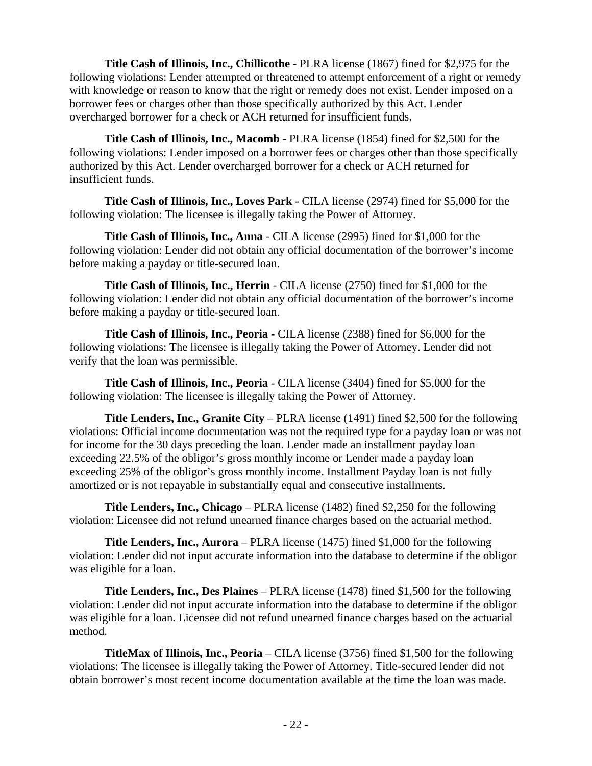**Title Cash of Illinois, Inc., Chillicothe** - PLRA license (1867) fined for $2,975 for the following violations: Lender attempted or threatened to attempt enforcement of a right or remedy with knowledge or reason to know that the right or remedy does not exist. Lender imposed on a borrower fees or charges other than those specifically authorized by this Act. Lender overcharged borrower for a check or ACH returned for insufficient funds.

**Title Cash of Illinois, Inc., Macomb** - PLRA license (1854) fined for $2,500 for the following violations: Lender imposed on a borrower fees or charges other than those specifically authorized by this Act. Lender overcharged borrower for a check or ACH returned for insufficient funds.

**Title Cash of Illinois, Inc., Loves Park** - CILA license (2974) fined for $5,000 for the following violation: The licensee is illegally taking the Power of Attorney.

**Title Cash of Illinois, Inc., Anna** - CILA license (2995) fined for $1,000 for the following violation: Lender did not obtain any official documentation of the borrower's income before making a payday or title-secured loan.

**Title Cash of Illinois, Inc., Herrin** - CILA license (2750) fined for $1,000 for the following violation: Lender did not obtain any official documentation of the borrower's income before making a payday or title-secured loan.

**Title Cash of Illinois, Inc., Peoria** - CILA license (2388) fined for $6,000 for the following violations: The licensee is illegally taking the Power of Attorney. Lender did not verify that the loan was permissible.

**Title Cash of Illinois, Inc., Peoria** - CILA license (3404) fined for $5,000 for the following violation: The licensee is illegally taking the Power of Attorney.

**Title Lenders, Inc., Granite City** – PLRA license (1491) fined $2,500 for the following violations: Official income documentation was not the required type for a payday loan or was not for income for the 30 days preceding the loan. Lender made an installment payday loan exceeding 22.5% of the obligor's gross monthly income or Lender made a payday loan exceeding 25% of the obligor's gross monthly income. Installment Payday loan is not fully amortized or is not repayable in substantially equal and consecutive installments.

**Title Lenders, Inc., Chicago** – PLRA license (1482) fined $2,250 for the following violation: Licensee did not refund unearned finance charges based on the actuarial method.

**Title Lenders, Inc., Aurora** – PLRA license (1475) fined $1,000 for the following violation: Lender did not input accurate information into the database to determine if the obligor was eligible for a loan.

**Title Lenders, Inc., Des Plaines** – PLRA license (1478) fined $1,500 for the following violation: Lender did not input accurate information into the database to determine if the obligor was eligible for a loan. Licensee did not refund unearned finance charges based on the actuarial method.

**TitleMax of Illinois, Inc., Peoria** – CILA license (3756) fined $1,500 for the following violations: The licensee is illegally taking the Power of Attorney. Title-secured lender did not obtain borrower's most recent income documentation available at the time the loan was made.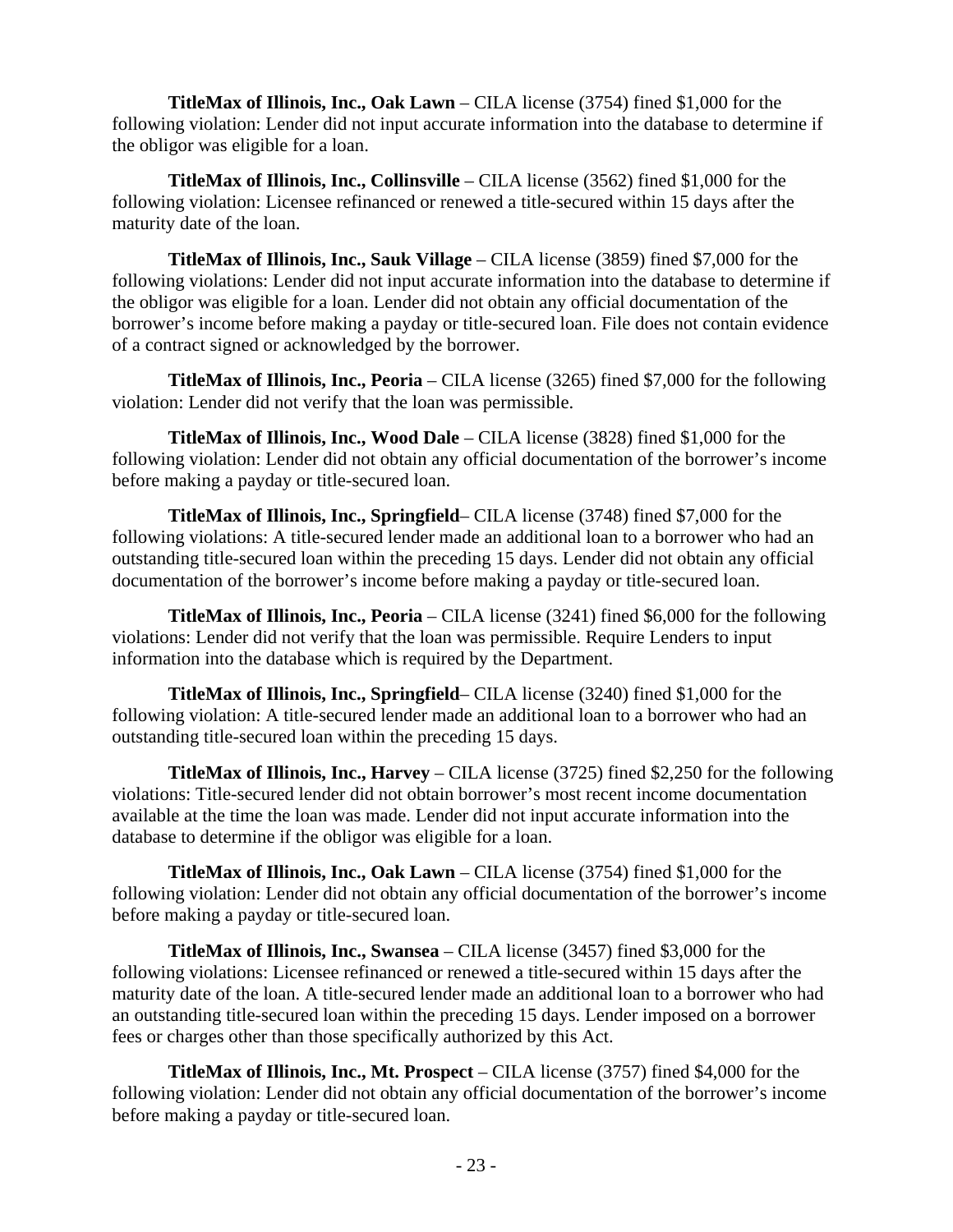**TitleMax of Illinois, Inc., Oak Lawn** – CILA license (3754) fined $1,000 for the following violation: Lender did not input accurate information into the database to determine if the obligor was eligible for a loan.

**TitleMax of Illinois, Inc., Collinsville** – CILA license (3562) fined $1,000 for the following violation: Licensee refinanced or renewed a title-secured within 15 days after the maturity date of the loan.

**TitleMax of Illinois, Inc., Sauk Village** – CILA license (3859) fined $7,000 for the following violations: Lender did not input accurate information into the database to determine if the obligor was eligible for a loan. Lender did not obtain any official documentation of the borrower's income before making a payday or title-secured loan. File does not contain evidence of a contract signed or acknowledged by the borrower.

**TitleMax of Illinois, Inc., Peoria** – CILA license (3265) fined $7,000 for the following violation: Lender did not verify that the loan was permissible.

**TitleMax of Illinois, Inc., Wood Dale** – CILA license (3828) fined $1,000 for the following violation: Lender did not obtain any official documentation of the borrower's income before making a payday or title-secured loan.

**TitleMax of Illinois, Inc., Springfield**– CILA license (3748) fined $7,000 for the following violations: A title-secured lender made an additional loan to a borrower who had an outstanding title-secured loan within the preceding 15 days. Lender did not obtain any official documentation of the borrower's income before making a payday or title-secured loan.

**TitleMax of Illinois, Inc., Peoria** – CILA license (3241) fined $6,000 for the following violations: Lender did not verify that the loan was permissible. Require Lenders to input information into the database which is required by the Department.

**TitleMax of Illinois, Inc., Springfield**– CILA license (3240) fined $1,000 for the following violation: A title-secured lender made an additional loan to a borrower who had an outstanding title-secured loan within the preceding 15 days.

**TitleMax of Illinois, Inc., Harvey** – CILA license (3725) fined $2,250 for the following violations: Title-secured lender did not obtain borrower's most recent income documentation available at the time the loan was made. Lender did not input accurate information into the database to determine if the obligor was eligible for a loan.

**TitleMax of Illinois, Inc., Oak Lawn** – CILA license (3754) fined $1,000 for the following violation: Lender did not obtain any official documentation of the borrower's income before making a payday or title-secured loan.

**TitleMax of Illinois, Inc., Swansea** – CILA license (3457) fined $3,000 for the following violations: Licensee refinanced or renewed a title-secured within 15 days after the maturity date of the loan. A title-secured lender made an additional loan to a borrower who had an outstanding title-secured loan within the preceding 15 days. Lender imposed on a borrower fees or charges other than those specifically authorized by this Act.

**TitleMax of Illinois, Inc., Mt. Prospect** – CILA license (3757) fined $4,000 for the following violation: Lender did not obtain any official documentation of the borrower's income before making a payday or title-secured loan.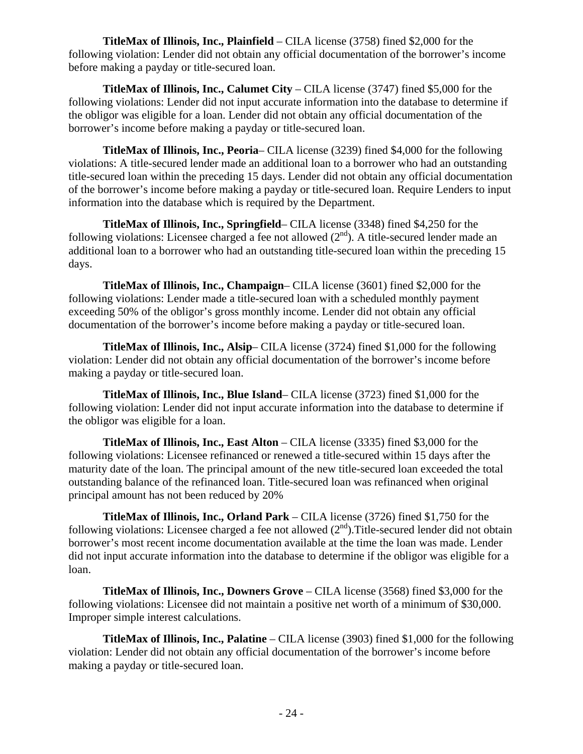**TitleMax of Illinois, Inc., Plainfield** – CILA license (3758) fined $2,000 for the following violation: Lender did not obtain any official documentation of the borrower's income before making a payday or title-secured loan.

**TitleMax of Illinois, Inc., Calumet City** – CILA license (3747) fined $5,000 for the following violations: Lender did not input accurate information into the database to determine if the obligor was eligible for a loan. Lender did not obtain any official documentation of the borrower's income before making a payday or title-secured loan.

**TitleMax of Illinois, Inc., Peoria**– CILA license (3239) fined $4,000 for the following violations: A title-secured lender made an additional loan to a borrower who had an outstanding title-secured loan within the preceding 15 days. Lender did not obtain any official documentation of the borrower's income before making a payday or title-secured loan. Require Lenders to input information into the database which is required by the Department.

**TitleMax of Illinois, Inc., Springfield**– CILA license (3348) fined $4,250 for the following violations: Licensee charged a fee not allowed (2nd). A title-secured lender made an additional loan to a borrower who had an outstanding title-secured loan within the preceding 15 days.

**TitleMax of Illinois, Inc., Champaign**– CILA license (3601) fined $2,000 for the following violations: Lender made a title-secured loan with a scheduled monthly payment exceeding 50% of the obligor's gross monthly income. Lender did not obtain any official documentation of the borrower's income before making a payday or title-secured loan.

**TitleMax of Illinois, Inc., Alsip**– CILA license (3724) fined $1,000 for the following violation: Lender did not obtain any official documentation of the borrower's income before making a payday or title-secured loan.

**TitleMax of Illinois, Inc., Blue Island**– CILA license (3723) fined $1,000 for the following violation: Lender did not input accurate information into the database to determine if the obligor was eligible for a loan.

**TitleMax of Illinois, Inc., East Alton** – CILA license (3335) fined $3,000 for the following violations: Licensee refinanced or renewed a title-secured within 15 days after the maturity date of the loan. The principal amount of the new title-secured loan exceeded the total outstanding balance of the refinanced loan. Title-secured loan was refinanced when original principal amount has not been reduced by 20%

**TitleMax of Illinois, Inc., Orland Park** – CILA license (3726) fined $1,750 for the following violations: Licensee charged a fee not allowed (2nd).Title-secured lender did not obtain borrower's most recent income documentation available at the time the loan was made. Lender did not input accurate information into the database to determine if the obligor was eligible for a loan.

**TitleMax of Illinois, Inc., Downers Grove** – CILA license (3568) fined $3,000 for the following violations: Licensee did not maintain a positive net worth of a minimum of $30,000. Improper simple interest calculations.

**TitleMax of Illinois, Inc., Palatine** – CILA license (3903) fined $1,000 for the following violation: Lender did not obtain any official documentation of the borrower's income before making a payday or title-secured loan.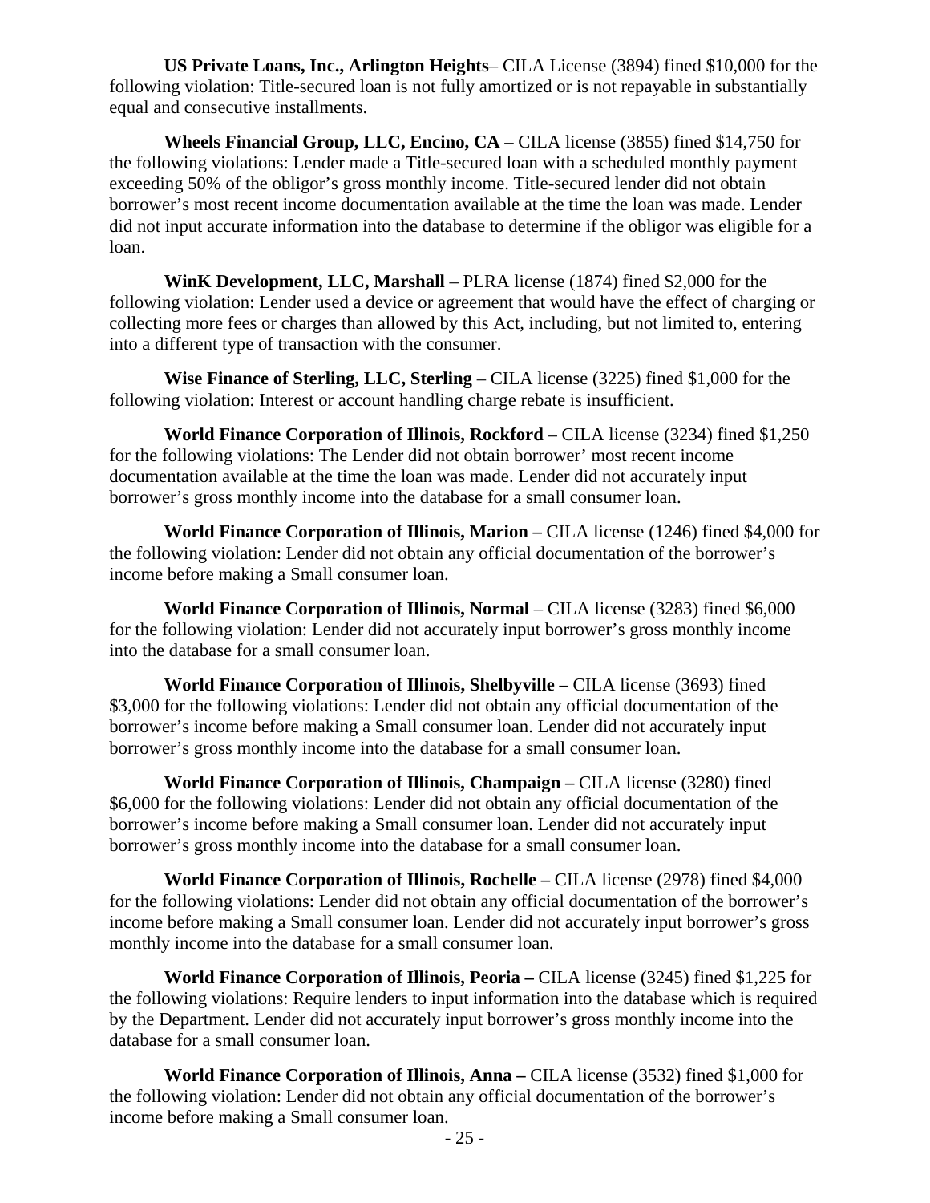**US Private Loans, Inc., Arlington Heights**– CILA License (3894) fined $10,000 for the following violation: Title-secured loan is not fully amortized or is not repayable in substantially equal and consecutive installments.

**Wheels Financial Group, LLC, Encino, CA** – CILA license (3855) fined $14,750 for the following violations: Lender made a Title-secured loan with a scheduled monthly payment exceeding 50% of the obligor's gross monthly income. Title-secured lender did not obtain borrower's most recent income documentation available at the time the loan was made. Lender did not input accurate information into the database to determine if the obligor was eligible for a loan.

**WinK Development, LLC, Marshall** – PLRA license (1874) fined $2,000 for the following violation: Lender used a device or agreement that would have the effect of charging or collecting more fees or charges than allowed by this Act, including, but not limited to, entering into a different type of transaction with the consumer.

**Wise Finance of Sterling, LLC, Sterling** – CILA license (3225) fined $1,000 for the following violation: Interest or account handling charge rebate is insufficient.

**World Finance Corporation of Illinois, Rockford** – CILA license (3234) fined $1,250 for the following violations: The Lender did not obtain borrower' most recent income documentation available at the time the loan was made. Lender did not accurately input borrower's gross monthly income into the database for a small consumer loan.

**World Finance Corporation of Illinois, Marion –** CILA license (1246) fined $4,000 for the following violation: Lender did not obtain any official documentation of the borrower's income before making a Small consumer loan.

**World Finance Corporation of Illinois, Normal** – CILA license (3283) fined $6,000 for the following violation: Lender did not accurately input borrower's gross monthly income into the database for a small consumer loan.

**World Finance Corporation of Illinois, Shelbyville –** CILA license (3693) fined $3,000 for the following violations: Lender did not obtain any official documentation of the borrower's income before making a Small consumer loan. Lender did not accurately input borrower's gross monthly income into the database for a small consumer loan.

**World Finance Corporation of Illinois, Champaign –** CILA license (3280) fined $6,000 for the following violations: Lender did not obtain any official documentation of the borrower's income before making a Small consumer loan. Lender did not accurately input borrower's gross monthly income into the database for a small consumer loan.

**World Finance Corporation of Illinois, Rochelle –** CILA license (2978) fined $4,000 for the following violations: Lender did not obtain any official documentation of the borrower's income before making a Small consumer loan. Lender did not accurately input borrower's gross monthly income into the database for a small consumer loan.

**World Finance Corporation of Illinois, Peoria –** CILA license (3245) fined $1,225 for the following violations: Require lenders to input information into the database which is required by the Department. Lender did not accurately input borrower's gross monthly income into the database for a small consumer loan.

**World Finance Corporation of Illinois, Anna –** CILA license (3532) fined $1,000 for the following violation: Lender did not obtain any official documentation of the borrower's income before making a Small consumer loan.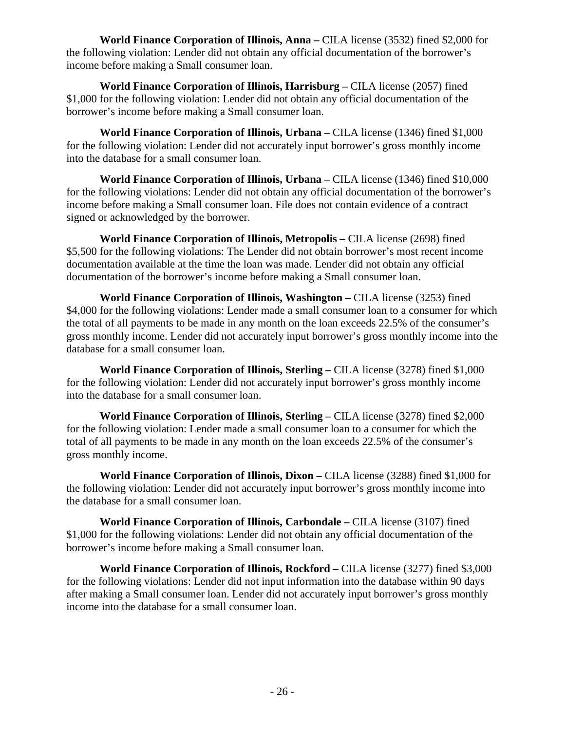**World Finance Corporation of Illinois, Anna –** CILA license (3532) fined $2,000 for the following violation: Lender did not obtain any official documentation of the borrower's income before making a Small consumer loan.

**World Finance Corporation of Illinois, Harrisburg –** CILA license (2057) fined $1,000 for the following violation: Lender did not obtain any official documentation of the borrower's income before making a Small consumer loan.

**World Finance Corporation of Illinois, Urbana –** CILA license (1346) fined $1,000 for the following violation: Lender did not accurately input borrower's gross monthly income into the database for a small consumer loan.

**World Finance Corporation of Illinois, Urbana –** CILA license (1346) fined $10,000 for the following violations: Lender did not obtain any official documentation of the borrower's income before making a Small consumer loan. File does not contain evidence of a contract signed or acknowledged by the borrower.

**World Finance Corporation of Illinois, Metropolis –** CILA license (2698) fined $5,500 for the following violations: The Lender did not obtain borrower's most recent income documentation available at the time the loan was made. Lender did not obtain any official documentation of the borrower's income before making a Small consumer loan.

**World Finance Corporation of Illinois, Washington –** CILA license (3253) fined $4,000 for the following violations: Lender made a small consumer loan to a consumer for which the total of all payments to be made in any month on the loan exceeds 22.5% of the consumer's gross monthly income. Lender did not accurately input borrower's gross monthly income into the database for a small consumer loan.

**World Finance Corporation of Illinois, Sterling –** CILA license (3278) fined $1,000 for the following violation: Lender did not accurately input borrower's gross monthly income into the database for a small consumer loan.

**World Finance Corporation of Illinois, Sterling –** CILA license (3278) fined $2,000 for the following violation: Lender made a small consumer loan to a consumer for which the total of all payments to be made in any month on the loan exceeds 22.5% of the consumer's gross monthly income.

**World Finance Corporation of Illinois, Dixon –** CILA license (3288) fined $1,000 for the following violation: Lender did not accurately input borrower's gross monthly income into the database for a small consumer loan.

**World Finance Corporation of Illinois, Carbondale –** CILA license (3107) fined $1,000 for the following violations: Lender did not obtain any official documentation of the borrower's income before making a Small consumer loan.

**World Finance Corporation of Illinois, Rockford –** CILA license (3277) fined $3,000 for the following violations: Lender did not input information into the database within 90 days after making a Small consumer loan. Lender did not accurately input borrower's gross monthly income into the database for a small consumer loan.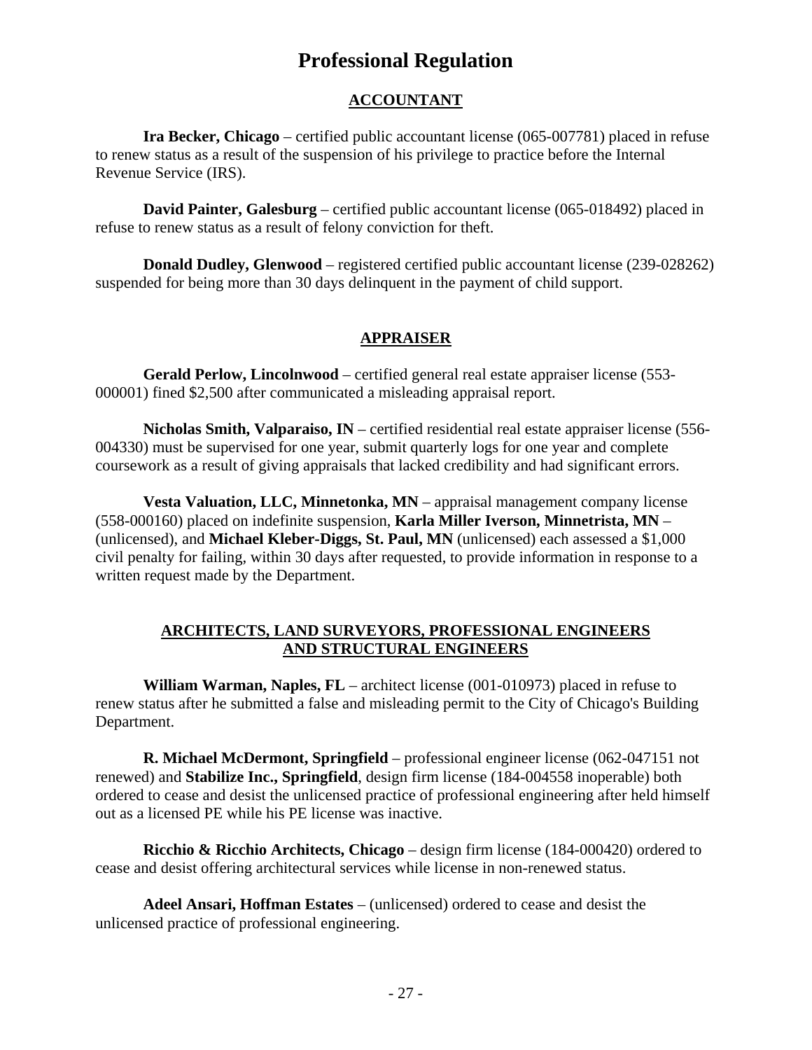# Professional Regulation

## ACCOUNTANT

**Ira Becker, Chicago** – certified public accountant license (065-007781) placed in refuse to renew status as a result of the suspension of his privilege to practice before the Internal Revenue Service (IRS).

**David Painter, Galesburg** – certified public accountant license (065-018492) placed in refuse to renew status as a result of felony conviction for theft.

**Donald Dudley, Glenwood** – registered certified public accountant license (239-028262) suspended for being more than 30 days delinquent in the payment of child support.

## APPRAISER

**Gerald Perlow, Lincolnwood** – certified general real estate appraiser license (553-000001) fined $2,500 after communicated a misleading appraisal report.

**Nicholas Smith, Valparaiso, IN** – certified residential real estate appraiser license (556-004330) must be supervised for one year, submit quarterly logs for one year and complete coursework as a result of giving appraisals that lacked credibility and had significant errors.

**Vesta Valuation, LLC, Minnetonka, MN** – appraisal management company license (558-000160) placed on indefinite suspension, **Karla Miller Iverson, Minnetrista, MN** – (unlicensed), and **Michael Kleber-Diggs, St. Paul, MN** (unlicensed) each assessed a $1,000 civil penalty for failing, within 30 days after requested, to provide information in response to a written request made by the Department.

## ARCHITECTS, LAND SURVEYORS, PROFESSIONAL ENGINEERS AND STRUCTURAL ENGINEERS

**William Warman, Naples, FL** – architect license (001-010973) placed in refuse to renew status after he submitted a false and misleading permit to the City of Chicago's Building Department.

**R. Michael McDermont, Springfield** – professional engineer license (062-047151 not renewed) and **Stabilize Inc., Springfield**, design firm license (184-004558 inoperable) both ordered to cease and desist the unlicensed practice of professional engineering after held himself out as a licensed PE while his PE license was inactive.

**Ricchio & Ricchio Architects, Chicago** – design firm license (184-000420) ordered to cease and desist offering architectural services while license in non-renewed status.

**Adeel Ansari, Hoffman Estates** – (unlicensed) ordered to cease and desist the unlicensed practice of professional engineering.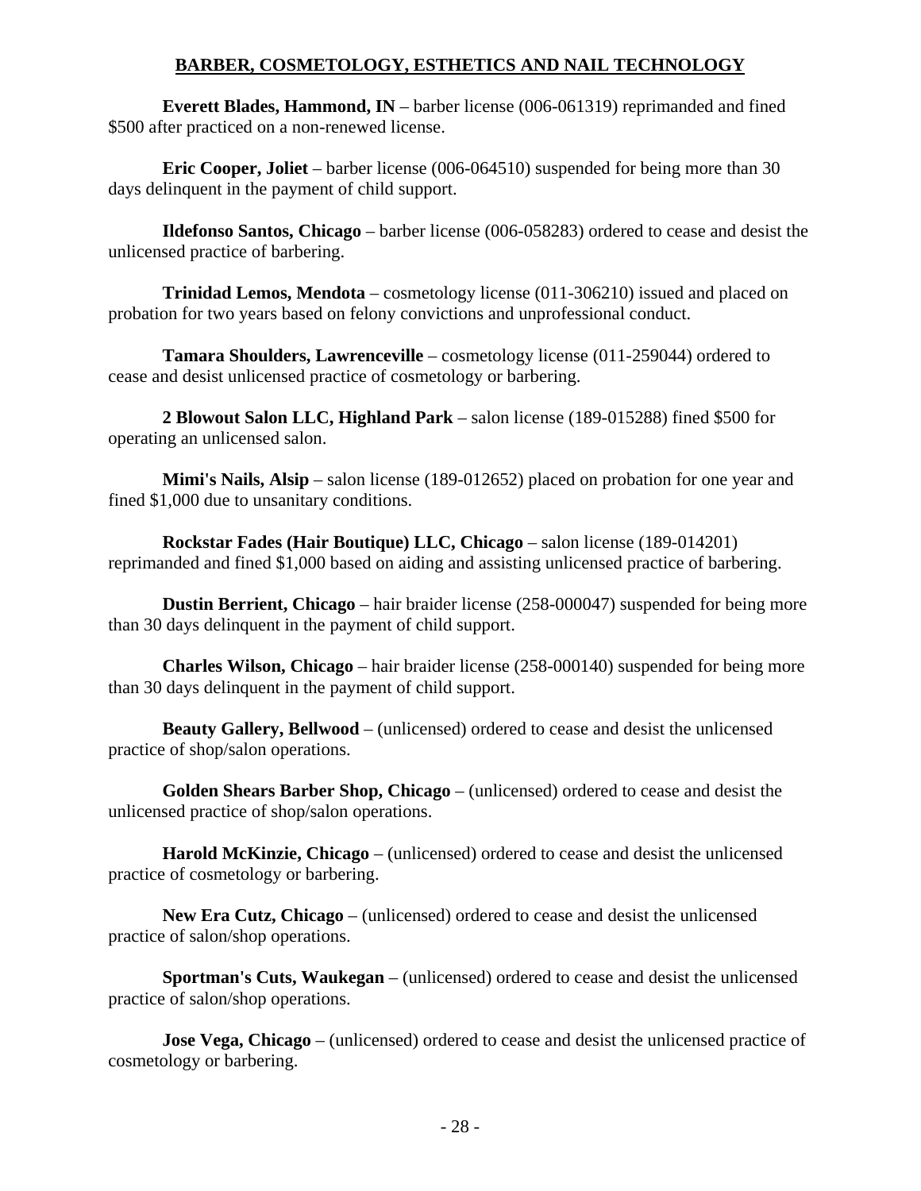## BARBER, COSMETOLOGY, ESTHETICS AND NAIL TECHNOLOGY

**Everett Blades, Hammond, IN** – barber license (006-061319) reprimanded and fined $500 after practiced on a non-renewed license.

**Eric Cooper, Joliet** – barber license (006-064510) suspended for being more than 30 days delinquent in the payment of child support.

**Ildefonso Santos, Chicago** – barber license (006-058283) ordered to cease and desist the unlicensed practice of barbering.

**Trinidad Lemos, Mendota** – cosmetology license (011-306210) issued and placed on probation for two years based on felony convictions and unprofessional conduct.

**Tamara Shoulders, Lawrenceville** – cosmetology license (011-259044) ordered to cease and desist unlicensed practice of cosmetology or barbering.

**2 Blowout Salon LLC, Highland Park** – salon license (189-015288) fined $500 for operating an unlicensed salon.

**Mimi's Nails, Alsip** – salon license (189-012652) placed on probation for one year and fined $1,000 due to unsanitary conditions.

**Rockstar Fades (Hair Boutique) LLC, Chicago** – salon license (189-014201) reprimanded and fined $1,000 based on aiding and assisting unlicensed practice of barbering.

**Dustin Berrient, Chicago** – hair braider license (258-000047) suspended for being more than 30 days delinquent in the payment of child support.

**Charles Wilson, Chicago** – hair braider license (258-000140) suspended for being more than 30 days delinquent in the payment of child support.

**Beauty Gallery, Bellwood** – (unlicensed) ordered to cease and desist the unlicensed practice of shop/salon operations.

**Golden Shears Barber Shop, Chicago** – (unlicensed) ordered to cease and desist the unlicensed practice of shop/salon operations.

**Harold McKinzie, Chicago** – (unlicensed) ordered to cease and desist the unlicensed practice of cosmetology or barbering.

**New Era Cutz, Chicago** – (unlicensed) ordered to cease and desist the unlicensed practice of salon/shop operations.

**Sportman's Cuts, Waukegan** – (unlicensed) ordered to cease and desist the unlicensed practice of salon/shop operations.

**Jose Vega, Chicago** – (unlicensed) ordered to cease and desist the unlicensed practice of cosmetology or barbering.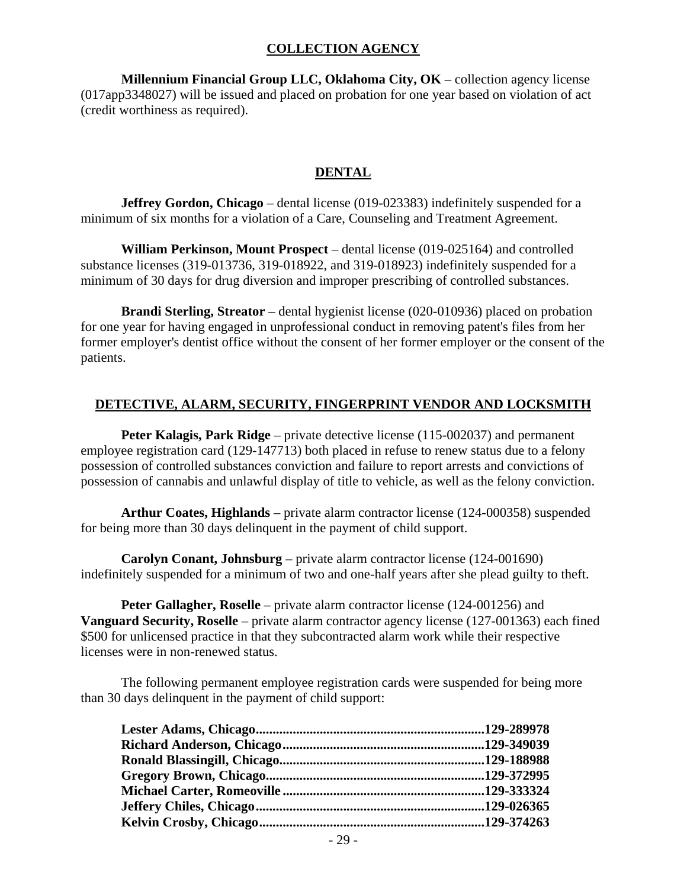## COLLECTION AGENCY

**Millennium Financial Group LLC, Oklahoma City, OK** – collection agency license (017app3348027) will be issued and placed on probation for one year based on violation of act (credit worthiness as required).

## DENTAL

**Jeffrey Gordon, Chicago** – dental license (019-023383) indefinitely suspended for a minimum of six months for a violation of a Care, Counseling and Treatment Agreement.

**William Perkinson, Mount Prospect** – dental license (019-025164) and controlled substance licenses (319-013736, 319-018922, and 319-018923) indefinitely suspended for a minimum of 30 days for drug diversion and improper prescribing of controlled substances.

**Brandi Sterling, Streator** – dental hygienist license (020-010936) placed on probation for one year for having engaged in unprofessional conduct in removing patent's files from her former employer's dentist office without the consent of her former employer or the consent of the patients.

## DETECTIVE, ALARM, SECURITY, FINGERPRINT VENDOR AND LOCKSMITH

**Peter Kalagis, Park Ridge** – private detective license (115-002037) and permanent employee registration card (129-147713) both placed in refuse to renew status due to a felony possession of controlled substances conviction and failure to report arrests and convictions of possession of cannabis and unlawful display of title to vehicle, as well as the felony conviction.

**Arthur Coates, Highlands** – private alarm contractor license (124-000358) suspended for being more than 30 days delinquent in the payment of child support.

**Carolyn Conant, Johnsburg** – private alarm contractor license (124-001690) indefinitely suspended for a minimum of two and one-half years after she plead guilty to theft.

**Peter Gallagher, Roselle** – private alarm contractor license (124-001256) and **Vanguard Security, Roselle** – private alarm contractor agency license (127-001363) each fined $500 for unlicensed practice in that they subcontracted alarm work while their respective licenses were in non-renewed status.

The following permanent employee registration cards were suspended for being more than 30 days delinquent in the payment of child support:

**Lester Adams, Chicago....................................................................129-289978**
**Richard Anderson, Chicago............................................................129-349039**
**Ronald Blassingill, Chicago.............................................................129-188988**
**Gregory Brown, Chicago.................................................................129-372995**
**Michael Carter, Romeoville............................................................129-333324**
**Jeffery Chiles, Chicago....................................................................129-026365**
**Kelvin Crosby, Chicago...................................................................129-374263**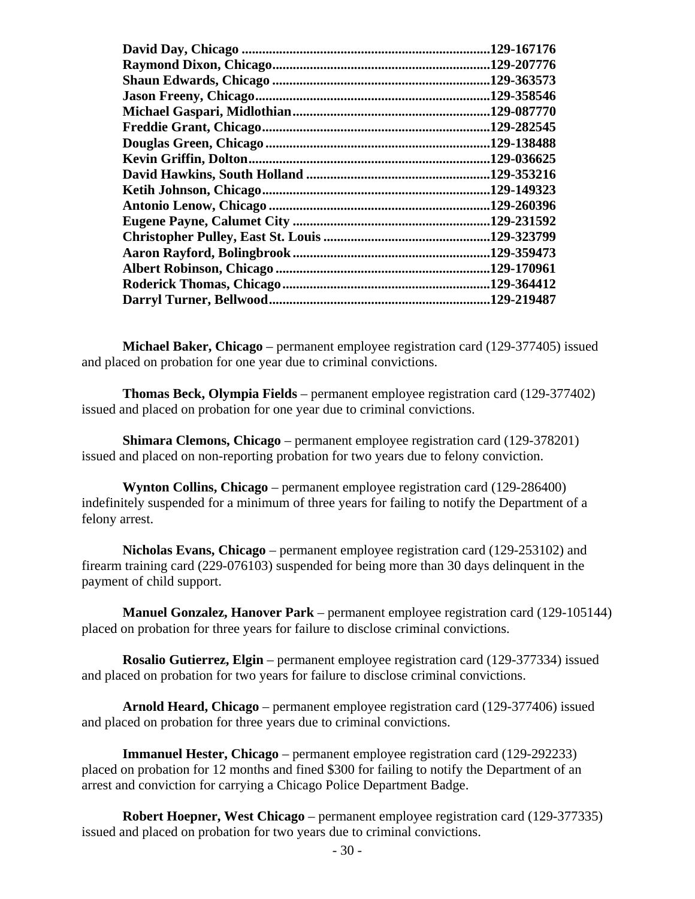**David Day, Chicago ........................................................................129-167176**
**Raymond Dixon, Chicago...............................................................129-207776**
**Shaun Edwards, Chicago ...............................................................129-363573**
**Jason Freeny, Chicago....................................................................129-358546**
**Michael Gaspari, Midlothian.........................................................129-087770**
**Freddie Grant, Chicago.................................................................129-282545**
**Douglas Green, Chicago................................................................129-138488**
**Kevin Griffin, Dolton.....................................................................129-036625**
**David Hawkins, South Holland .....................................................129-353216**
**Ketih Johnson, Chicago..................................................................129-149323**
**Antonio Lenow, Chicago................................................................129-260396**
**Eugene Payne, Calumet City .........................................................129-231592**
**Christopher Pulley, East St. Louis ................................................129-323799**
**Aaron Rayford, Bolingbrook.........................................................129-359473**
**Albert Robinson, Chicago.............................................................129-170961**
**Roderick Thomas, Chicago............................................................129-364412**
**Darryl Turner, Bellwood................................................................129-219487**

**Michael Baker, Chicago** – permanent employee registration card (129-377405) issued and placed on probation for one year due to criminal convictions.

**Thomas Beck, Olympia Fields** – permanent employee registration card (129-377402) issued and placed on probation for one year due to criminal convictions.

**Shimara Clemons, Chicago** – permanent employee registration card (129-378201) issued and placed on non-reporting probation for two years due to felony conviction.

**Wynton Collins, Chicago** – permanent employee registration card (129-286400) indefinitely suspended for a minimum of three years for failing to notify the Department of a felony arrest.

**Nicholas Evans, Chicago** – permanent employee registration card (129-253102) and firearm training card (229-076103) suspended for being more than 30 days delinquent in the payment of child support.

**Manuel Gonzalez, Hanover Park** – permanent employee registration card (129-105144) placed on probation for three years for failure to disclose criminal convictions.

**Rosalio Gutierrez, Elgin** – permanent employee registration card (129-377334) issued and placed on probation for two years for failure to disclose criminal convictions.

**Arnold Heard, Chicago** – permanent employee registration card (129-377406) issued and placed on probation for three years due to criminal convictions.

**Immanuel Hester, Chicago** – permanent employee registration card (129-292233) placed on probation for 12 months and fined $300 for failing to notify the Department of an arrest and conviction for carrying a Chicago Police Department Badge.

**Robert Hoepner, West Chicago** – permanent employee registration card (129-377335) issued and placed on probation for two years due to criminal convictions.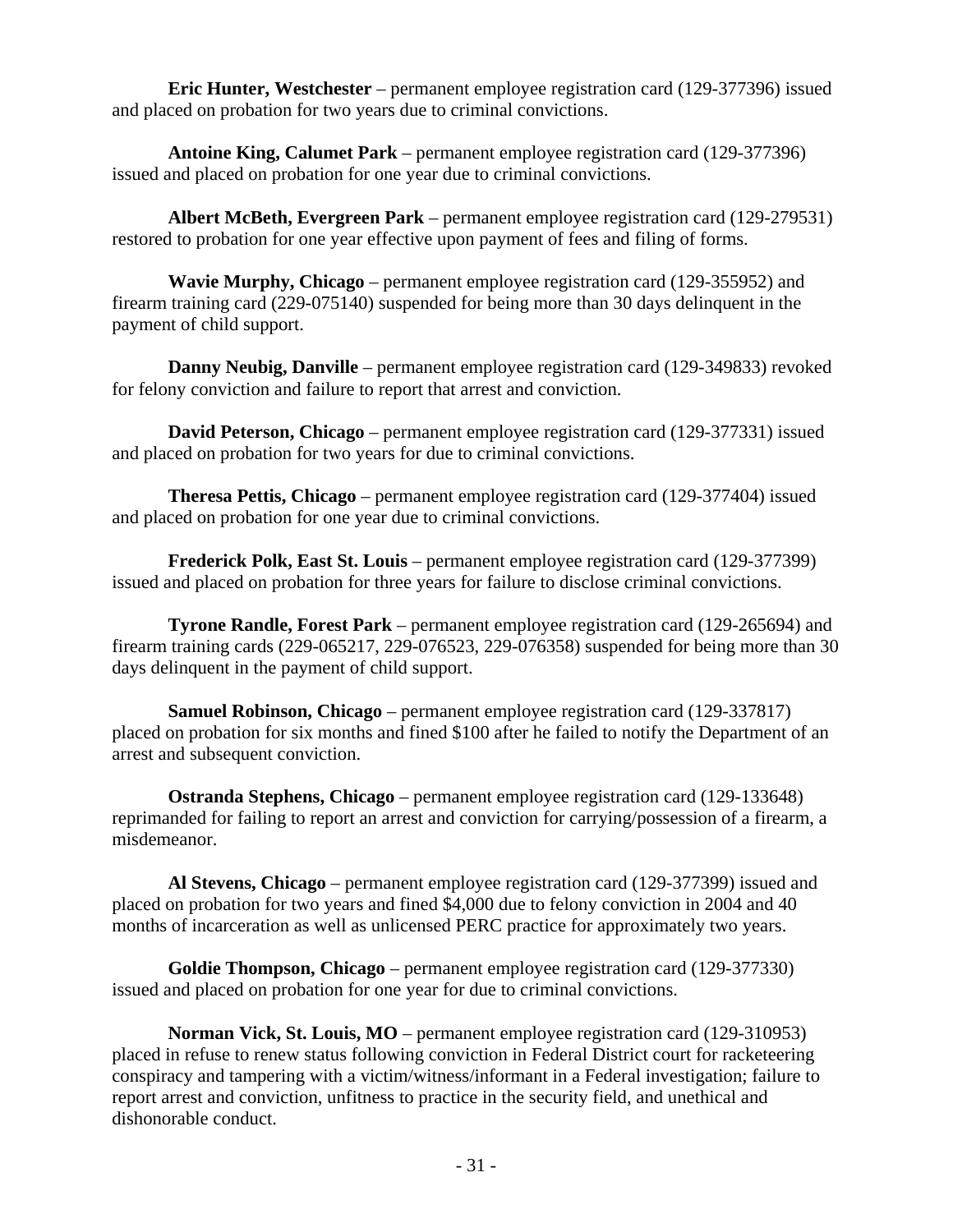**Eric Hunter, Westchester** – permanent employee registration card (129-377396) issued and placed on probation for two years due to criminal convictions.

**Antoine King, Calumet Park** – permanent employee registration card (129-377396) issued and placed on probation for one year due to criminal convictions.

**Albert McBeth, Evergreen Park** – permanent employee registration card (129-279531) restored to probation for one year effective upon payment of fees and filing of forms.

**Wavie Murphy, Chicago** – permanent employee registration card (129-355952) and firearm training card (229-075140) suspended for being more than 30 days delinquent in the payment of child support.

**Danny Neubig, Danville** – permanent employee registration card (129-349833) revoked for felony conviction and failure to report that arrest and conviction.

**David Peterson, Chicago** – permanent employee registration card (129-377331) issued and placed on probation for two years for due to criminal convictions.

**Theresa Pettis, Chicago** – permanent employee registration card (129-377404) issued and placed on probation for one year due to criminal convictions.

**Frederick Polk, East St. Louis** – permanent employee registration card (129-377399) issued and placed on probation for three years for failure to disclose criminal convictions.

**Tyrone Randle, Forest Park** – permanent employee registration card (129-265694) and firearm training cards (229-065217, 229-076523, 229-076358) suspended for being more than 30 days delinquent in the payment of child support.

**Samuel Robinson, Chicago** – permanent employee registration card (129-337817) placed on probation for six months and fined $100 after he failed to notify the Department of an arrest and subsequent conviction.

**Ostranda Stephens, Chicago** – permanent employee registration card (129-133648) reprimanded for failing to report an arrest and conviction for carrying/possession of a firearm, a misdemeanor.

**Al Stevens, Chicago** – permanent employee registration card (129-377399) issued and placed on probation for two years and fined $4,000 due to felony conviction in 2004 and 40 months of incarceration as well as unlicensed PERC practice for approximately two years.

**Goldie Thompson, Chicago** – permanent employee registration card (129-377330) issued and placed on probation for one year for due to criminal convictions.

**Norman Vick, St. Louis, MO** – permanent employee registration card (129-310953) placed in refuse to renew status following conviction in Federal District court for racketeering conspiracy and tampering with a victim/witness/informant in a Federal investigation; failure to report arrest and conviction, unfitness to practice in the security field, and unethical and dishonorable conduct.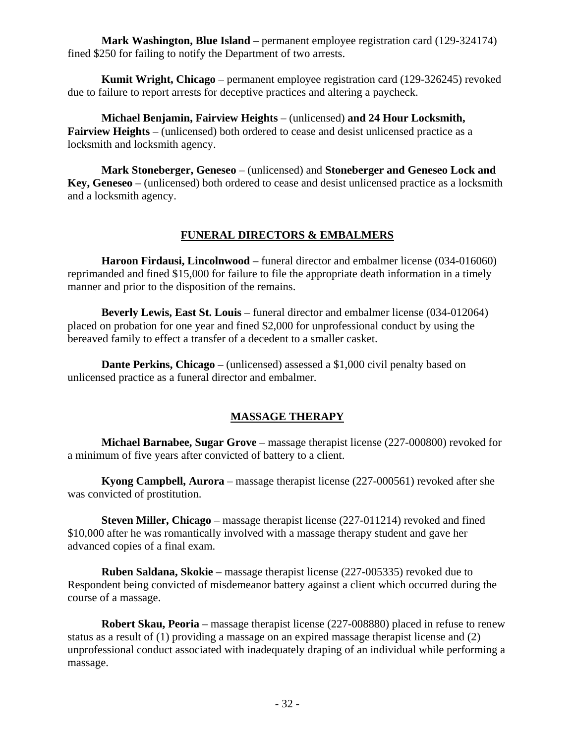**Mark Washington, Blue Island** – permanent employee registration card (129-324174) fined $250 for failing to notify the Department of two arrests.

**Kumit Wright, Chicago** – permanent employee registration card (129-326245) revoked due to failure to report arrests for deceptive practices and altering a paycheck.

**Michael Benjamin, Fairview Heights** – (unlicensed) **and 24 Hour Locksmith, Fairview Heights** – (unlicensed) both ordered to cease and desist unlicensed practice as a locksmith and locksmith agency.

**Mark Stoneberger, Geneseo** – (unlicensed) and **Stoneberger and Geneseo Lock and Key, Geneseo** – (unlicensed) both ordered to cease and desist unlicensed practice as a locksmith and a locksmith agency.

## FUNERAL DIRECTORS & EMBALMERS

**Haroon Firdausi, Lincolnwood** – funeral director and embalmer license (034-016060) reprimanded and fined $15,000 for failure to file the appropriate death information in a timely manner and prior to the disposition of the remains.

**Beverly Lewis, East St. Louis** – funeral director and embalmer license (034-012064) placed on probation for one year and fined $2,000 for unprofessional conduct by using the bereaved family to effect a transfer of a decedent to a smaller casket.

**Dante Perkins, Chicago** – (unlicensed) assessed a $1,000 civil penalty based on unlicensed practice as a funeral director and embalmer.

## MASSAGE THERAPY

**Michael Barnabee, Sugar Grove** – massage therapist license (227-000800) revoked for a minimum of five years after convicted of battery to a client.

**Kyong Campbell, Aurora** – massage therapist license (227-000561) revoked after she was convicted of prostitution.

**Steven Miller, Chicago** – massage therapist license (227-011214) revoked and fined $10,000 after he was romantically involved with a massage therapy student and gave her advanced copies of a final exam.

**Ruben Saldana, Skokie** – massage therapist license (227-005335) revoked due to Respondent being convicted of misdemeanor battery against a client which occurred during the course of a massage.

**Robert Skau, Peoria** – massage therapist license (227-008880) placed in refuse to renew status as a result of (1) providing a massage on an expired massage therapist license and (2) unprofessional conduct associated with inadequately draping of an individual while performing a massage.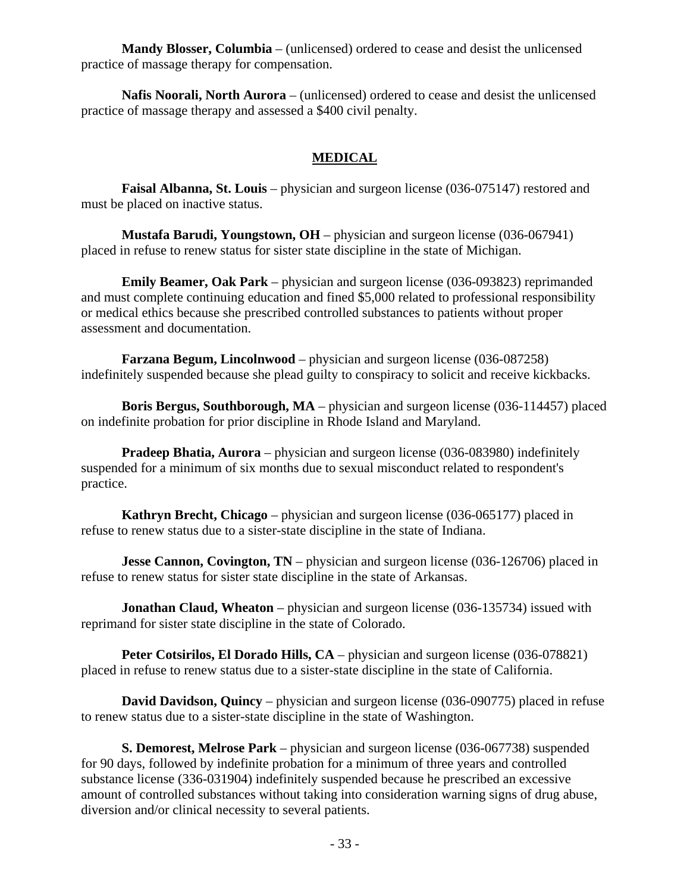**Mandy Blosser, Columbia** – (unlicensed) ordered to cease and desist the unlicensed practice of massage therapy for compensation.

**Nafis Noorali, North Aurora** – (unlicensed) ordered to cease and desist the unlicensed practice of massage therapy and assessed a $400 civil penalty.

## MEDICAL

**Faisal Albanna, St. Louis** – physician and surgeon license (036-075147) restored and must be placed on inactive status.

**Mustafa Barudi, Youngstown, OH** – physician and surgeon license (036-067941) placed in refuse to renew status for sister state discipline in the state of Michigan.

**Emily Beamer, Oak Park** – physician and surgeon license (036-093823) reprimanded and must complete continuing education and fined $5,000 related to professional responsibility or medical ethics because she prescribed controlled substances to patients without proper assessment and documentation.

**Farzana Begum, Lincolnwood** – physician and surgeon license (036-087258) indefinitely suspended because she plead guilty to conspiracy to solicit and receive kickbacks.

**Boris Bergus, Southborough, MA** – physician and surgeon license (036-114457) placed on indefinite probation for prior discipline in Rhode Island and Maryland.

**Pradeep Bhatia, Aurora** – physician and surgeon license (036-083980) indefinitely suspended for a minimum of six months due to sexual misconduct related to respondent's practice.

**Kathryn Brecht, Chicago** – physician and surgeon license (036-065177) placed in refuse to renew status due to a sister-state discipline in the state of Indiana.

**Jesse Cannon, Covington, TN** – physician and surgeon license (036-126706) placed in refuse to renew status for sister state discipline in the state of Arkansas.

**Jonathan Claud, Wheaton** – physician and surgeon license (036-135734) issued with reprimand for sister state discipline in the state of Colorado.

**Peter Cotsirilos, El Dorado Hills, CA** – physician and surgeon license (036-078821) placed in refuse to renew status due to a sister-state discipline in the state of California.

**David Davidson, Quincy** – physician and surgeon license (036-090775) placed in refuse to renew status due to a sister-state discipline in the state of Washington.

**S. Demorest, Melrose Park** – physician and surgeon license (036-067738) suspended for 90 days, followed by indefinite probation for a minimum of three years and controlled substance license (336-031904) indefinitely suspended because he prescribed an excessive amount of controlled substances without taking into consideration warning signs of drug abuse, diversion and/or clinical necessity to several patients.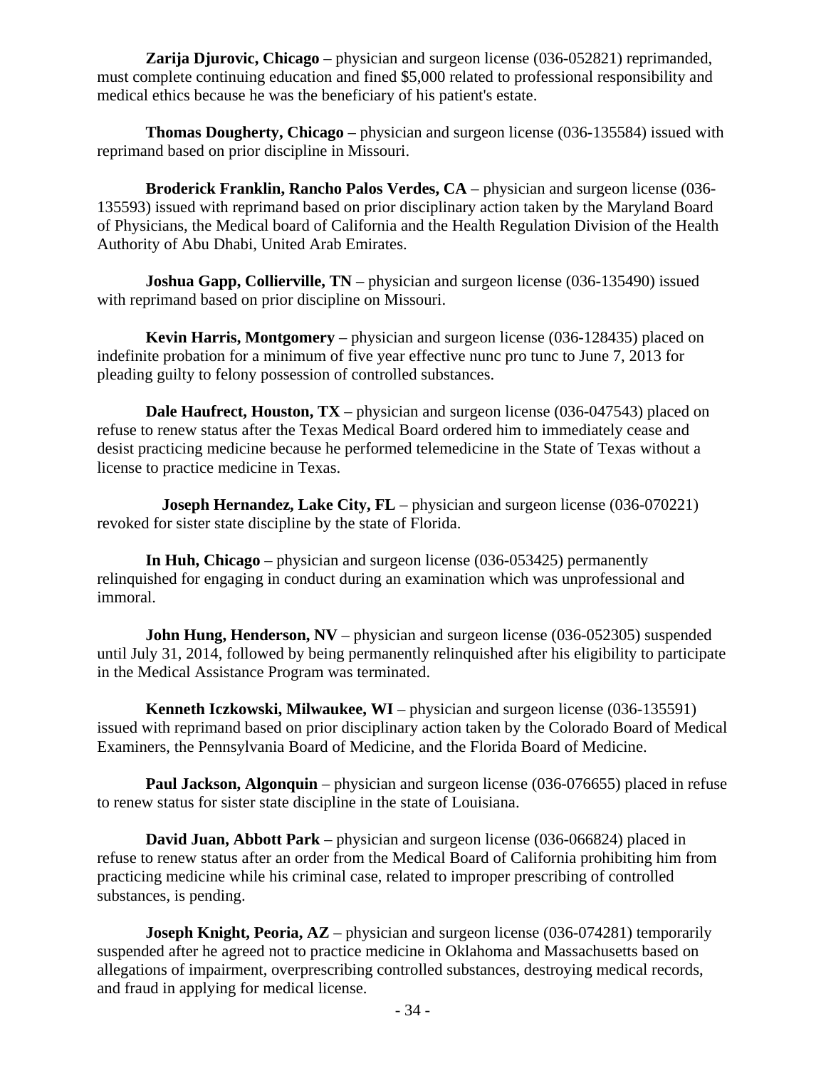**Zarija Djurovic, Chicago** – physician and surgeon license (036-052821) reprimanded, must complete continuing education and fined $5,000 related to professional responsibility and medical ethics because he was the beneficiary of his patient's estate.

**Thomas Dougherty, Chicago** – physician and surgeon license (036-135584) issued with reprimand based on prior discipline in Missouri.

**Broderick Franklin, Rancho Palos Verdes, CA** – physician and surgeon license (036-135593) issued with reprimand based on prior disciplinary action taken by the Maryland Board of Physicians, the Medical board of California and the Health Regulation Division of the Health Authority of Abu Dhabi, United Arab Emirates.

**Joshua Gapp, Collierville, TN** – physician and surgeon license (036-135490) issued with reprimand based on prior discipline on Missouri.

**Kevin Harris, Montgomery** – physician and surgeon license (036-128435) placed on indefinite probation for a minimum of five year effective nunc pro tunc to June 7, 2013 for pleading guilty to felony possession of controlled substances.

**Dale Haufrect, Houston, TX** – physician and surgeon license (036-047543) placed on refuse to renew status after the Texas Medical Board ordered him to immediately cease and desist practicing medicine because he performed telemedicine in the State of Texas without a license to practice medicine in Texas.

**Joseph Hernandez, Lake City, FL** – physician and surgeon license (036-070221) revoked for sister state discipline by the state of Florida.

**In Huh, Chicago** – physician and surgeon license (036-053425) permanently relinquished for engaging in conduct during an examination which was unprofessional and immoral.

**John Hung, Henderson, NV** – physician and surgeon license (036-052305) suspended until July 31, 2014, followed by being permanently relinquished after his eligibility to participate in the Medical Assistance Program was terminated.

**Kenneth Iczkowski, Milwaukee, WI** – physician and surgeon license (036-135591) issued with reprimand based on prior disciplinary action taken by the Colorado Board of Medical Examiners, the Pennsylvania Board of Medicine, and the Florida Board of Medicine.

**Paul Jackson, Algonquin** – physician and surgeon license (036-076655) placed in refuse to renew status for sister state discipline in the state of Louisiana.

**David Juan, Abbott Park** – physician and surgeon license (036-066824) placed in refuse to renew status after an order from the Medical Board of California prohibiting him from practicing medicine while his criminal case, related to improper prescribing of controlled substances, is pending.

**Joseph Knight, Peoria, AZ** – physician and surgeon license (036-074281) temporarily suspended after he agreed not to practice medicine in Oklahoma and Massachusetts based on allegations of impairment, overprescribing controlled substances, destroying medical records, and fraud in applying for medical license.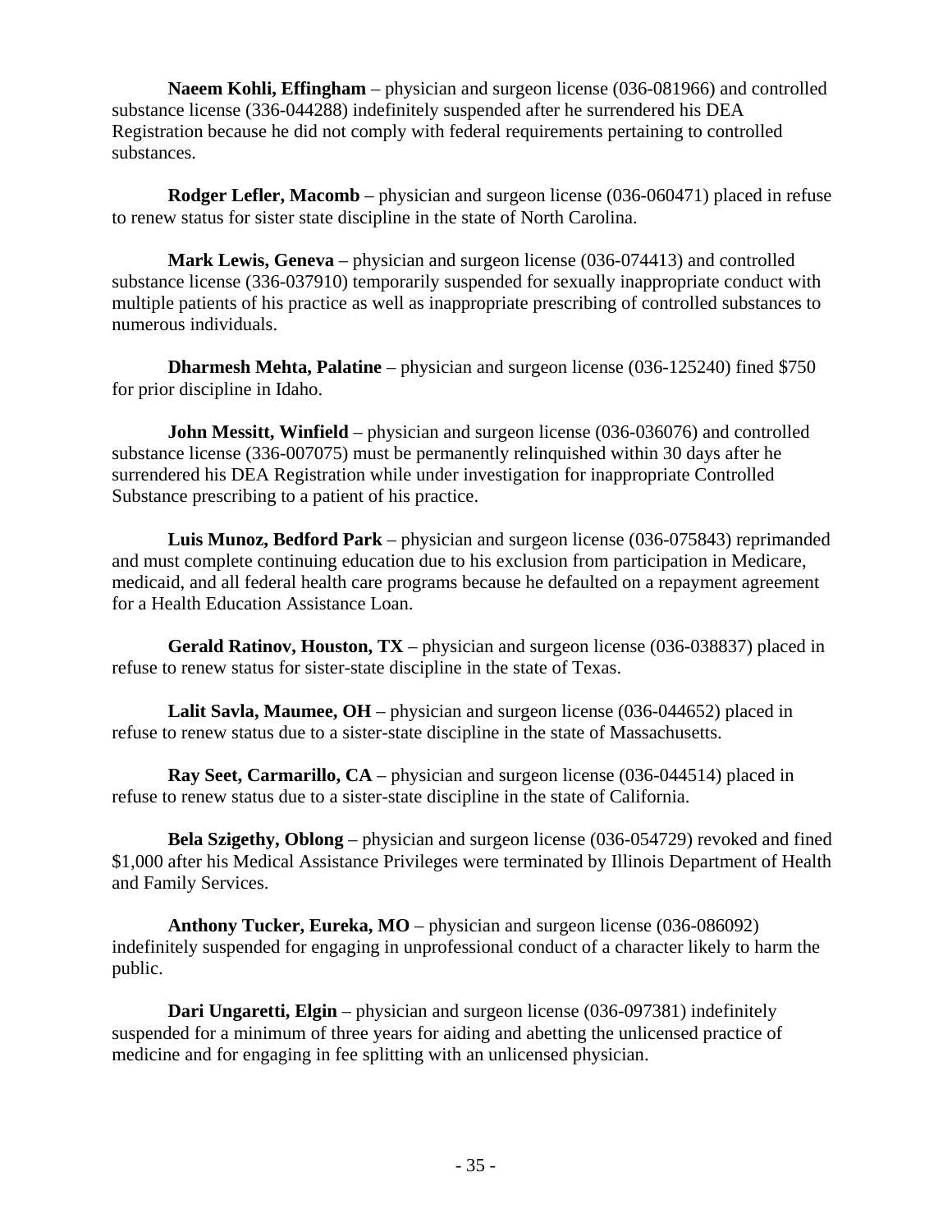**Naeem Kohli, Effingham** – physician and surgeon license (036-081966) and controlled substance license (336-044288) indefinitely suspended after he surrendered his DEA Registration because he did not comply with federal requirements pertaining to controlled substances.

**Rodger Lefler, Macomb** – physician and surgeon license (036-060471) placed in refuse to renew status for sister state discipline in the state of North Carolina.

**Mark Lewis, Geneva** – physician and surgeon license (036-074413) and controlled substance license (336-037910) temporarily suspended for sexually inappropriate conduct with multiple patients of his practice as well as inappropriate prescribing of controlled substances to numerous individuals.

**Dharmesh Mehta, Palatine** – physician and surgeon license (036-125240) fined $750 for prior discipline in Idaho.

**John Messitt, Winfield** – physician and surgeon license (036-036076) and controlled substance license (336-007075) must be permanently relinquished within 30 days after he surrendered his DEA Registration while under investigation for inappropriate Controlled Substance prescribing to a patient of his practice.

**Luis Munoz, Bedford Park** – physician and surgeon license (036-075843) reprimanded and must complete continuing education due to his exclusion from participation in Medicare, medicaid, and all federal health care programs because he defaulted on a repayment agreement for a Health Education Assistance Loan.

**Gerald Ratinov, Houston, TX** – physician and surgeon license (036-038837) placed in refuse to renew status for sister-state discipline in the state of Texas.

**Lalit Savla, Maumee, OH** – physician and surgeon license (036-044652) placed in refuse to renew status due to a sister-state discipline in the state of Massachusetts.

**Ray Seet, Carmarillo, CA** – physician and surgeon license (036-044514) placed in refuse to renew status due to a sister-state discipline in the state of California.

**Bela Szigethy, Oblong** – physician and surgeon license (036-054729) revoked and fined $1,000 after his Medical Assistance Privileges were terminated by Illinois Department of Health and Family Services.

**Anthony Tucker, Eureka, MO** – physician and surgeon license (036-086092) indefinitely suspended for engaging in unprofessional conduct of a character likely to harm the public.

**Dari Ungaretti, Elgin** – physician and surgeon license (036-097381) indefinitely suspended for a minimum of three years for aiding and abetting the unlicensed practice of medicine and for engaging in fee splitting with an unlicensed physician.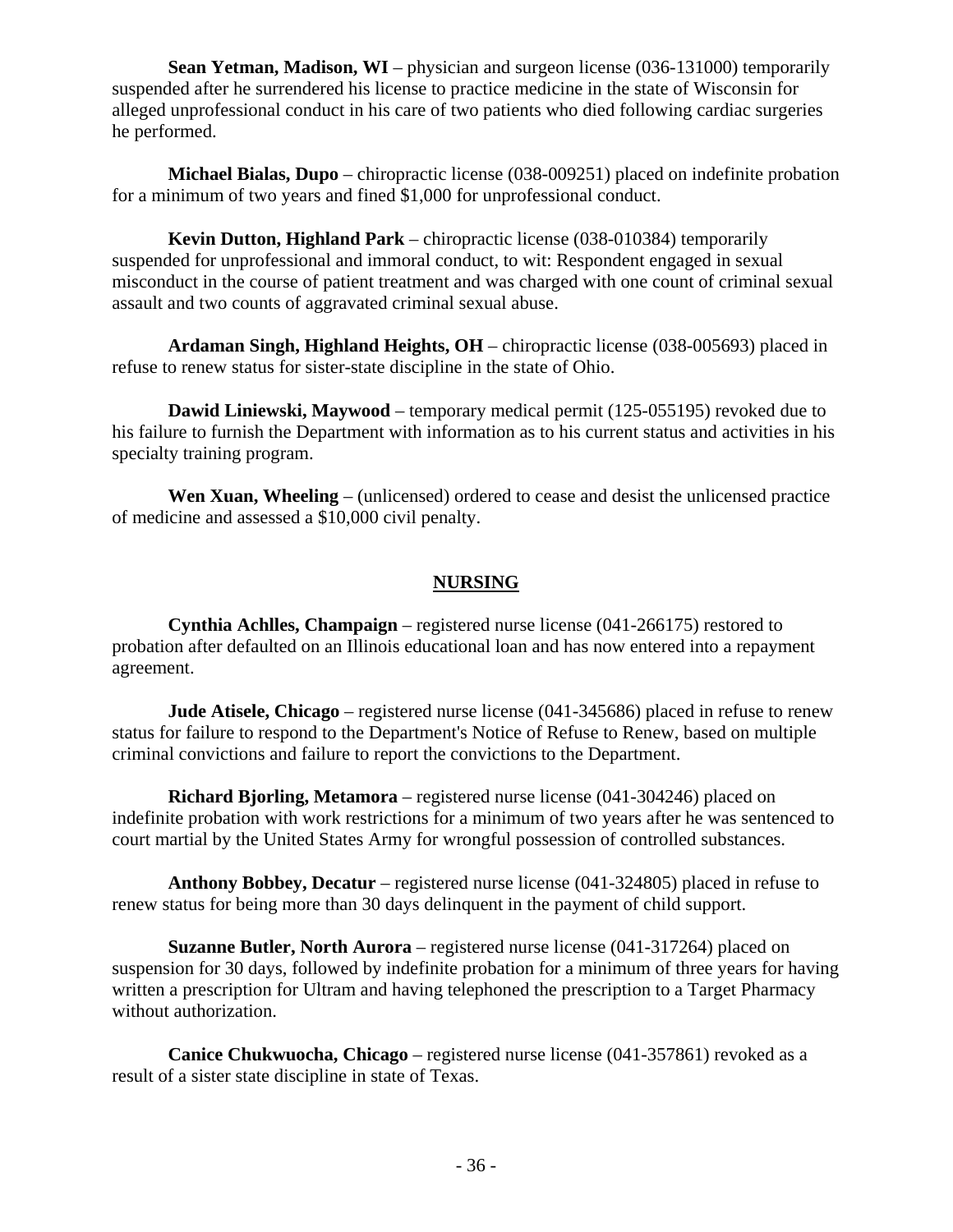**Sean Yetman, Madison, WI** – physician and surgeon license (036-131000) temporarily suspended after he surrendered his license to practice medicine in the state of Wisconsin for alleged unprofessional conduct in his care of two patients who died following cardiac surgeries he performed.

**Michael Bialas, Dupo** – chiropractic license (038-009251) placed on indefinite probation for a minimum of two years and fined $1,000 for unprofessional conduct.

**Kevin Dutton, Highland Park** – chiropractic license (038-010384) temporarily suspended for unprofessional and immoral conduct, to wit: Respondent engaged in sexual misconduct in the course of patient treatment and was charged with one count of criminal sexual assault and two counts of aggravated criminal sexual abuse.

**Ardaman Singh, Highland Heights, OH** – chiropractic license (038-005693) placed in refuse to renew status for sister-state discipline in the state of Ohio.

**Dawid Liniewski, Maywood** – temporary medical permit (125-055195) revoked due to his failure to furnish the Department with information as to his current status and activities in his specialty training program.

**Wen Xuan, Wheeling** – (unlicensed) ordered to cease and desist the unlicensed practice of medicine and assessed a $10,000 civil penalty.

## NURSING

**Cynthia Achlles, Champaign** – registered nurse license (041-266175) restored to probation after defaulted on an Illinois educational loan and has now entered into a repayment agreement.

**Jude Atisele, Chicago** – registered nurse license (041-345686) placed in refuse to renew status for failure to respond to the Department's Notice of Refuse to Renew, based on multiple criminal convictions and failure to report the convictions to the Department.

**Richard Bjorling, Metamora** – registered nurse license (041-304246) placed on indefinite probation with work restrictions for a minimum of two years after he was sentenced to court martial by the United States Army for wrongful possession of controlled substances.

**Anthony Bobbey, Decatur** – registered nurse license (041-324805) placed in refuse to renew status for being more than 30 days delinquent in the payment of child support.

**Suzanne Butler, North Aurora** – registered nurse license (041-317264) placed on suspension for 30 days, followed by indefinite probation for a minimum of three years for having written a prescription for Ultram and having telephoned the prescription to a Target Pharmacy without authorization.

**Canice Chukwuocha, Chicago** – registered nurse license (041-357861) revoked as a result of a sister state discipline in state of Texas.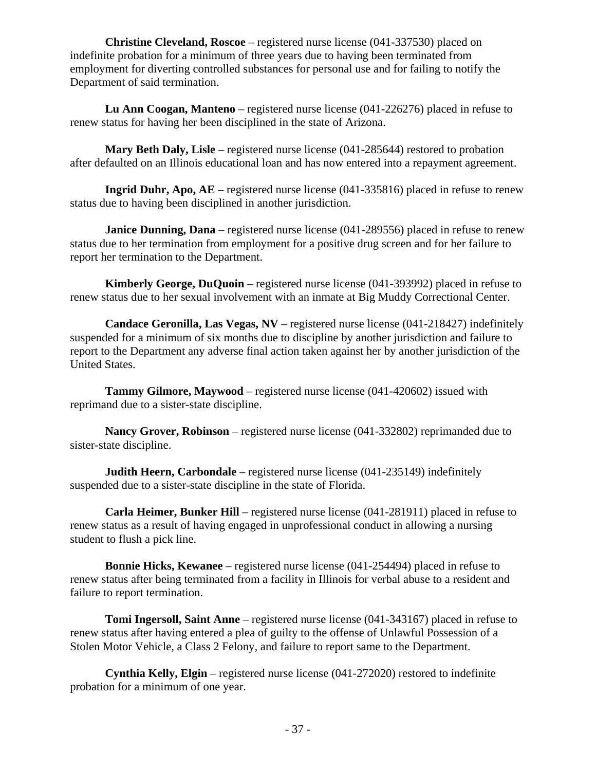**Christine Cleveland, Roscoe** – registered nurse license (041-337530) placed on indefinite probation for a minimum of three years due to having been terminated from employment for diverting controlled substances for personal use and for failing to notify the Department of said termination.

**Lu Ann Coogan, Manteno** – registered nurse license (041-226276) placed in refuse to renew status for having her been disciplined in the state of Arizona.

**Mary Beth Daly, Lisle** – registered nurse license (041-285644) restored to probation after defaulted on an Illinois educational loan and has now entered into a repayment agreement.

**Ingrid Duhr, Apo, AE** – registered nurse license (041-335816) placed in refuse to renew status due to having been disciplined in another jurisdiction.

**Janice Dunning, Dana** – registered nurse license (041-289556) placed in refuse to renew status due to her termination from employment for a positive drug screen and for her failure to report her termination to the Department.

**Kimberly George, DuQuoin** – registered nurse license (041-393992) placed in refuse to renew status due to her sexual involvement with an inmate at Big Muddy Correctional Center.

**Candace Geronilla, Las Vegas, NV** – registered nurse license (041-218427) indefinitely suspended for a minimum of six months due to discipline by another jurisdiction and failure to report to the Department any adverse final action taken against her by another jurisdiction of the United States.

**Tammy Gilmore, Maywood** – registered nurse license (041-420602) issued with reprimand due to a sister-state discipline.

**Nancy Grover, Robinson** – registered nurse license (041-332802) reprimanded due to sister-state discipline.

**Judith Heern, Carbondale** – registered nurse license (041-235149) indefinitely suspended due to a sister-state discipline in the state of Florida.

**Carla Heimer, Bunker Hill** – registered nurse license (041-281911) placed in refuse to renew status as a result of having engaged in unprofessional conduct in allowing a nursing student to flush a pick line.

**Bonnie Hicks, Kewanee** – registered nurse license (041-254494) placed in refuse to renew status after being terminated from a facility in Illinois for verbal abuse to a resident and failure to report termination.

**Tomi Ingersoll, Saint Anne** – registered nurse license (041-343167) placed in refuse to renew status after having entered a plea of guilty to the offense of Unlawful Possession of a Stolen Motor Vehicle, a Class 2 Felony, and failure to report same to the Department.

**Cynthia Kelly, Elgin** – registered nurse license (041-272020) restored to indefinite probation for a minimum of one year.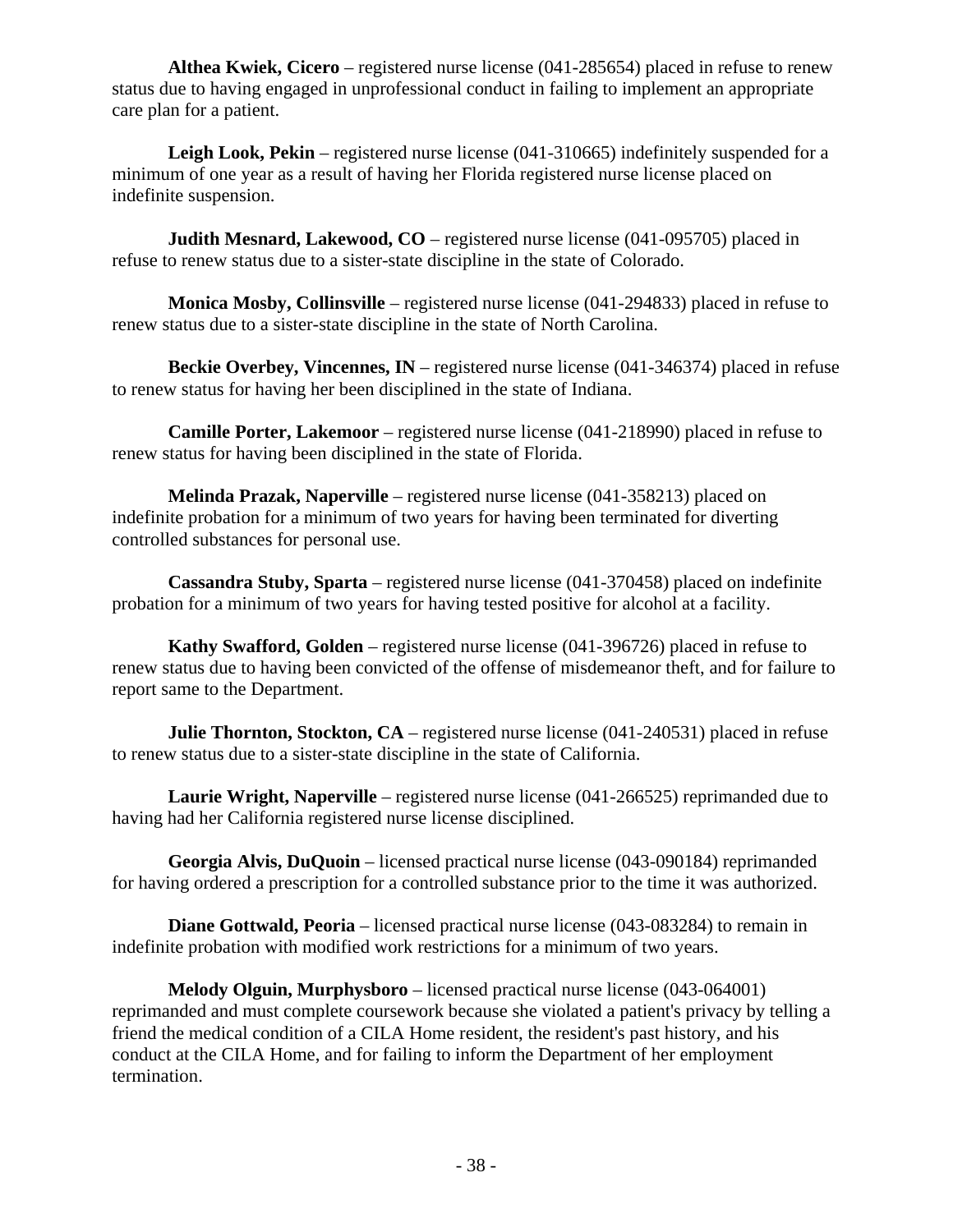**Althea Kwiek, Cicero** – registered nurse license (041-285654) placed in refuse to renew status due to having engaged in unprofessional conduct in failing to implement an appropriate care plan for a patient.

**Leigh Look, Pekin** – registered nurse license (041-310665) indefinitely suspended for a minimum of one year as a result of having her Florida registered nurse license placed on indefinite suspension.

**Judith Mesnard, Lakewood, CO** – registered nurse license (041-095705) placed in refuse to renew status due to a sister-state discipline in the state of Colorado.

**Monica Mosby, Collinsville** – registered nurse license (041-294833) placed in refuse to renew status due to a sister-state discipline in the state of North Carolina.

**Beckie Overbey, Vincennes, IN** – registered nurse license (041-346374) placed in refuse to renew status for having her been disciplined in the state of Indiana.

**Camille Porter, Lakemoor** – registered nurse license (041-218990) placed in refuse to renew status for having been disciplined in the state of Florida.

**Melinda Prazak, Naperville** – registered nurse license (041-358213) placed on indefinite probation for a minimum of two years for having been terminated for diverting controlled substances for personal use.

**Cassandra Stuby, Sparta** – registered nurse license (041-370458) placed on indefinite probation for a minimum of two years for having tested positive for alcohol at a facility.

**Kathy Swafford, Golden** – registered nurse license (041-396726) placed in refuse to renew status due to having been convicted of the offense of misdemeanor theft, and for failure to report same to the Department.

**Julie Thornton, Stockton, CA** – registered nurse license (041-240531) placed in refuse to renew status due to a sister-state discipline in the state of California.

**Laurie Wright, Naperville** – registered nurse license (041-266525) reprimanded due to having had her California registered nurse license disciplined.

**Georgia Alvis, DuQuoin** – licensed practical nurse license (043-090184) reprimanded for having ordered a prescription for a controlled substance prior to the time it was authorized.

**Diane Gottwald, Peoria** – licensed practical nurse license (043-083284) to remain in indefinite probation with modified work restrictions for a minimum of two years.

**Melody Olguin, Murphysboro** – licensed practical nurse license (043-064001) reprimanded and must complete coursework because she violated a patient's privacy by telling a friend the medical condition of a CILA Home resident, the resident's past history, and his conduct at the CILA Home, and for failing to inform the Department of her employment termination.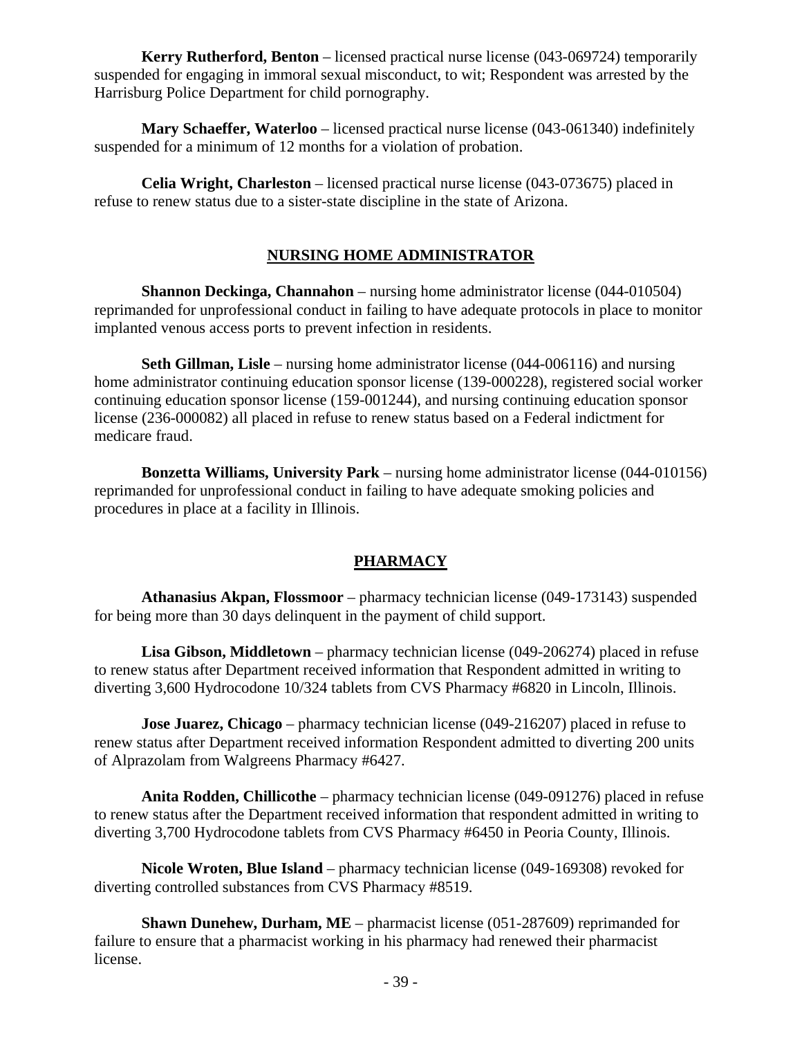**Kerry Rutherford, Benton** – licensed practical nurse license (043-069724) temporarily suspended for engaging in immoral sexual misconduct, to wit; Respondent was arrested by the Harrisburg Police Department for child pornography.

**Mary Schaeffer, Waterloo** – licensed practical nurse license (043-061340) indefinitely suspended for a minimum of 12 months for a violation of probation.

**Celia Wright, Charleston** – licensed practical nurse license (043-073675) placed in refuse to renew status due to a sister-state discipline in the state of Arizona.

## NURSING HOME ADMINISTRATOR

**Shannon Deckinga, Channahon** – nursing home administrator license (044-010504) reprimanded for unprofessional conduct in failing to have adequate protocols in place to monitor implanted venous access ports to prevent infection in residents.

**Seth Gillman, Lisle** – nursing home administrator license (044-006116) and nursing home administrator continuing education sponsor license (139-000228), registered social worker continuing education sponsor license (159-001244), and nursing continuing education sponsor license (236-000082) all placed in refuse to renew status based on a Federal indictment for medicare fraud.

**Bonzetta Williams, University Park** – nursing home administrator license (044-010156) reprimanded for unprofessional conduct in failing to have adequate smoking policies and procedures in place at a facility in Illinois.

## PHARMACY

**Athanasius Akpan, Flossmoor** – pharmacy technician license (049-173143) suspended for being more than 30 days delinquent in the payment of child support.

**Lisa Gibson, Middletown** – pharmacy technician license (049-206274) placed in refuse to renew status after Department received information that Respondent admitted in writing to diverting 3,600 Hydrocodone 10/324 tablets from CVS Pharmacy #6820 in Lincoln, Illinois.

**Jose Juarez, Chicago** – pharmacy technician license (049-216207) placed in refuse to renew status after Department received information Respondent admitted to diverting 200 units of Alprazolam from Walgreens Pharmacy #6427.

**Anita Rodden, Chillicothe** – pharmacy technician license (049-091276) placed in refuse to renew status after the Department received information that respondent admitted in writing to diverting 3,700 Hydrocodone tablets from CVS Pharmacy #6450 in Peoria County, Illinois.

**Nicole Wroten, Blue Island** – pharmacy technician license (049-169308) revoked for diverting controlled substances from CVS Pharmacy #8519.

**Shawn Dunehew, Durham, ME** – pharmacist license (051-287609) reprimanded for failure to ensure that a pharmacist working in his pharmacy had renewed their pharmacist license.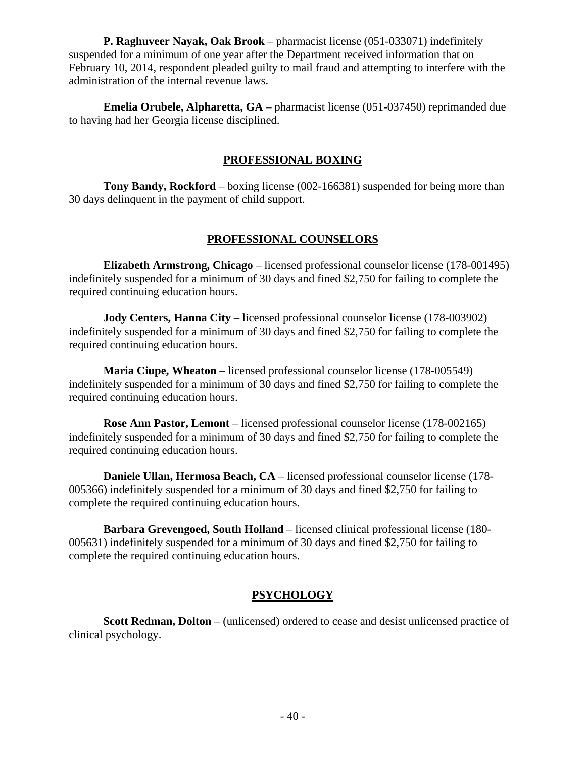**P. Raghuveer Nayak, Oak Brook** – pharmacist license (051-033071) indefinitely suspended for a minimum of one year after the Department received information that on February 10, 2014, respondent pleaded guilty to mail fraud and attempting to interfere with the administration of the internal revenue laws.

**Emelia Orubele, Alpharetta, GA** – pharmacist license (051-037450) reprimanded due to having had her Georgia license disciplined.

## PROFESSIONAL BOXING

**Tony Bandy, Rockford** – boxing license (002-166381) suspended for being more than 30 days delinquent in the payment of child support.

## PROFESSIONAL COUNSELORS

**Elizabeth Armstrong, Chicago** – licensed professional counselor license (178-001495) indefinitely suspended for a minimum of 30 days and fined $2,750 for failing to complete the required continuing education hours.

**Jody Centers, Hanna City** – licensed professional counselor license (178-003902) indefinitely suspended for a minimum of 30 days and fined $2,750 for failing to complete the required continuing education hours.

**Maria Ciupe, Wheaton** – licensed professional counselor license (178-005549) indefinitely suspended for a minimum of 30 days and fined $2,750 for failing to complete the required continuing education hours.

**Rose Ann Pastor, Lemont** – licensed professional counselor license (178-002165) indefinitely suspended for a minimum of 30 days and fined $2,750 for failing to complete the required continuing education hours.

**Daniele Ullan, Hermosa Beach, CA** – licensed professional counselor license (178-005366) indefinitely suspended for a minimum of 30 days and fined $2,750 for failing to complete the required continuing education hours.

**Barbara Grevengoed, South Holland** – licensed clinical professional license (180-005631) indefinitely suspended for a minimum of 30 days and fined $2,750 for failing to complete the required continuing education hours.

## PSYCHOLOGY

**Scott Redman, Dolton** – (unlicensed) ordered to cease and desist unlicensed practice of clinical psychology.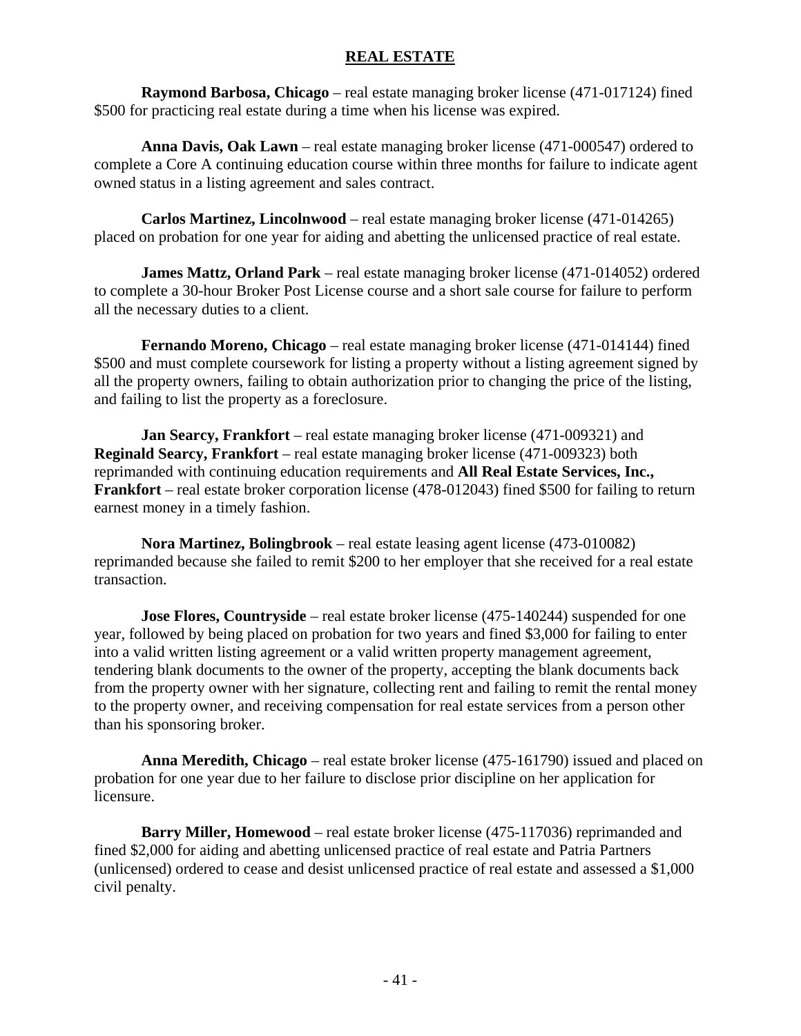## REAL ESTATE

**Raymond Barbosa, Chicago** – real estate managing broker license (471-017124) fined $500 for practicing real estate during a time when his license was expired.

**Anna Davis, Oak Lawn** – real estate managing broker license (471-000547) ordered to complete a Core A continuing education course within three months for failure to indicate agent owned status in a listing agreement and sales contract.

**Carlos Martinez, Lincolnwood** – real estate managing broker license (471-014265) placed on probation for one year for aiding and abetting the unlicensed practice of real estate.

**James Mattz, Orland Park** – real estate managing broker license (471-014052) ordered to complete a 30-hour Broker Post License course and a short sale course for failure to perform all the necessary duties to a client.

**Fernando Moreno, Chicago** – real estate managing broker license (471-014144) fined $500 and must complete coursework for listing a property without a listing agreement signed by all the property owners, failing to obtain authorization prior to changing the price of the listing, and failing to list the property as a foreclosure.

**Jan Searcy, Frankfort** – real estate managing broker license (471-009321) and **Reginald Searcy, Frankfort** – real estate managing broker license (471-009323) both reprimanded with continuing education requirements and **All Real Estate Services, Inc., Frankfort** – real estate broker corporation license (478-012043) fined $500 for failing to return earnest money in a timely fashion.

**Nora Martinez, Bolingbrook** – real estate leasing agent license (473-010082) reprimanded because she failed to remit $200 to her employer that she received for a real estate transaction.

**Jose Flores, Countryside** – real estate broker license (475-140244) suspended for one year, followed by being placed on probation for two years and fined $3,000 for failing to enter into a valid written listing agreement or a valid written property management agreement, tendering blank documents to the owner of the property, accepting the blank documents back from the property owner with her signature, collecting rent and failing to remit the rental money to the property owner, and receiving compensation for real estate services from a person other than his sponsoring broker.

**Anna Meredith, Chicago** – real estate broker license (475-161790) issued and placed on probation for one year due to her failure to disclose prior discipline on her application for licensure.

**Barry Miller, Homewood** – real estate broker license (475-117036) reprimanded and fined $2,000 for aiding and abetting unlicensed practice of real estate and Patria Partners (unlicensed) ordered to cease and desist unlicensed practice of real estate and assessed a $1,000 civil penalty.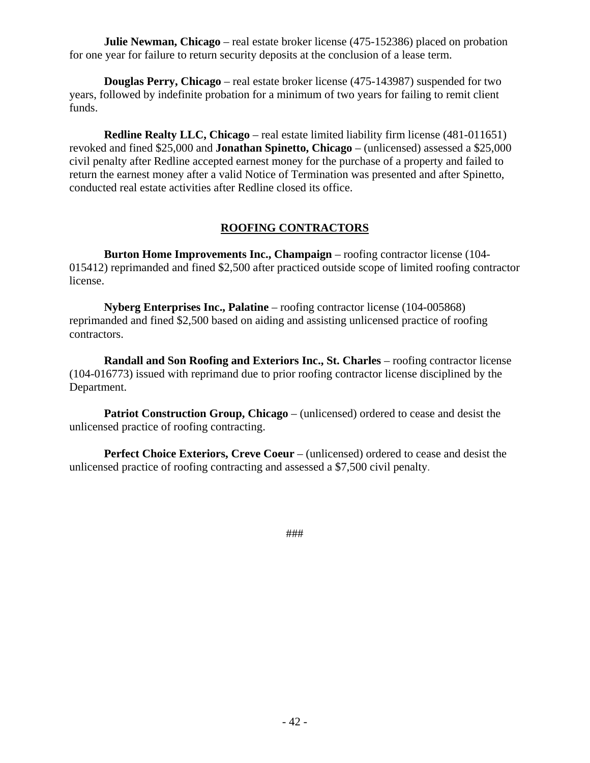**Julie Newman, Chicago** – real estate broker license (475-152386) placed on probation for one year for failure to return security deposits at the conclusion of a lease term.

**Douglas Perry, Chicago** – real estate broker license (475-143987) suspended for two years, followed by indefinite probation for a minimum of two years for failing to remit client funds.

**Redline Realty LLC, Chicago** – real estate limited liability firm license (481-011651) revoked and fined $25,000 and **Jonathan Spinetto, Chicago** – (unlicensed) assessed a $25,000 civil penalty after Redline accepted earnest money for the purchase of a property and failed to return the earnest money after a valid Notice of Termination was presented and after Spinetto, conducted real estate activities after Redline closed its office.

## ROOFING CONTRACTORS

**Burton Home Improvements Inc., Champaign** – roofing contractor license (104-015412) reprimanded and fined $2,500 after practiced outside scope of limited roofing contractor license.

**Nyberg Enterprises Inc., Palatine** – roofing contractor license (104-005868) reprimanded and fined $2,500 based on aiding and assisting unlicensed practice of roofing contractors.

**Randall and Son Roofing and Exteriors Inc., St. Charles** – roofing contractor license (104-016773) issued with reprimand due to prior roofing contractor license disciplined by the Department.

**Patriot Construction Group, Chicago** – (unlicensed) ordered to cease and desist the unlicensed practice of roofing contracting.

**Perfect Choice Exteriors, Creve Coeur** – (unlicensed) ordered to cease and desist the unlicensed practice of roofing contracting and assessed a $7,500 civil penalty.

###